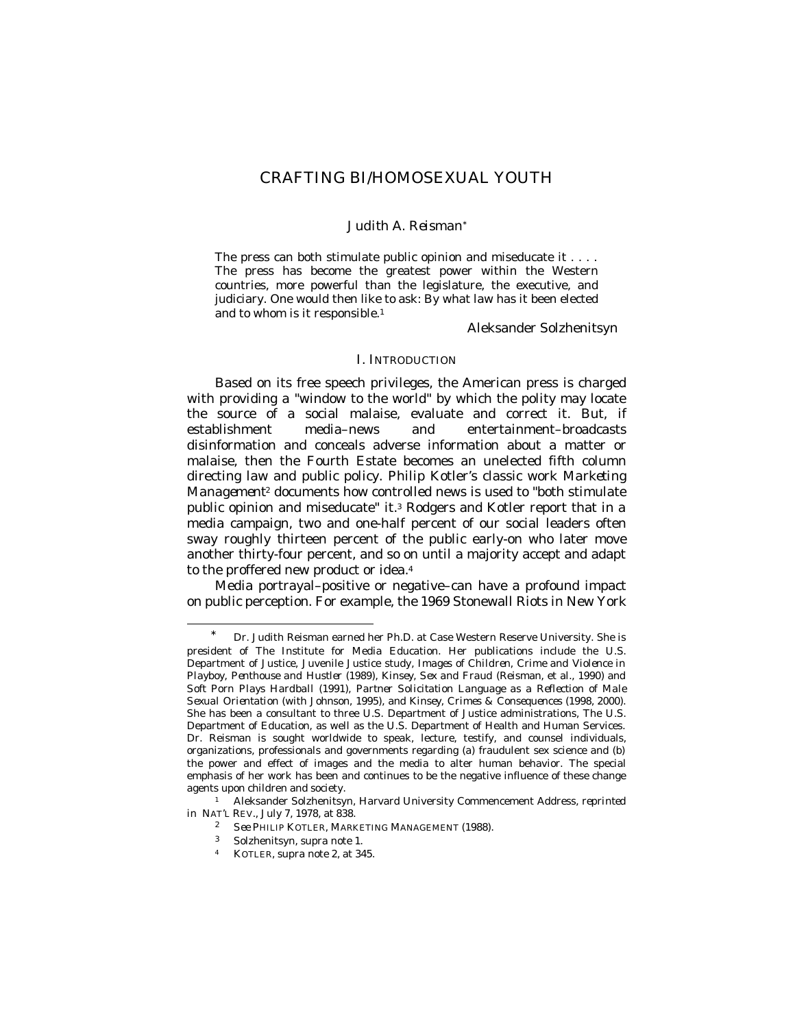# CRAFTING BI/HOMOSEXUAL YOUTH

Judith A. Reisman*

> The press can both stimulate public opinion and miseducate it . . . . The press has become the greatest power within the Western countries, more powerful than the legislature, the executive, and judiciary. One would then like to ask: By what law has it been elected and to whom is it responsible.[1]
>
> Aleksander Solzhenitsyn

## I. INTRODUCTION

Based on its free speech privileges, the American press is charged with providing a "window to the world" by which the polity may locate the source of a social malaise, evaluate and correct it. But, if establishment media–news and entertainment–broadcasts disinformation and conceals adverse information about a matter or malaise, then the Fourth Estate becomes an unelected fifth column directing law and public policy. Philip Kotler's classic work *Marketing Management*[2] documents how controlled news is used to "both stimulate public opinion and miseducate" it.[3] Rodgers and Kotler report that in a media campaign, two and one-half percent of our social leaders often sway roughly thirteen percent of the public early-on who later move another thirty-four percent, and so on until a majority accept and adapt to the proffered new product or idea.[4]

Media portrayal–positive or negative–can have a profound impact on public perception. For example, the 1969 Stonewall Riots in New York

---

\* Dr. Judith Reisman earned her Ph.D. at Case Western Reserve University. She is president of The Institute for Media Education. Her publications include the U.S. Department of Justice, Juvenile Justice study, *Images of Children, Crime and Violence in Playboy, Penthouse and Hustler* (1989), *Kinsey, Sex and Fraud* (Reisman, et al., 1990) and *Soft Porn Plays Hardball* (1991), *Partner Solicitation Language as a Reflection of Male Sexual Orientation* (with Johnson, 1995), and *Kinsey, Crimes & Consequences* (1998, 2000). She has been a consultant to three U.S. Department of Justice administrations, The U.S. Department of Education, as well as the U.S. Department of Health and Human Services. Dr. Reisman is sought worldwide to speak, lecture, testify, and counsel individuals, organizations, professionals and governments regarding (a) fraudulent sex science and (b) the power and effect of images and the media to alter human behavior. The special emphasis of her work has been and continues to be the negative influence of these change agents upon children and society.

[1] Aleksander Solzhenitsyn, Harvard University Commencement Address, *reprinted in* NAT'L REV., July 7, 1978, at 838.

[2] *See* PHILIP KOTLER, MARKETING MANAGEMENT (1988).

[3] Solzhenitsyn, *supra* note 1.

[4] KOTLER, *supra* note 2, at 345.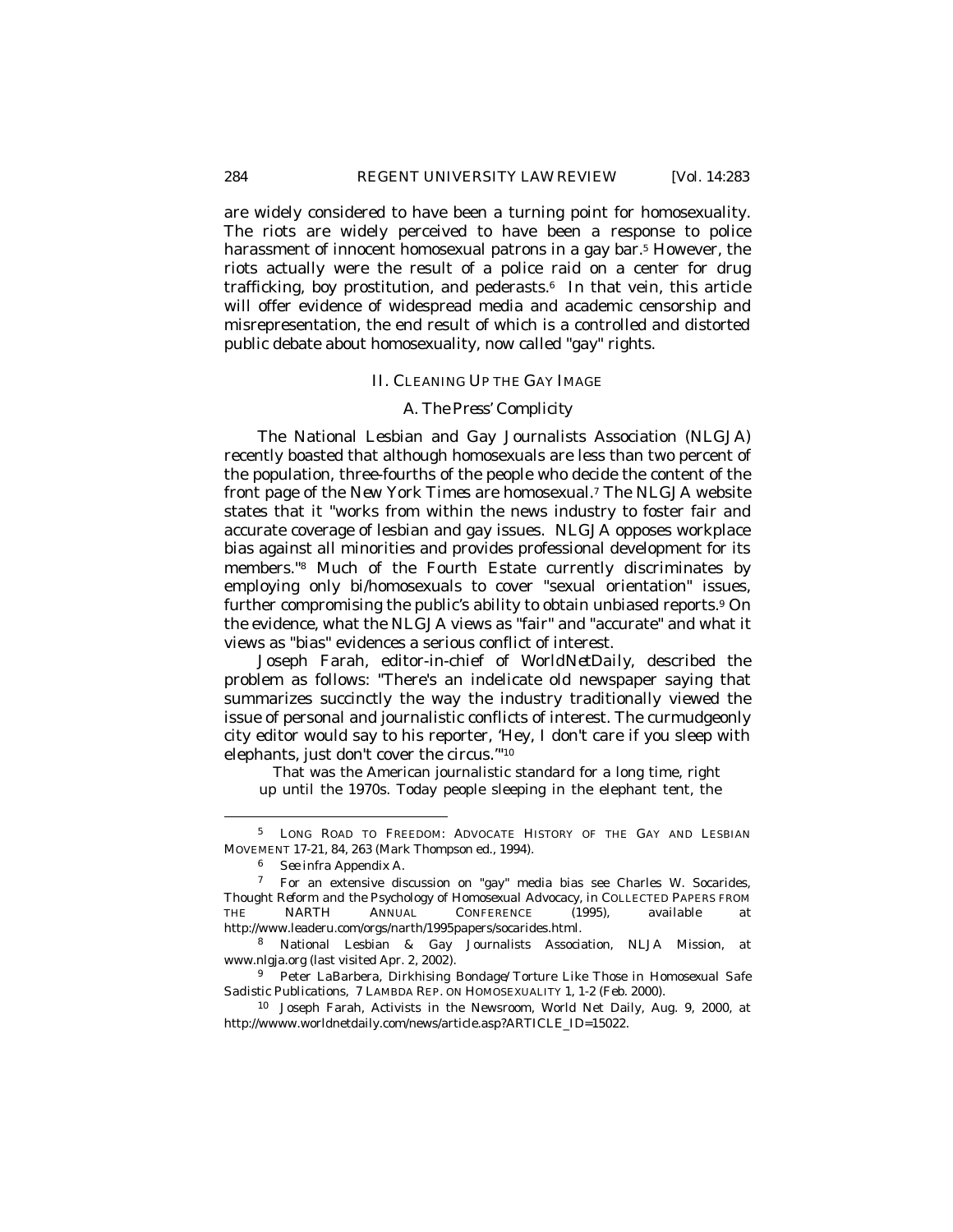are widely considered to have been a turning point for homosexuality. The riots are widely perceived to have been a response to police harassment of innocent homosexual patrons in a gay bar.[5] However, the riots actually were the result of a police raid on a center for drug trafficking, boy prostitution, and pederasts.[6] In that vein, this article will offer evidence of widespread media and academic censorship and misrepresentation, the end result of which is a controlled and distorted public debate about homosexuality, now called "gay" rights.

## II. CLEANING UP THE GAY IMAGE

### A. *The Press' Complicity*

The National Lesbian and Gay Journalists Association (NLGJA) recently boasted that although homosexuals are less than two percent of the population, three-fourths of the people who decide the content of the front page of the *New York Times* are homosexual.[7] The NLGJA website states that it "works from within the news industry to foster fair and accurate coverage of lesbian and gay issues. NLGJA opposes workplace bias against all minorities and provides professional development for its members."[8] Much of the Fourth Estate currently discriminates by employing only bi/homosexuals to cover "sexual orientation" issues, further compromising the public's ability to obtain unbiased reports.[9] On the evidence, what the NLGJA views as "fair" and "accurate" and what it views as "bias" evidences a serious conflict of interest.

Joseph Farah, editor-in-chief of *WorldNetDaily*, described the problem as follows: "There's an indelicate old newspaper saying that summarizes succinctly the way the industry traditionally viewed the issue of personal and journalistic conflicts of interest. The curmudgeonly city editor would say to his reporter, 'Hey, I don't care if you sleep with elephants, just don't cover the circus.'"[10]

> That was the American journalistic standard for a long time, right up until the 1970s. Today people sleeping in the elephant tent, the

---

[5] LONG ROAD TO FREEDOM: ADVOCATE HISTORY OF THE GAY AND LESBIAN MOVEMENT 17-21, 84, 263 (Mark Thompson ed., 1994).

[6] *See infra* Appendix A.

[7] For an extensive discussion on "gay" media bias see Charles W. Socarides, *Thought Reform and the Psychology of Homosexual Advocacy*, in COLLECTED PAPERS FROM THE NARTH ANNUAL CONFERENCE (1995), *available at* http://www.leaderu.com/orgs/narth/1995papers/socarides.html.

[8] National Lesbian & Gay Journalists Association, NLJA Mission, *at* www.nlgja.org (last visited Apr. 2, 2002).

[9] Peter LaBarbera, *Dirkhising Bondage/Torture Like Those in Homosexual Safe Sadistic Publications*, 7 LAMBDA REP. ON HOMOSEXUALITY 1, 1-2 (Feb. 2000).

[10] Joseph Farah, *Activists in the Newsroom*, World Net Daily, Aug. 9, 2000, *at* http://wwww.worldnetdaily.com/news/article.asp?ARTICLE_ID=15022.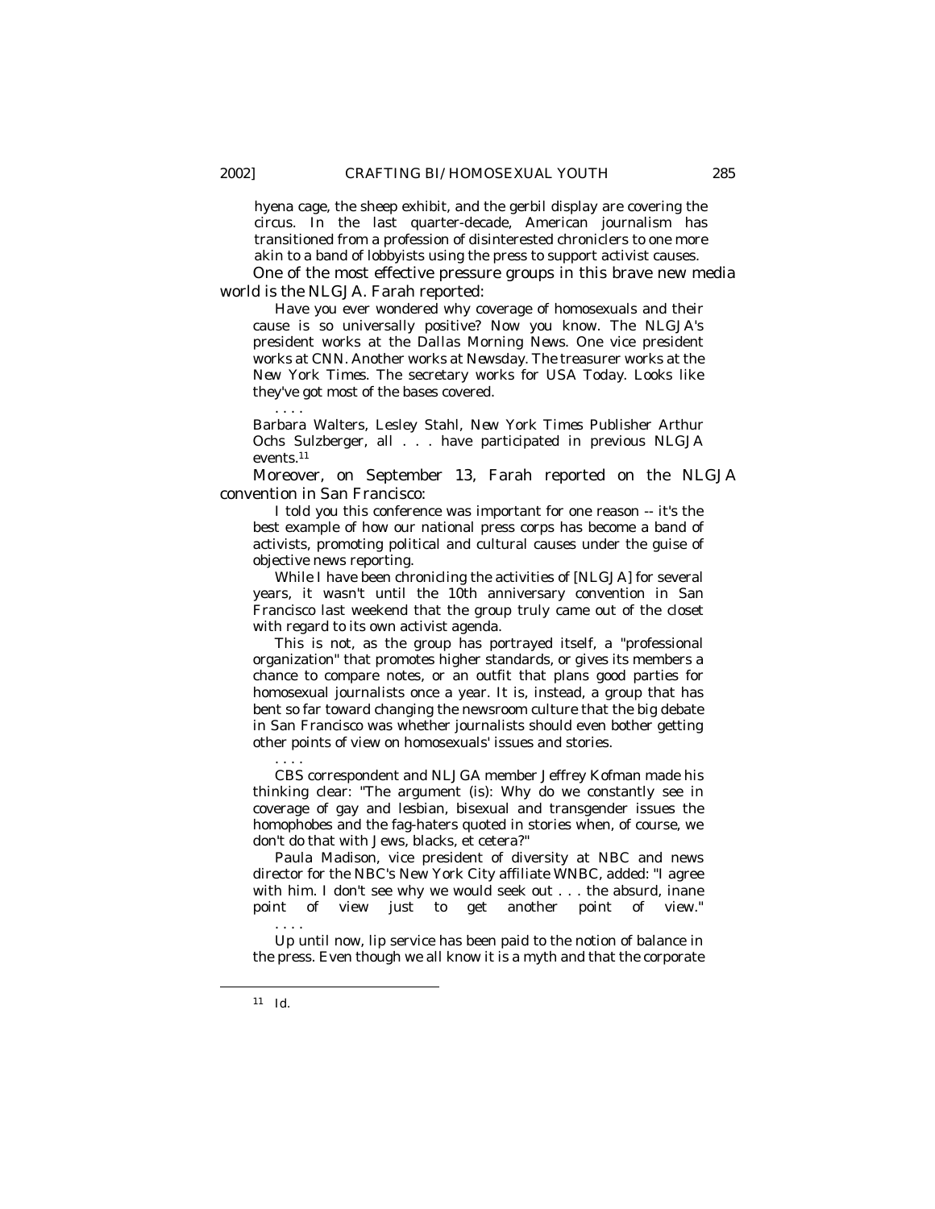hyena cage, the sheep exhibit, and the gerbil display are covering the circus. In the last quarter-decade, American journalism has transitioned from a profession of disinterested chroniclers to one more akin to a band of lobbyists using the press to support activist causes.

One of the most effective pressure groups in this brave new media world is the NLGJA. Farah reported:

> Have you ever wondered why coverage of homosexuals and their cause is so universally positive? Now you know. The NLGJA's president works at the *Dallas Morning News*. One vice president works at CNN. Another works at *Newsday*. The treasurer works at the *New York Times*. The secretary works for *USA Today*. Looks like they've got most of the bases covered.
>
> . . . .
>
> Barbara Walters, Lesley Stahl, *New York Times* Publisher Arthur Ochs Sulzberger, all . . . have participated in previous NLGJA events.[11]

Moreover, on September 13, Farah reported on the NLGJA convention in San Francisco:

> I told you this conference was important for one reason -- it's the best example of how our national press corps has become a band of activists, promoting political and cultural causes under the guise of objective news reporting.
>
> While I have been chronicling the activities of [NLGJA] for several years, it wasn't until the 10th anniversary convention in San Francisco last weekend that the group truly came out of the closet with regard to its own activist agenda.
>
> This is not, as the group has portrayed itself, a "professional organization" that promotes higher standards, or gives its members a chance to compare notes, or an outfit that plans good parties for homosexual journalists once a year. It is, instead, a group that has bent so far toward changing the newsroom culture that the big debate in San Francisco was whether journalists should even bother getting other points of view on homosexuals' issues and stories.
>
> . . . .
>
> CBS correspondent and NLJGA member Jeffrey Kofman made his thinking clear: "The argument (is): Why do we constantly see in coverage of gay and lesbian, bisexual and transgender issues the homophobes and the fag-haters quoted in stories when, of course, we don't do that with Jews, blacks, et cetera?"
>
> Paula Madison, vice president of diversity at NBC and news director for the NBC's New York City affiliate WNBC, added: "I agree with him. I don't see why we would seek out . . . the absurd, inane point of view just to get another point of view."
>
> . . . .
>
> Up until now, lip service has been paid to the notion of balance in the press. Even though we all know it is a myth and that the corporate

11 *Id.*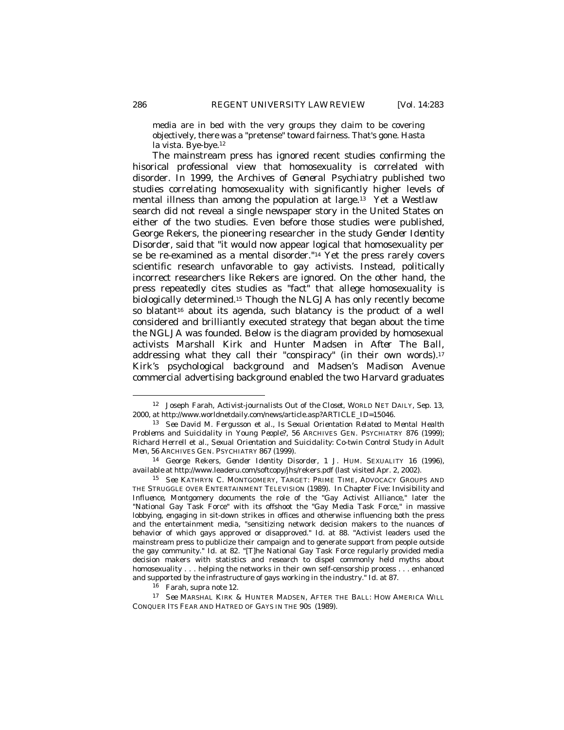media are in bed with the very groups they claim to be covering objectively, there was a "pretense" toward fairness. That's gone. Hasta la vista. Bye-bye.[12]

The mainstream press has ignored recent studies confirming the hisorical professional view that homosexuality is correlated with disorder. In 1999, the *Archives of General Psychiatry* published two studies correlating homosexuality with significantly higher levels of mental illness than among the population at large.[13] Yet a Westlaw search did not reveal a single newspaper story in the United States on either of the two studies. Even before those studies were published, George Rekers, the pioneering researcher in the study *Gender Identity Disorder*, said that "it would now appear logical that homosexuality per se be re-examined as a mental disorder."[14] Yet the press rarely covers scientific research unfavorable to gay activists. Instead, politically incorrect researchers like Rekers are ignored. On the other hand, the press repeatedly cites studies as "fact" that allege homosexuality is biologically determined.[15] Though the NLGJA has only recently become so blatant[16] about its agenda, such blatancy is the product of a well considered and brilliantly executed strategy that began about the time the NGLJA was founded. Below is the diagram provided by homosexual activists Marshall Kirk and Hunter Madsen in *After The Ball*, addressing what they call their "conspiracy" (in their own words).[17] Kirk's psychological background and Madsen's Madison Avenue commercial advertising background enabled the two Harvard graduates

---

[12] Joseph Farah, *Activist-journalists Out of the Closet*, WORLD NET DAILY, Sep. 13, 2000, *at* http://www.worldnetdaily.com/news/article.asp?ARTICLE_ID=15046.

[13] *See* David M. Fergusson et al., *Is Sexual Orientation Related to Mental Health Problems and Suicidality in Young People?*, 56 ARCHIVES GEN. PSYCHIATRY 876 (1999); Richard Herrell et al., *Sexual Orientation and Suicidality: Co-twin Control Study in Adult Men*, 56 ARCHIVES GEN. PSYCHIATRY 867 (1999).

[14] George Rekers, *Gender Identity Disorder*, 1 J. HUM. SEXUALITY 16 (1996), *available at* http://www.leaderu.com/softcopy/jhs/rekers.pdf (last visited Apr. 2, 2002).

[15] *See* KATHRYN C. MONTGOMERY, TARGET: PRIME TIME, ADVOCACY GROUPS AND THE STRUGGLE OVER ENTERTAINMENT TELEVISION (1989). In Chapter Five: Invisibility and Influence, Montgomery documents the role of the "Gay Activist Alliance," later the "National Gay Task Force" with its offshoot the "Gay Media Task Force," in massive lobbying, engaging in sit-down strikes in offices and otherwise influencing both the press and the entertainment media, "sensitizing network decision makers to the nuances of behavior of which gays approved or disapproved." *Id.* at 88. "Activist leaders used the mainstream press to publicize their campaign and to generate support from people outside the gay community." *Id.* at 82. "[T]he National Gay Task Force regularly provided media decision makers with statistics and research to dispel commonly held myths about homosexuality . . . helping the networks in their own self-censorship process . . . enhanced and supported by the infrastructure of gays working in the industry." *Id.* at 87.

[16] Farah, *supra* note 12.

[17] *See* MARSHAL KIRK & HUNTER MADSEN, AFTER THE BALL: HOW AMERICA WILL CONQUER ITS FEAR AND HATRED OF GAYS IN THE 90S (1989).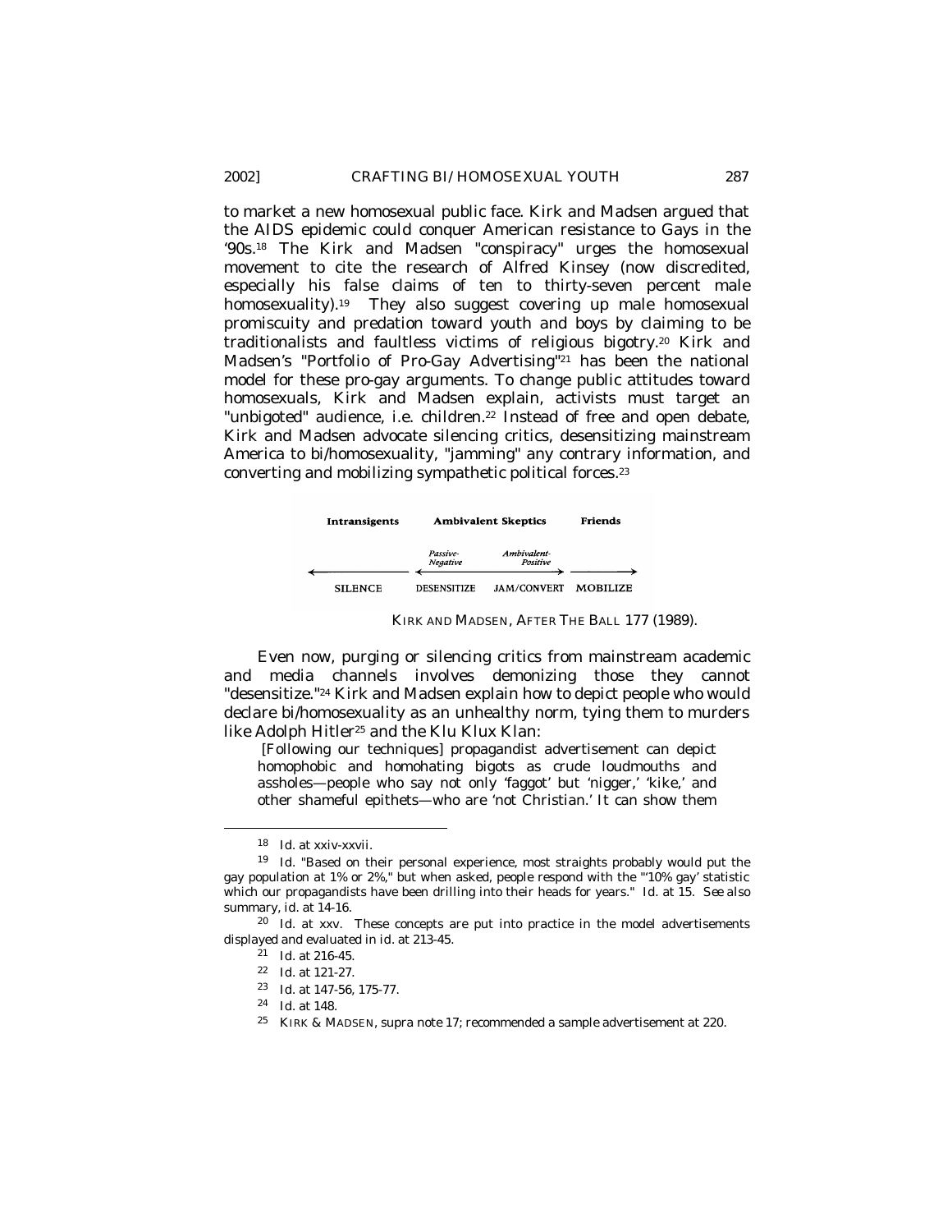to market a new homosexual public face. Kirk and Madsen argued that the AIDS epidemic could conquer American resistance to Gays in the '90s.[18] The Kirk and Madsen "conspiracy" urges the homosexual movement to cite the research of Alfred Kinsey (now discredited, especially his false claims of ten to thirty-seven percent male homosexuality).[19] They also suggest covering up male homosexual promiscuity and predation toward youth and boys by claiming to be traditionalists and faultless victims of religious bigotry.[20] Kirk and Madsen's "Portfolio of Pro-Gay Advertising"[21] has been the national model for these pro-gay arguments. To change public attitudes toward homosexuals, Kirk and Madsen explain, activists must target an "unbigoted" audience, i.e. children.[22] Instead of free and open debate, Kirk and Madsen advocate silencing critics, desensitizing mainstream America to bi/homosexuality, "jamming" any contrary information, and converting and mobilizing sympathetic political forces.[23]

| Intransigents | Ambivalent Skeptics | | Friends |
|---|---|---|---|
| | *Passive-Negative* | *Ambivalent-Positive* | |
| SILENCE | DESENSITIZE | JAM/CONVERT | MOBILIZE |

KIRK AND MADSEN, AFTER THE BALL 177 (1989).

Even now, purging or silencing critics from mainstream academic and media channels involves demonizing those they cannot "desensitize."[24] Kirk and Madsen explain how to depict people who would declare bi/homosexuality as an unhealthy norm, tying them to murders like Adolph Hitler[25] and the Klu Klux Klan:

> [Following our techniques] propagandist advertisement can depict homophobic and homohating bigots as crude loudmouths and assholes—people who say not only 'faggot' but 'nigger,' 'kike,' and other shameful epithets—who are 'not Christian.' It can show them

---

[18] *Id.* at xxiv-xxvii.

[19] *Id.* "Based on their personal experience, most straights probably would put the gay population at 1% or 2%," but when asked, people respond with the "'10% gay' statistic which our propagandists have been drilling into their heads for years." *Id.* at 15. *See also* summary, *id.* at 14-16.

[20] *Id.* at xxv. These concepts are put into practice in the model advertisements displayed and evaluated in *id.* at 213-45.

[21] *Id.* at 216-45.

[22] *Id.* at 121-27.

[23] *Id.* at 147-56, 175-77.

[24] *Id.* at 148.

[25] KIRK & MADSEN, *supra* note 17; recommended a sample advertisement at 220.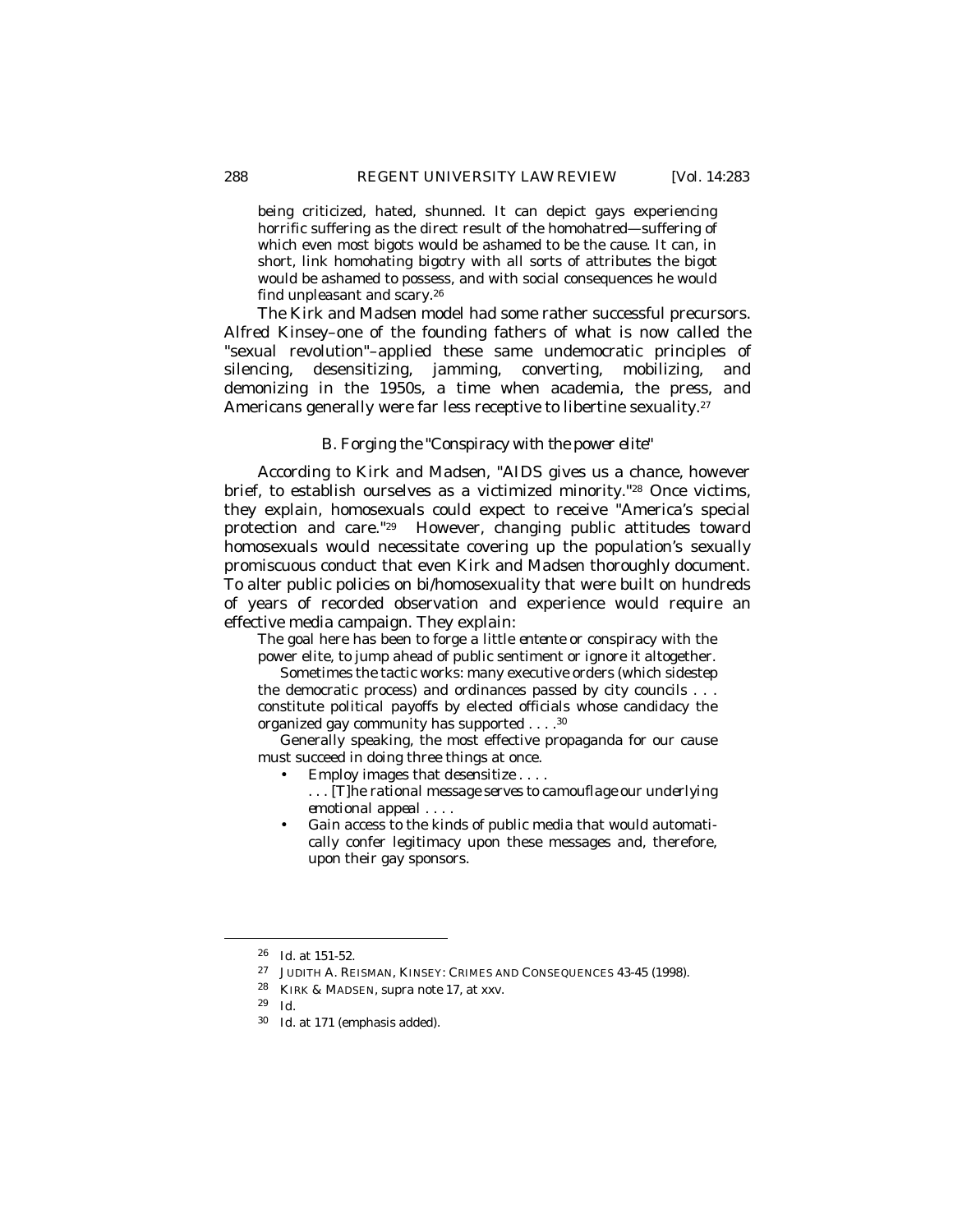> being criticized, hated, shunned. It can depict gays experiencing horrific suffering as the direct result of the homohatred—suffering of which even most bigots would be ashamed to be the cause. It can, in short, link homohating bigotry with all sorts of attributes the bigot would be ashamed to possess, and with social consequences he would find unpleasant and scary.[26]

The Kirk and Madsen model had some rather successful precursors. Alfred Kinsey–one of the founding fathers of what is now called the "sexual revolution"–applied these same undemocratic principles of silencing, desensitizing, jamming, converting, mobilizing, and demonizing in the 1950s, a time when academia, the press, and Americans generally were far less receptive to libertine sexuality.[27]

### B. Forging the "Conspiracy with the power elite"

According to Kirk and Madsen, "AIDS gives us a chance, however brief, to establish ourselves as a victimized minority."[28] Once victims, they explain, homosexuals could expect to receive "America's special protection and care."[29] However, changing public attitudes toward homosexuals would necessitate covering up the population's sexually promiscuous conduct that even Kirk and Madsen thoroughly document. To alter public policies on bi/homosexuality that were built on hundreds of years of recorded observation and experience would require an effective media campaign. They explain:

> The goal here has been to forge a little *entente* or *conspiracy with the power elite, to jump ahead of public sentiment or ignore it altogether.*
>
> Sometimes the tactic works: many *executive orders (which sidestep the democratic process)* and ordinances passed by city councils . . . constitute political payoffs by elected officials whose candidacy the organized gay community has supported . . . .[30]
>
> Generally speaking, the most effective propaganda for our cause must succeed in doing three things at once.
>
> - Employ images that *desensitize* . . . .
>
>   . . . [T]he *rational message serves to camouflage our underlying emotional appeal* . . . .
>
> - Gain access to the kinds of public media that would automatically confer legitimacy upon these messages and, therefore, upon their gay sponsors.

---

[26] *Id.* at 151-52.

[27] JUDITH A. REISMAN, KINSEY: CRIMES AND CONSEQUENCES 43-45 (1998).

[28] KIRK & MADSEN, *supra* note 17, at xxv.

[29] *Id.*

[30] *Id.* at 171 (emphasis added).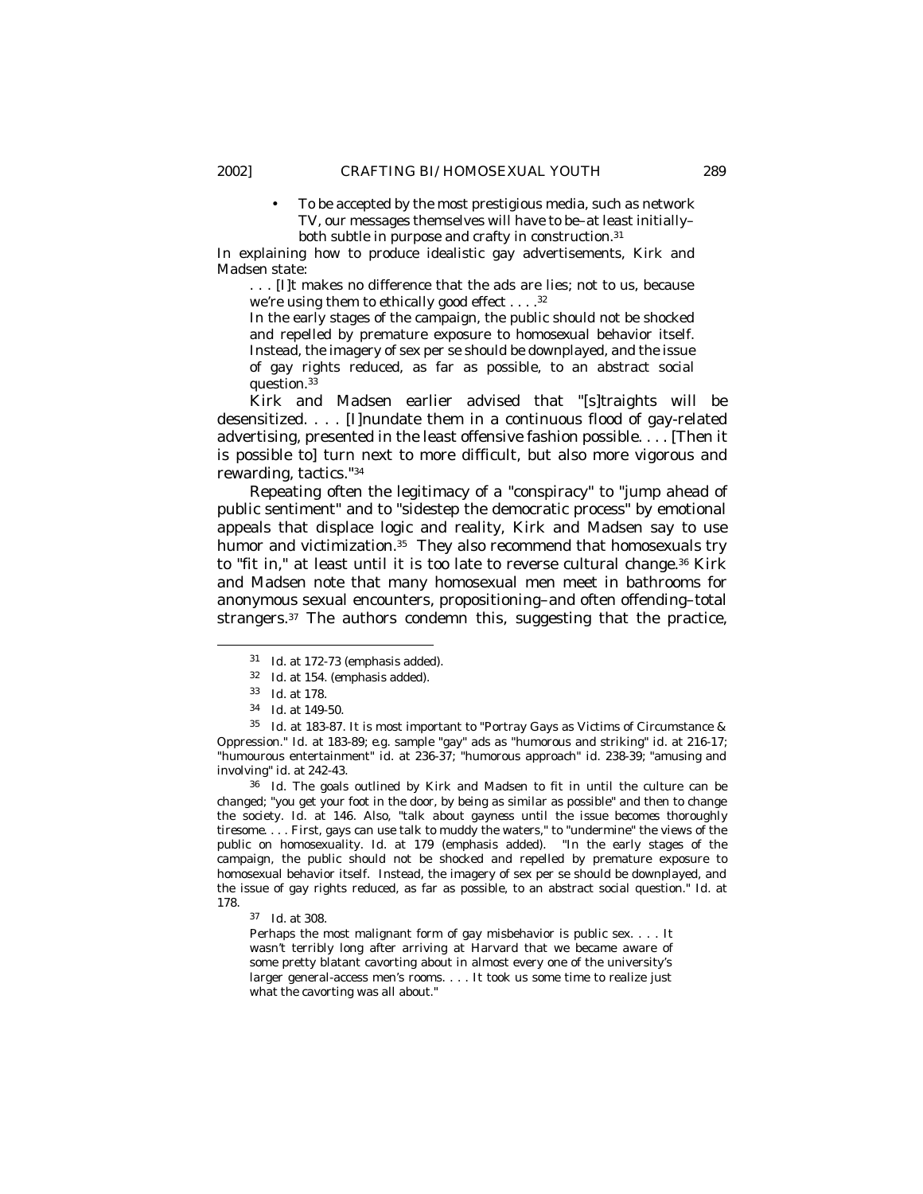- To be accepted by the most prestigious media, such as network TV, our messages themselves will have to be–at least initially–both subtle in purpose and crafty in construction.[31]

In explaining how to produce idealistic gay advertisements, Kirk and Madsen state:

> . . . [I]t makes no difference that the ads are lies; not to us, because we're using them to ethically good effect . . . .[32]
>
> In the early stages of the campaign, the public should not be shocked and repelled by premature exposure to homosexual behavior itself. Instead, the imagery of sex per se should be downplayed, and the issue of gay rights reduced, as far as possible, to an abstract social question.[33]

Kirk and Madsen earlier advised that "[s]traights will be desensitized. . . . [I]nundate them in a continuous flood of gay-related advertising, presented in the least offensive fashion possible. . . . [Then it is possible to] turn next to more difficult, but also more vigorous and rewarding, tactics."[34]

Repeating often the legitimacy of a "conspiracy" to "jump ahead of public sentiment" and to "sidestep the democratic process" by emotional appeals that displace logic and reality, Kirk and Madsen say to use humor and victimization.[35] They also recommend that homosexuals try to "fit in," at least until it is too late to reverse cultural change.[36] Kirk and Madsen note that many homosexual men meet in bathrooms for anonymous sexual encounters, propositioning–and often offending–total strangers.[37] The authors condemn this, suggesting that the practice,

---

[31] *Id.* at 172-73 (emphasis added).

[32] *Id.* at 154. (emphasis added).

[33] *Id.* at 178.

[34] *Id.* at 149-50.

[35] *Id.* at 183-87. It is most important to "Portray Gays as Victims of Circumstance & Oppression." *Id.* at 183-89; *e.g.* sample "gay" ads as "humorous and striking" *id.* at 216-17; "humourous entertainment" *id.* at 236-37; "humorous approach" *id.* 238-39; "amusing and involving" *id.* at 242-43.

[36] *Id.* The goals outlined by Kirk and Madsen to fit in until the culture can be changed; "you get your foot in the door, by being as similar as possible" and then to change the society. *Id.* at 146. Also, "talk about gayness until the issue becomes thoroughly tiresome. . . . First, gays can use talk to muddy the waters," to "undermine" the views of the public on homosexuality. *Id.* at 179 (emphasis added). "In the early stages of the campaign, the public should not be shocked and repelled by premature exposure to homosexual behavior itself. Instead, the imagery of sex per se should be downplayed, and the issue of gay rights reduced, as far as possible, to an abstract social question." *Id.* at 178.

[37] *Id.* at 308.

> Perhaps the most malignant form of gay misbehavior is public sex. . . . It wasn't terribly long after arriving at Harvard that we became aware of some pretty blatant cavorting about in almost every one of the university's larger general-access men's rooms. . . . It took us some time to realize just what the cavorting was all about."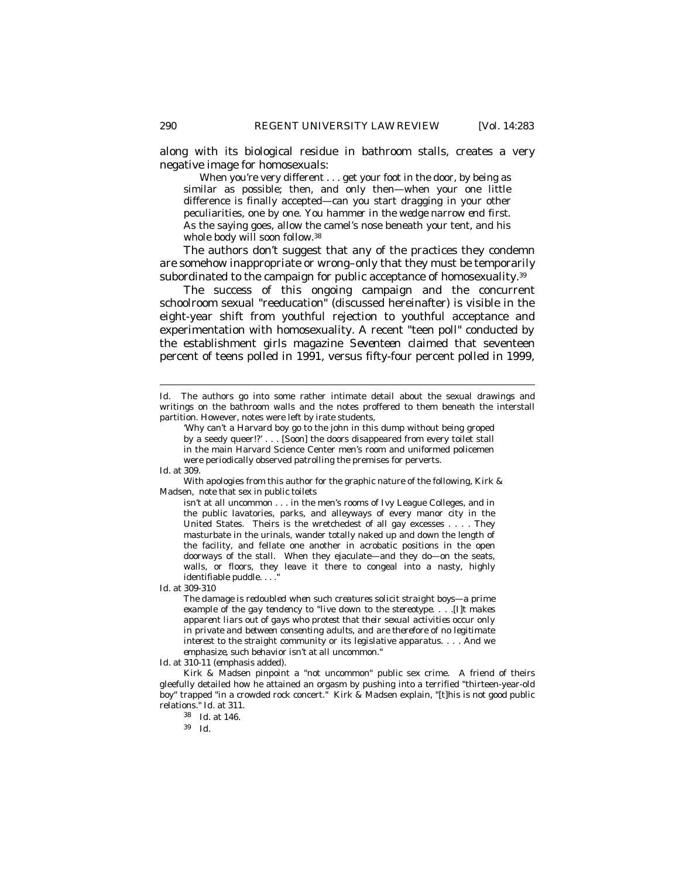along with its biological residue in bathroom stalls, creates a very negative image for homosexuals:

> When you're very different . . . get your foot in the door, by being as similar as possible; then, and only then—when your one little difference is finally accepted—can you start dragging in your other peculiarities, one by one. *You hammer in the wedge narrow end first.* As the saying goes, allow the camel's nose beneath your tent, and his whole body will soon follow.[38]

The authors don't suggest that any of the practices they condemn are somehow inappropriate or wrong–only that they must be temporarily subordinated to the campaign for public acceptance of homosexuality.[39]

The success of this ongoing campaign and the concurrent schoolroom sexual "reeducation" (discussed hereinafter) is visible in the eight-year shift from youthful rejection to youthful acceptance and experimentation with homosexuality. A recent "teen poll" conducted by the establishment girls magazine *Seventeen* claimed that seventeen percent of teens polled in 1991, versus fifty-four percent polled in 1999,

---

*Id.* The authors go into some rather intimate detail about the sexual drawings and writings on the bathroom walls and the notes proffered to them beneath the interstall partition. However, notes were left by irate students,

> 'Why can't a Harvard boy go to the john in this dump without being groped by a seedy queer!?' . . . [Soon] the doors disappeared from every toilet stall in the main Harvard Science Center men's room and uniformed policemen were periodically observed patrolling the premises for perverts.

*Id.* at 309.

With apologies from this author for the graphic nature of the following, Kirk & Madsen, note that sex in public toilets

> isn't at all uncommon . . . in the men's rooms of Ivy League Colleges, and in the public lavatories, parks, and alleyways of every manor city in the United States. Theirs is the wretchedest of all gay excesses . . . . They masturbate in the urinals, wander totally naked up and down the length of the facility, and fellate one another in acrobatic positions in the open doorways of the stall. When they ejaculate—and they do—on the seats, walls, or floors, they leave it there to congeal into a nasty, highly identifiable puddle. . . ."

*Id.* at 309-310

> *The damage is redoubled when such creatures solicit straight boys*—a prime example of the gay tendency to "live down to the stereotype. . . .[I]t makes apparent *liars out of gays who protest that their sexual activities occur only in private and between consenting adults, and are therefore of no legitimate interest to the straight community or its legislative apparatus*. . . . And we emphasize, such behavior isn't at all uncommon."

*Id.* at 310-11 (emphasis added).

Kirk & Madsen pinpoint a "not uncommon" public sex crime. A friend of theirs gleefully detailed how he attained an orgasm by pushing into a terrified "thirteen-year-old boy" trapped "in a crowded rock concert." Kirk & Madsen explain, "[t]his is not good public relations." *Id.* at 311.

[38] *Id.* at 146.

[39] *Id.*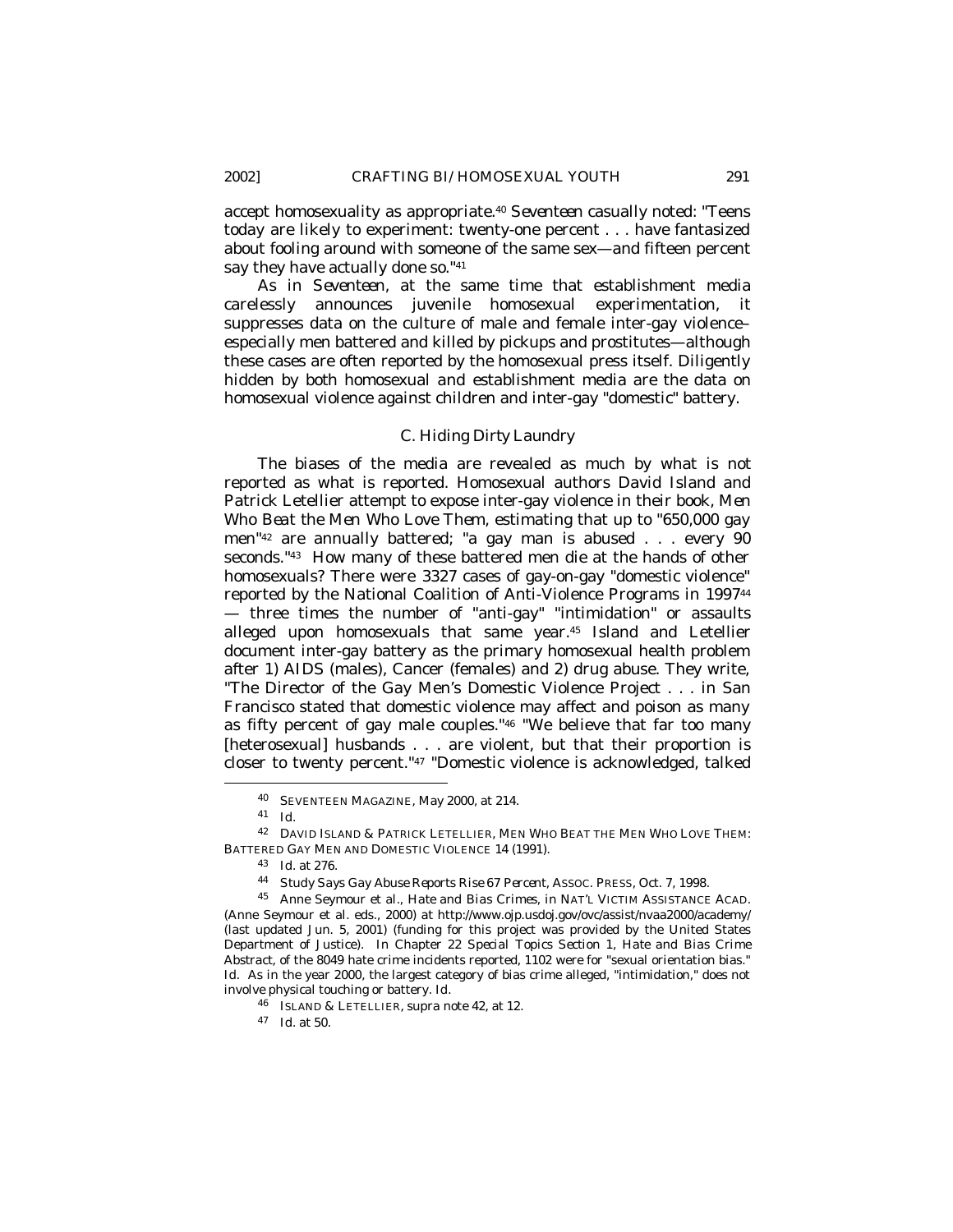accept homosexuality as appropriate.[40] *Seventeen* casually noted: "Teens today are likely to experiment: twenty-one percent . . . have fantasized about fooling around with someone of the same sex—and fifteen percent say they have actually done so."[41]

As in *Seventeen*, at the same time that establishment media carelessly announces juvenile homosexual experimentation, it suppresses data on the culture of male and female inter-gay violence–especially men battered and killed by pickups and prostitutes—although these cases are often reported by the homosexual press itself. Diligently hidden by both homosexual and establishment media are the data on homosexual violence against children and inter-gay "domestic" battery.

### C. Hiding Dirty Laundry

The biases of the media are revealed as much by what is not reported as what is reported. Homosexual authors David Island and Patrick Letellier attempt to expose inter-gay violence in their book, *Men Who Beat the Men Who Love Them*, estimating that up to "650,000 gay men"[42] are annually battered; "a gay man is abused . . . every 90 seconds."[43] How many of these battered men die at the hands of other homosexuals? There were 3327 cases of gay-on-gay "domestic violence" reported by the National Coalition of Anti-Violence Programs in 1997[44] — three times the number of "anti-gay" "intimidation" or assaults alleged upon homosexuals that same year.[45] Island and Letellier document inter-gay battery as the primary homosexual health problem after 1) AIDS (males), Cancer (females) and 2) drug abuse. They write, "The Director of the Gay Men's Domestic Violence Project . . . in San Francisco stated that domestic violence may affect and poison as many as fifty percent of gay male couples."[46] "We believe that far too many [heterosexual] husbands . . . are violent, but that their proportion is closer to twenty percent."[47] "Domestic violence is acknowledged, talked

---

[40] SEVENTEEN MAGAZINE, May 2000, at 214.

[41] *Id.*

[42] DAVID ISLAND & PATRICK LETELLIER, MEN WHO BEAT THE MEN WHO LOVE THEM: BATTERED GAY MEN AND DOMESTIC VIOLENCE 14 (1991).

[43] *Id.* at 276.

[44] *Study Says Gay Abuse Reports Rise 67 Percent*, ASSOC. PRESS, Oct. 7, 1998.

[45] Anne Seymour et al., *Hate and Bias Crimes*, *in* NAT'L VICTIM ASSISTANCE ACAD. (Anne Seymour et al. eds., 2000) *at* http://www.ojp.usdoj.gov/ovc/assist/nvaa2000/academy/ (last updated Jun. 5, 2001) (funding for this project was provided by the United States Department of Justice). In Chapter 22 *Special Topics Section 1, Hate and Bias Crime Abstract*, of the 8049 hate crime incidents reported, 1102 were for "sexual orientation bias." *Id.* As in the year 2000, the largest category of bias crime alleged, "intimidation," does not involve physical touching or battery. *Id.*

[46] ISLAND & LETELLIER, *supra* note 42, at 12.

[47] *Id.* at 50.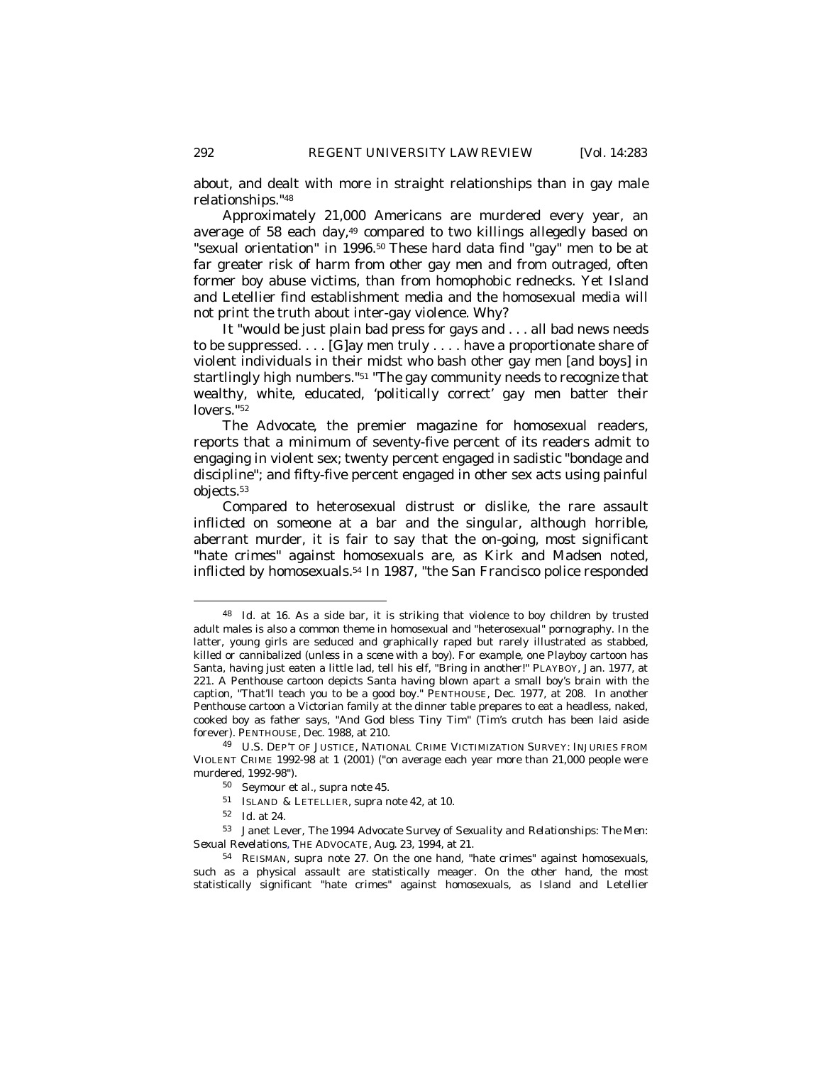about, and dealt with more in straight relationships than in gay male relationships."[48]

Approximately 21,000 Americans are murdered every year, an average of 58 each day,[49] compared to two killings allegedly based on "sexual orientation" in 1996.[50] These hard data find "gay" men to be at far greater risk of harm from other gay men and from outraged, often former boy abuse victims, than from homophobic rednecks. Yet Island and Letellier find establishment media and the homosexual media will not print the truth about inter-gay violence. Why?

It "would be just plain bad press for gays and . . . all bad news needs to be suppressed. . . . [G]ay men truly . . . . have a proportionate share of violent individuals in their midst who bash other gay men [and boys] in startlingly high numbers."[51] "The gay community needs to recognize that wealthy, white, educated, 'politically correct' gay men batter their lovers."[52]

*The Advocate*, the premier magazine for homosexual readers, reports that a minimum of seventy-five percent of its readers admit to engaging in violent sex; twenty percent engaged in sadistic "bondage and discipline"; and fifty-five percent engaged in other sex acts using painful objects.[53]

Compared to heterosexual distrust or dislike, the rare assault inflicted on someone at a bar and the singular, although horrible, aberrant murder, it is fair to say that the on-going, most significant "hate crimes" against homosexuals are, as Kirk and Madsen noted, inflicted by homosexuals.[54] In 1987, "the San Francisco police responded

---

[48] *Id.* at 16. As a side bar, it is striking that violence to boy children by trusted adult males is also a common theme in homosexual and "heterosexual" pornography. In the latter, young girls are seduced and graphically raped but rarely illustrated as stabbed, killed or cannibalized (unless in a scene with a boy). For example, one Playboy cartoon has Santa, having just eaten a little lad, tell his elf, "Bring in another!" PLAYBOY, Jan. 1977, at 221. A Penthouse cartoon depicts Santa having blown apart a small boy's brain with the caption, "That'll teach you to be a good boy." PENTHOUSE, Dec. 1977, at 208. In another Penthouse cartoon a Victorian family at the dinner table prepares to eat a headless, naked, cooked boy as father says, "And God bless Tiny Tim" (Tim's crutch has been laid aside forever). PENTHOUSE, Dec. 1988, at 210.

[49] U.S. DEP'T OF JUSTICE, NATIONAL CRIME VICTIMIZATION SURVEY: INJURIES FROM VIOLENT CRIME 1992-98 at 1 (2001) ("on average each year more than 21,000 people were murdered, 1992-98").

[50] Seymour et al., *supra* note 45.

[51] ISLAND & LETELLIER, *supra* note 42, at 10.

[52] *Id.* at 24.

[53] Janet Lever, *The 1994 Advocate Survey of Sexuality and Relationships: The Men: Sexual Revelations*, THE ADVOCATE, Aug. 23, 1994, at 21.

[54] REISMAN, *supra* note 27. On the one hand, "hate crimes" against homosexuals, such as a physical assault are statistically meager. On the other hand, the most statistically significant "hate crimes" against homosexuals, as Island and Letellier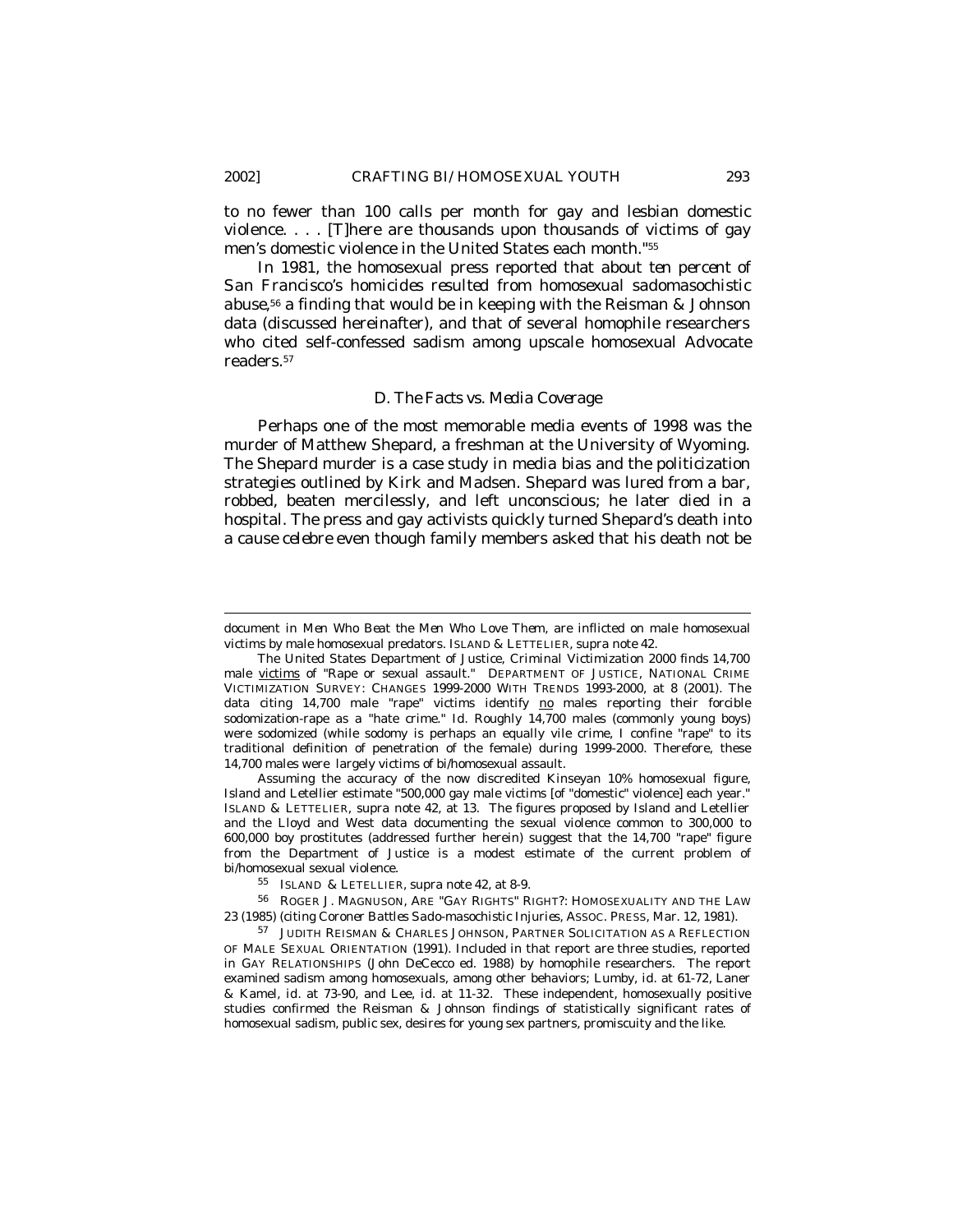to no fewer than 100 calls per month for gay and lesbian domestic violence. . . . [T]here are thousands upon thousands of victims of gay men's domestic violence in the United States each month."[55]

In 1981, the homosexual press reported that *about ten percent of San Francisco's homicides resulted from homosexual sadomasochistic abuse*,[56] a finding that would be in keeping with the Reisman & Johnson data (discussed hereinafter), and that of several homophile researchers who cited self-confessed sadism among upscale homosexual Advocate readers.[57]

### D. The Facts vs. Media Coverage

Perhaps one of the most memorable media events of 1998 was the murder of Matthew Shepard, a freshman at the University of Wyoming. The Shepard murder is a case study in media bias and the politicization strategies outlined by Kirk and Madsen. Shepard was lured from a bar, robbed, beaten mercilessly, and left unconscious; he later died in a hospital. The press and gay activists quickly turned Shepard's death into a *cause celebre* even though family members asked that his death not be

---

document in *Men Who Beat the Men Who Love Them*, are inflicted on male homosexual victims by male homosexual predators. ISLAND & LETTELIER, *supra* note 42.

The United States Department of Justice, Criminal Victimization 2000 finds 14,700 male victims of "Rape or sexual assault." DEPARTMENT OF JUSTICE, NATIONAL CRIME VICTIMIZATION SURVEY: CHANGES 1999-2000 WITH TRENDS 1993-2000, at 8 (2001). The data citing 14,700 male "rape" victims identify no males reporting their forcible sodomization-rape as a "hate crime." *Id.* Roughly 14,700 males (commonly young boys) were sodomized (while sodomy is perhaps an equally vile crime, I confine "rape" to its traditional definition of penetration of the female) during 1999-2000. Therefore, these 14,700 males were largely victims of bi/homosexual assault.

Assuming the accuracy of the now discredited Kinseyan 10% homosexual figure, Island and Letellier estimate "500,000 gay male victims [of "domestic" violence] each year." ISLAND & LETTELIER, *supra* note 42, at 13. The figures proposed by Island and Letellier and the Lloyd and West data documenting the sexual violence common to 300,000 to 600,000 boy prostitutes (addressed further herein) suggest that the 14,700 "rape" figure from the Department of Justice is a modest estimate of the current problem of bi/homosexual sexual violence.

[55] ISLAND & LETELLIER, *supra* note 42, at 8-9.

[56] ROGER J. MAGNUSON, ARE "GAY RIGHTS" RIGHT?: HOMOSEXUALITY AND THE LAW 23 (1985) (citing *Coroner Battles Sado-masochistic Injuries*, ASSOC. PRESS, Mar. 12, 1981).

[57] JUDITH REISMAN & CHARLES JOHNSON, PARTNER SOLICITATION AS A REFLECTION OF MALE SEXUAL ORIENTATION (1991). Included in that report are three studies, reported in GAY RELATIONSHIPS (John DeCecco ed. 1988) by homophile researchers. The report examined sadism among homosexuals, among other behaviors; Lumby, *id.* at 61-72, Laner & Kamel, *id.* at 73-90, and Lee, *id.* at 11-32. These independent, homosexually positive studies confirmed the Reisman & Johnson findings of statistically significant rates of homosexual sadism, public sex, desires for young sex partners, promiscuity and the like.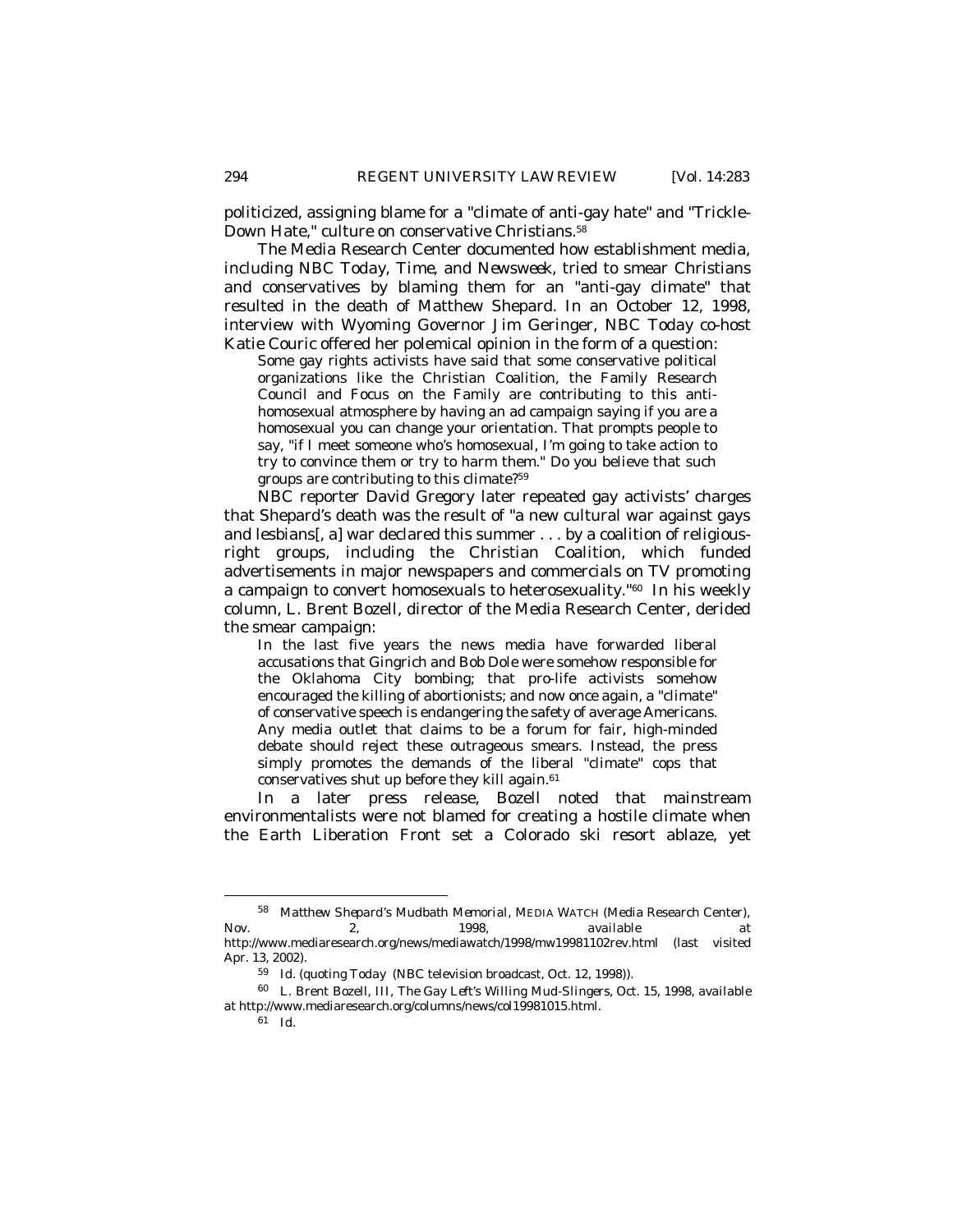politicized, assigning blame for a "climate of anti-gay hate" and "Trickle-Down Hate," culture on conservative Christians.[58]

The Media Research Center documented how establishment media, including *NBC Today*, *Time*, and *Newsweek*, tried to smear Christians and conservatives by blaming them for an "anti-gay climate" that resulted in the death of Matthew Shepard. In an October 12, 1998, interview with Wyoming Governor Jim Geringer, *NBC Today* co-host Katie Couric offered her polemical opinion in the form of a question:

> Some gay rights activists have said that some conservative political organizations like the Christian Coalition, the Family Research Council and Focus on the Family are contributing to this anti-homosexual atmosphere by having an ad campaign saying if you are a homosexual you can change your orientation. That prompts people to say, "if I meet someone who's homosexual, I'm going to take action to try to convince them or try to harm them." Do you believe that such groups are contributing to this climate?[59]

NBC reporter David Gregory later repeated gay activists' charges that Shepard's death was the result of "a new cultural war against gays and lesbians[, a] war declared this summer . . . by a coalition of religious-right groups, including the Christian Coalition, which funded advertisements in major newspapers and commercials on TV promoting a campaign to convert homosexuals to heterosexuality."[60] In his weekly column, L. Brent Bozell, director of the Media Research Center, derided the smear campaign:

> In the last five years the news media have forwarded liberal accusations that Gingrich and Bob Dole were somehow responsible for the Oklahoma City bombing; that pro-life activists somehow encouraged the killing of abortionists; and now once again, a "climate" of conservative speech is endangering the safety of average Americans. Any media outlet that claims to be a forum for fair, high-minded debate should reject these outrageous smears. Instead, the press simply promotes the demands of the liberal "climate" cops that conservatives shut up before they kill again.[61]

In a later press release, Bozell noted that mainstream environmentalists were not blamed for creating a hostile climate when the Earth Liberation Front set a Colorado ski resort ablaze, yet

---

[58] *Matthew Shepard's Mudbath Memorial*, MEDIA WATCH (Media Research Center), Nov. 2, 1998, *available at* http://www.mediaresearch.org/news/mediawatch/1998/mw19981102rev.html (last visited Apr. 13, 2002).

[59] *Id.* (quoting *Today* (NBC television broadcast, Oct. 12, 1998)).

[60] L. Brent Bozell, III, *The Gay Left's Willing Mud-Slingers*, Oct. 15, 1998, *available at* http://www.mediaresearch.org/columns/news/col19981015.html.

[61] *Id.*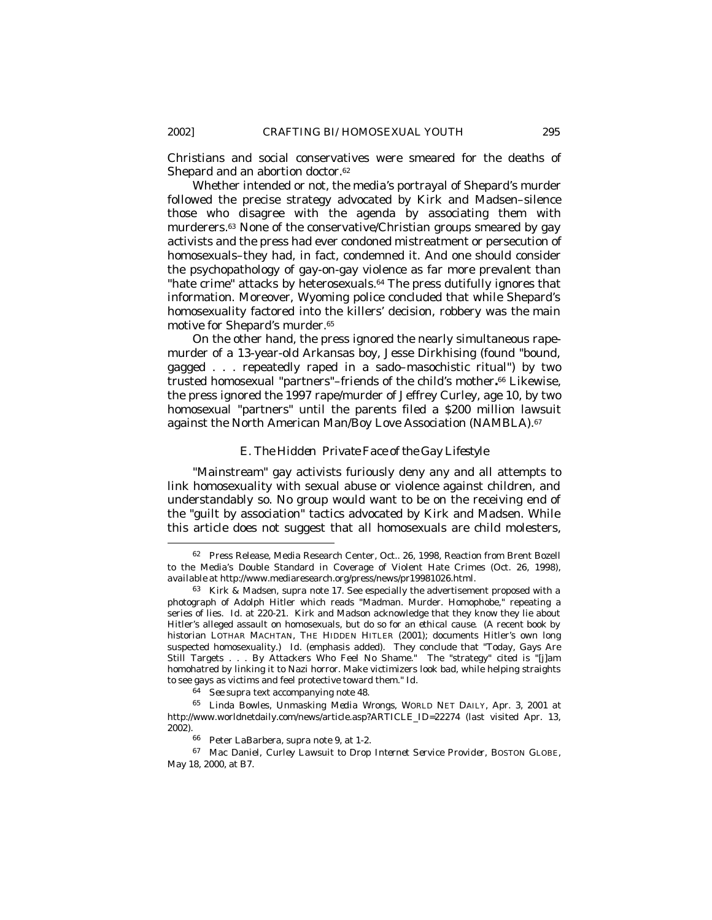Christians and social conservatives were smeared for the deaths of Shepard and an abortion doctor.[62]

Whether intended or not, the media's portrayal of Shepard's murder followed the precise strategy advocated by Kirk and Madsen–silence those who disagree with the agenda by associating them with murderers.[63] None of the conservative/Christian groups smeared by gay activists and the press had ever condoned mistreatment or persecution of homosexuals–they had, in fact, condemned it. And one should consider the psychopathology of gay-on-gay violence as far more prevalent than "hate crime" attacks by heterosexuals.[64] The press dutifully ignores that information. Moreover, Wyoming police concluded that while Shepard's homosexuality factored into the killers' decision, robbery was the main motive for Shepard's murder.[65]

On the other hand, the press ignored the nearly simultaneous rape-murder of a 13-year-old Arkansas boy, Jesse Dirkhising (found "bound, gagged . . . repeatedly raped in a sado–masochistic ritual") by two trusted homosexual "partners"–friends of the child's mother**.**[66] Likewise, the press ignored the 1997 rape/murder of Jeffrey Curley, age 10, by two homosexual "partners" until the parents filed a $200 million lawsuit against the North American Man/Boy Love Association (NAMBLA).[67]

### *E. The Hidden Private Face of the Gay Lifestyle*

"Mainstream" gay activists furiously deny any and all attempts to link homosexuality with sexual abuse or violence against children, and understandably so. No group would want to be on the receiving end of the "guilt by association" tactics advocated by Kirk and Madsen. While this article does not suggest that all homosexuals are child molesters,

---

[62] Press Release, Media Research Center, Oct.. 26, 1998, Reaction from Brent Bozell to the Media's Double Standard in Coverage of Violent Hate Crimes (Oct. 26, 1998), *available at* http://www.mediaresearch.org/press/news/pr19981026.html.

[63] Kirk & Madsen, *supra* note 17. See especially the advertisement proposed with a photograph of Adolph Hitler which reads "Madman. Murder. Homophobe," repeating a series of lies. *Id.* at 220-21. Kirk and Madson acknowledge that they know they lie about Hitler's alleged assault on homosexuals, but do so for an *ethical cause.* (A recent book by historian LOTHAR MACHTAN, THE HIDDEN HITLER (2001); documents Hitler's own long suspected homosexuality.) *Id.* (emphasis added). They conclude that "Today, Gays Are Still Targets . . . By Attackers Who Feel No Shame." The "strategy" cited is "[j]am homohatred by linking it to Nazi horror. Make victimizers look bad, while helping straights to see gays as victims and feel protective toward them." *Id.*

[64] *See supra* text accompanying note 48.

[65] Linda Bowles, *Unmasking Media Wrongs*, WORLD NET DAILY, Apr. 3, 2001 *at* http://www.worldnetdaily.com/news/article.asp?ARTICLE_ID=22274 (last visited Apr. 13, 2002).

[66] Peter LaBarbera, *supra* note 9, at 1-2.

[67] Mac Daniel, *Curley Lawsuit to Drop Internet Service Provider*, BOSTON GLOBE, May 18, 2000, at B7.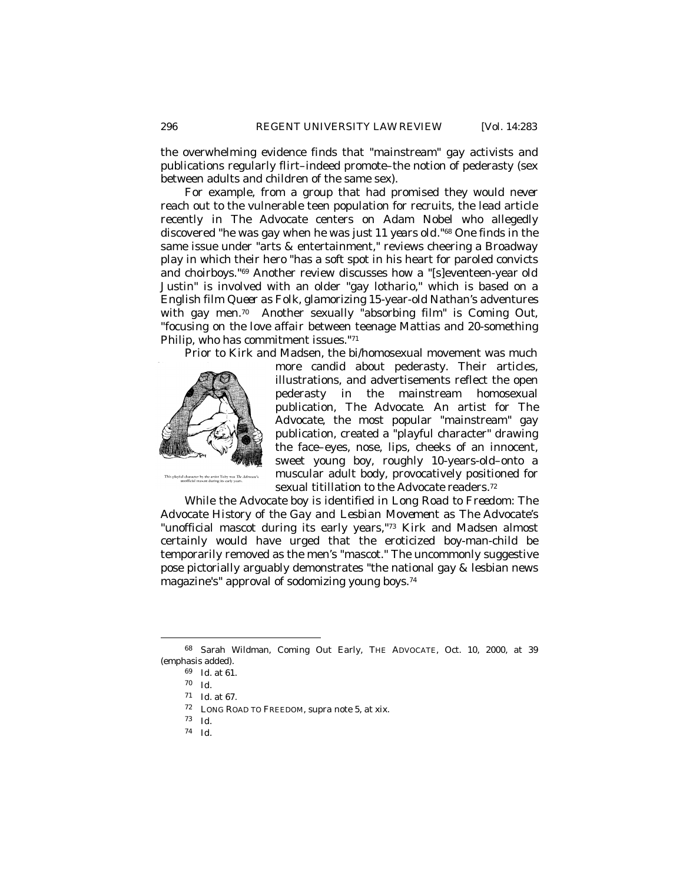the overwhelming evidence finds that "mainstream" gay activists and publications regularly flirt–indeed promote–the notion of pederasty (sex between adults and children of the same sex).

For example, from a group that had promised they would *never* reach out to the vulnerable teen population for recruits, the lead article recently in *The Advocate* centers on Adam Nobel who allegedly discovered "he was gay when he was *just 11 years old*."[68] One finds in the same issue under "arts & entertainment," reviews cheering a Broadway play in which their hero "has a soft spot in his heart for paroled convicts and choirboys."[69] Another review discusses how a "[s]eventeen-year old Justin" is involved with an older "gay lothario," which is based on a English film *Queer as Folk*, glamorizing 15-year-old Nathan's adventures with gay men.[70] Another sexually "absorbing film" is *Coming Out*, "focusing on the love affair between teenage Mattias and 20-something Philip, who has commitment issues."[71]

Prior to Kirk and Madsen, the bi/homosexual movement was much more candid about pederasty. Their articles, illustrations, and advertisements reflect the open pederasty in the mainstream homosexual publication, *The Advocate*. An artist for *The Advocate*, the most popular "mainstream" gay publication, created a "playful character" drawing the face–eyes, nose, lips, cheeks of an innocent, sweet young boy, roughly 10-years-old–onto a muscular adult body, provocatively positioned for sexual titillation to the Advocate readers.[72]

This playful character by the artist Toby was *The Advocate*'s unofficial mascot during its early years.

While the *Advocate* boy is identified in *Long Road to Freedom: The Advocate History of the Gay and Lesbian Movement* as *The Advocate*'s "unofficial mascot during its early years,"[73] Kirk and Madsen almost certainly would have urged that the eroticized boy-man-child be temporarily removed as the men's "mascot." The uncommonly suggestive pose pictorially arguably demonstrates "the national gay & lesbian news magazine's" approval of sodomizing young boys.[74]

---

[68] Sarah Wildman, Coming Out Early, THE ADVOCATE, Oct. 10, 2000, at 39 (emphasis added).

[69] *Id.* at 61.

[70] *Id.*

[71] *Id.* at 67.

[72] LONG ROAD TO FREEDOM, *supra* note 5, at xix.

[73] *Id.*

[74] *Id.*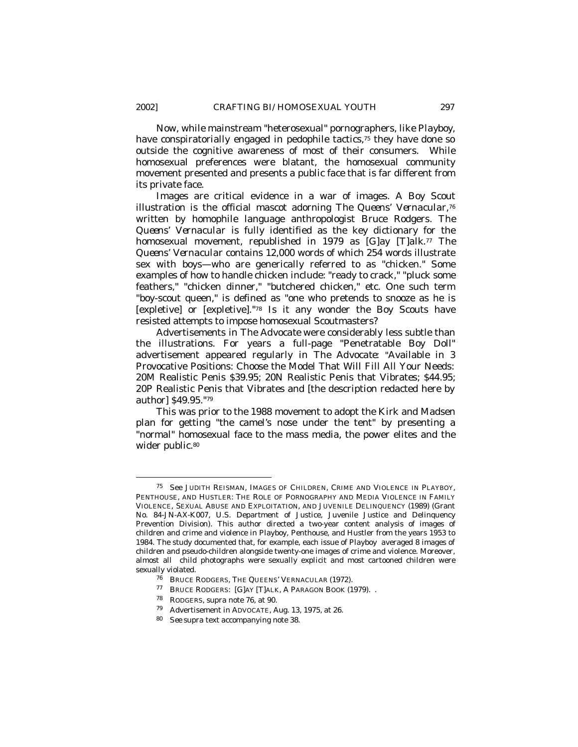Now, while mainstream "heterosexual" pornographers, like *Playboy*, have conspiratorially engaged in pedophile tactics,[75] they have done so outside the cognitive awareness of most of their consumers. While homosexual preferences were blatant, the homosexual community movement presented and presents a public face that is far different from its private face.

Images are critical evidence in a war of images. A Boy Scout illustration is the official mascot adorning *The Queens' Vernacular*,[76] written by homophile language anthropologist Bruce Rodgers. *The Queens' Vernacular* is fully identified as the key dictionary for the homosexual movement, republished in 1979 as [G]ay [T]alk.[77] *The Queens' Vernacular* contains 12,000 words of which 254 words illustrate sex with boys—who are generically referred to as "chicken." Some examples of how to handle chicken include: "ready to crack," "pluck some feathers," "chicken dinner," "butchered chicken," etc. One such term "boy-scout queen," is defined as "one who pretends to snooze as he is [expletive] or [expletive]."[78] Is it any wonder the Boy Scouts have resisted attempts to impose homosexual Scoutmasters?

Advertisements in *The Advocate* were considerably less subtle than the illustrations. For years a full-page "Penetratable Boy Doll" advertisement appeared regularly in *The Advocate*: "Available in 3 Provocative Positions: Choose the Model That Will Fill All Your Needs: 20M Realistic Penis $39.95; 20N Realistic Penis that Vibrates; $44.95; 20P Realistic Penis that Vibrates and [the description redacted here by author] $49.95."[79]

This was prior to the 1988 movement to adopt the Kirk and Madsen plan for getting "the camel's nose under the tent" by presenting a "normal" homosexual face to the mass media, the power elites and the wider public.[80]

---

[75] *See* JUDITH REISMAN, IMAGES OF CHILDREN, CRIME AND VIOLENCE IN PLAYBOY, PENTHOUSE, AND HUSTLER: THE ROLE OF PORNOGRAPHY AND MEDIA VIOLENCE IN FAMILY VIOLENCE, SEXUAL ABUSE AND EXPLOITATION, AND JUVENILE DELINQUENCY (1989) (Grant No. 84-JN-AX-K007, U.S. Department of Justice, Juvenile Justice and Delinquency Prevention Division). This author directed a two-year content analysis of images of children and crime and violence in Playboy, Penthouse, and Hustler from the years 1953 to 1984. The study documented that, for example, each issue of *Playboy* averaged 8 images of children and pseudo-children alongside twenty-one images of crime and violence. Moreover, almost all child photographs were sexually explicit and most cartooned children were sexually violated.

[76] BRUCE RODGERS, THE QUEENS' VERNACULAR (1972).

[77] BRUCE RODGERS: [G]AY [T]ALK, A PARAGON BOOK (1979). .

[78] RODGERS, *supra* note 76, at 90.

[79] Advertisement in ADVOCATE, Aug. 13, 1975, at 26.

[80] *See supra* text accompanying note 38.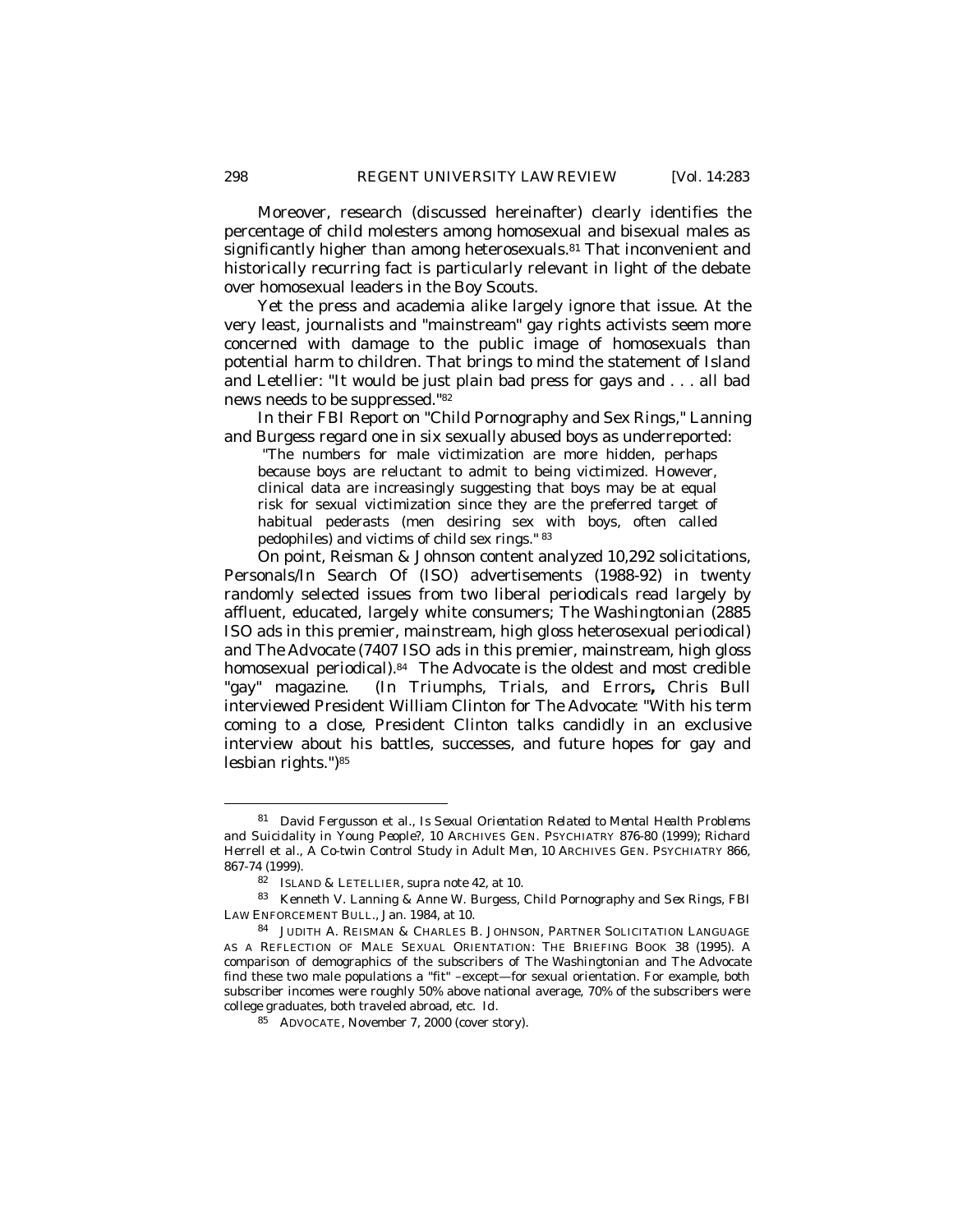Moreover, research (discussed hereinafter) clearly identifies the percentage of child molesters among homosexual and bisexual males as significantly higher than among heterosexuals.[81] That inconvenient and historically recurring fact is particularly relevant in light of the debate over homosexual leaders in the Boy Scouts.

Yet the press and academia alike largely ignore that issue. At the very least, journalists and "mainstream" gay rights activists seem more concerned with damage to the public image of homosexuals than potential harm to children. That brings to mind the statement of Island and Letellier: "It would be just plain bad press for gays and . . . all bad news needs to be suppressed."[82]

In their FBI Report on "Child Pornography and Sex Rings," Lanning and Burgess regard one in six sexually abused boys as underreported:

> "The numbers for male victimization are more hidden, perhaps because boys are reluctant to admit to being victimized. However, clinical data are increasingly suggesting that boys may be at equal risk for sexual victimization since they are the preferred target of habitual pederasts (men desiring sex with boys, often called pedophiles) and victims of child sex rings." [83]

On point, Reisman & Johnson content analyzed 10,292 solicitations, Personals/In Search Of (ISO) advertisements (1988-92) in twenty randomly selected issues from two liberal periodicals read largely by affluent, educated, largely white consumers; *The Washingtonian* (2885 ISO ads in this premier, mainstream, high gloss heterosexual periodical) and *The Advocate* (7407 ISO ads in this premier, mainstream, high gloss homosexual periodical).[84] *The Advocate* is the oldest and most credible "gay" magazine. (In *Triumphs, Trials, and Errors*, Chris Bull interviewed President William Clinton for *The Advocate*: "With his term coming to a close, President Clinton talks candidly in an exclusive interview about his battles, successes, and future hopes for gay and lesbian rights.")[85]

---

[81] David Fergusson et al., *Is Sexual Orientation Related to Mental Health Problems and Suicidality in Young People?*, 10 ARCHIVES GEN. PSYCHIATRY 876-80 (1999); Richard Herrell et al., *A Co-twin Control Study in Adult Men*, 10 ARCHIVES GEN. PSYCHIATRY 866, 867-74 (1999).

[82] ISLAND & LETELLIER, *supra* note 42, at 10.

[83] Kenneth V. Lanning & Anne W. Burgess, *Child Pornography and Sex Rings*, FBI LAW ENFORCEMENT BULL., Jan. 1984, at 10.

[84] JUDITH A. REISMAN & CHARLES B. JOHNSON, PARTNER SOLICITATION LANGUAGE AS A REFLECTION OF MALE SEXUAL ORIENTATION: THE BRIEFING BOOK 38 (1995). A comparison of demographics of the subscribers of The Washingtonian and The Advocate find these two male populations a "fit" –except—for sexual orientation. For example, both subscriber incomes were roughly 50% above national average, 70% of the subscribers were college graduates, both traveled abroad, etc. *Id.*

[85] ADVOCATE, November 7, 2000 (cover story).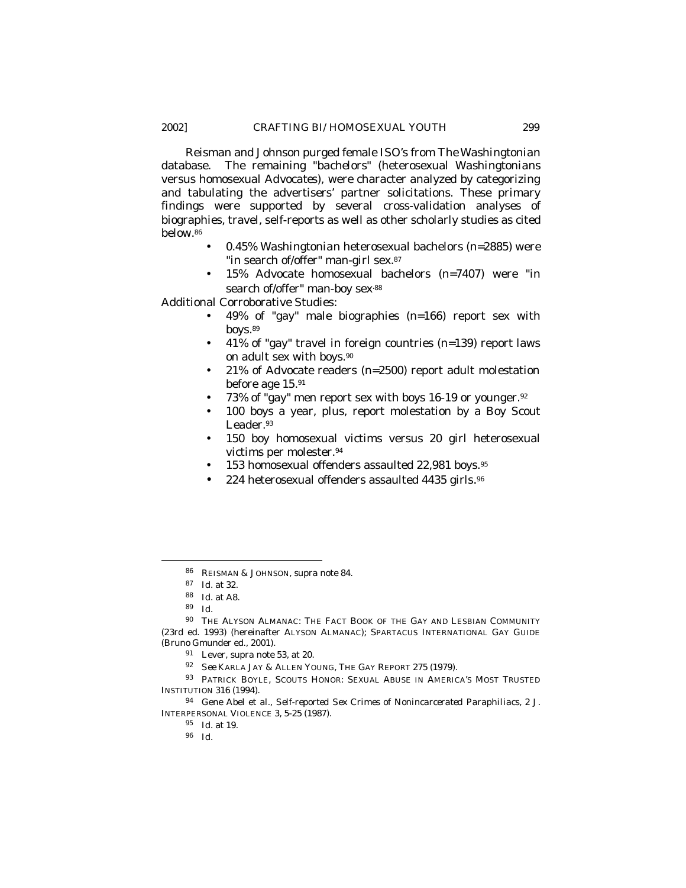Reisman and Johnson purged female ISO's from *The Washingtonian* database. The remaining "bachelors" (heterosexual Washingtonians versus homosexual Advocates), were character analyzed by categorizing and tabulating the advertisers' partner solicitations. These primary findings were supported by several cross-validation analyses of biographies, travel, self-reports as well as other scholarly studies as cited below.[86]

- 0.45% *Washingtonian* heterosexual bachelors (n=2885) were "in search of/offer" man-girl sex.[87]
- 15% *Advocate* homosexual bachelors (n=7407) were "in search of/offer" man-boy sex.[88]

Additional Corroborative Studies:

- 49% of "gay" male biographies (n=166) report sex with boys.[89]
- 41% of "gay" travel in foreign countries (n=139) report laws on adult sex with boys.[90]
- 21% of *Advocate* readers (n=2500) report adult molestation before age 15.[91]
- 73% of "gay" men report sex with boys 16-19 or younger.[92]
- 100 boys a year, plus, report molestation by a Boy Scout Leader.[93]
- 150 boy homosexual victims versus 20 girl heterosexual victims per molester.[94]
- 153 homosexual offenders assaulted 22,981 boys.[95]
- 224 heterosexual offenders assaulted 4435 girls.[96]

---

[86] REISMAN & JOHNSON, *supra* note 84.

[87] *Id.* at 32.

[88] *Id.* at A8.

[89] *Id.*

[90] THE ALYSON ALMANAC: THE FACT BOOK OF THE GAY AND LESBIAN COMMUNITY (23rd ed. 1993) (hereinafter ALYSON ALMANAC); SPARTACUS INTERNATIONAL GAY GUIDE (Bruno Gmunder ed., 2001).

[91] Lever, *supra* note 53, at 20.

[92] *See* KARLA JAY & ALLEN YOUNG, THE GAY REPORT 275 (1979).

[93] PATRICK BOYLE, SCOUTS HONOR: SEXUAL ABUSE IN AMERICA'S MOST TRUSTED INSTITUTION 316 (1994).

[94] Gene Abel et al., *Self-reported Sex Crimes of Nonincarcerated Paraphiliacs*, 2 J. INTERPERSONAL VIOLENCE 3, 5-25 (1987).

[95] *Id.* at 19.

[96] *Id.*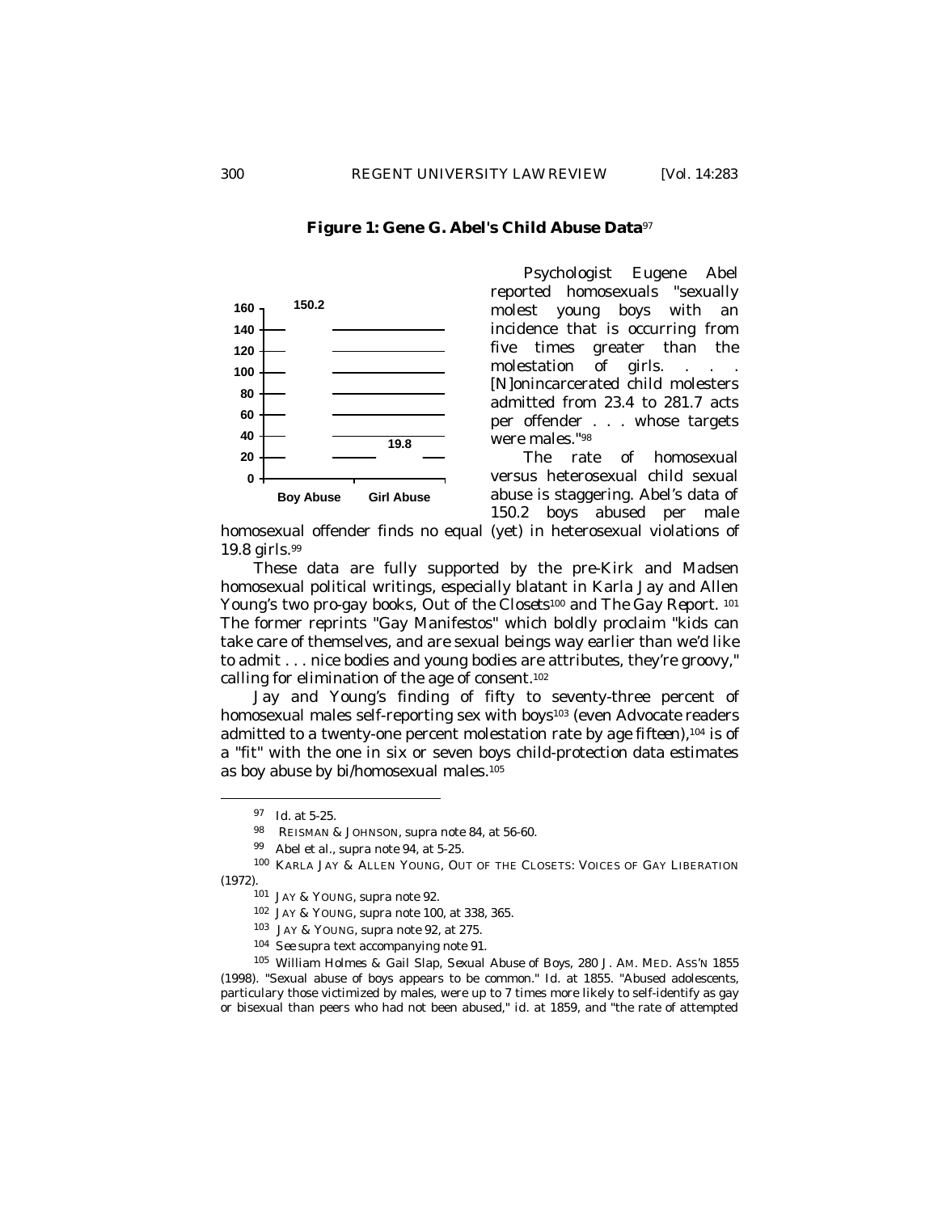**Figure 1: Gene G. Abel's Child Abuse Data**[97]

| | Boy Abuse | Girl Abuse |
|---|---|---|
| Value | 150.2 | 19.8 |

Psychologist Eugene Abel reported homosexuals "sexually molest young boys with an incidence that is occurring from five times greater than the molestation of girls. . . . [N]onincarcerated child molesters admitted from 23.4 to 281.7 acts per offender . . . whose targets were males."[98]

The rate of homosexual versus heterosexual child sexual abuse is staggering. Abel's data of 150.2 boys abused per male homosexual offender finds no equal (yet) in heterosexual violations of 19.8 girls.[99]

These data are fully supported by the pre-Kirk and Madsen homosexual political writings, especially blatant in Karla Jay and Allen Young's two pro-gay books, *Out of the Closets*[100] and *The Gay Report*.[101] The former reprints "Gay Manifestos" which boldly proclaim "kids can take care of themselves, and are sexual beings way earlier than we'd like to admit . . . nice bodies and young bodies are attributes, they're groovy," calling for elimination of the age of consent.[102]

Jay and Young's finding of fifty to seventy-three percent of homosexual males self-reporting sex with boys[103] (even *Advocate* readers admitted to a twenty-one percent molestation rate by age *fifteen*),[104] is of a "fit" with the one in six or seven boys child-protection data estimates as boy abuse by bi/homosexual males.[105]

---

[97] *Id.* at 5-25.

[98] REISMAN & JOHNSON, *supra* note 84, at 56-60.

[99] Abel et al., *supra* note 94, at 5-25.

[100] KARLA JAY & ALLEN YOUNG, OUT OF THE CLOSETS: VOICES OF GAY LIBERATION (1972).

[101] JAY & YOUNG, *supra* note 92.

[102] JAY & YOUNG, *supra* note 100, at 338, 365.

[103] JAY & YOUNG, *supra* note 92, at 275.

[104] *See supra* text accompanying note 91.

[105] William Holmes & Gail Slap, *Sexual Abuse of Boys*, 280 J. AM. MED. ASS'N 1855 (1998). "Sexual abuse of boys appears to be common." *Id.* at 1855. "Abused adolescents, particulary those victimized by males, were up to 7 times more likely to self-identify as gay or bisexual than peers who had not been abused," *id.* at 1859, and "the rate of attempted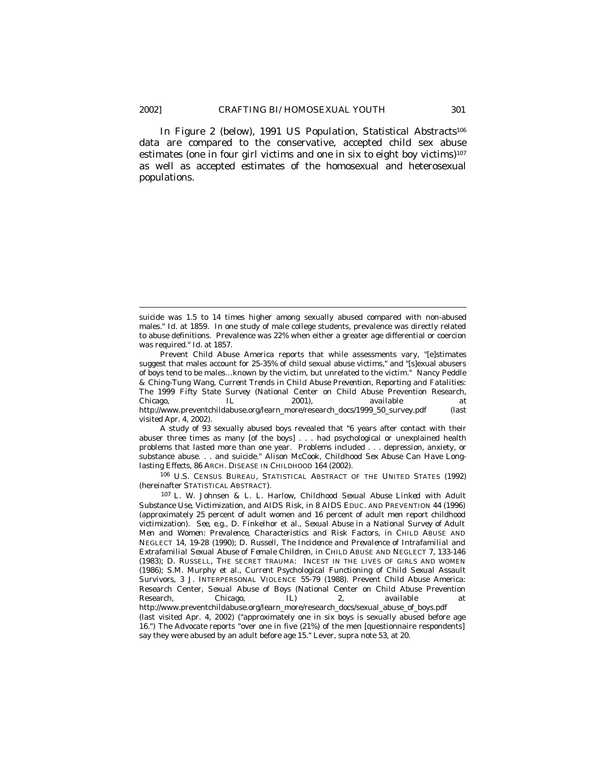In Figure 2 (below), 1991 US Population, *Statistical Abstracts*[106] data are compared to the conservative, accepted child sex abuse estimates (one in four girl victims and one in six to eight boy victims)[107] as well as accepted estimates of the homosexual and heterosexual populations.

---

suicide was 1.5 to 14 times higher among sexually abused compared with non-abused males." *Id.* at 1859. In one study of male college students, prevalence was directly related to abuse definitions. Prevalence was 22% when either a greater age differential or coercion was required." *Id.* at 1857.

Prevent Child Abuse America reports that while assessments vary, "[e]stimates suggest that males account for 25-35% of child sexual abuse victims," and "[s]exual abusers of boys tend to be males…known by the victim, but unrelated to the victim." Nancy Peddle & Ching-Tung Wang, *Current Trends in Child Abuse Prevention, Reporting and Fatalities: The 1999 Fifty State Survey* (National Center on Child Abuse Prevention Research, Chicago, IL 2001), *available at* http://www.preventchildabuse.org/learn_more/research_docs/1999_50_survey.pdf (last visited Apr. 4, 2002).

A study of 93 sexually abused boys revealed that "6 years after contact with their abuser three times as many [of the boys] . . . had psychological or unexplained health problems that lasted more than one year. Problems included . . . depression, anxiety, or substance abuse. . . and suicide." Alison McCook, *Childhood Sex Abuse Can Have Long-lasting Effects*, 86 ARCH. DISEASE IN CHILDHOOD 164 (2002).

[106] U.S. CENSUS BUREAU, STATISTICAL ABSTRACT OF THE UNITED STATES (1992) (hereinafter STATISTICAL ABSTRACT).

[107] L. W. Johnsen & L. L. Harlow, *Childhood Sexual Abuse Linked with Adult Substance Use, Victimization, and AIDS Risk*, in 8 AIDS EDUC. AND PREVENTION 44 (1996) (approximately 25 percent of adult women and 16 percent of adult men report childhood victimization). *See, e.g.*, D. Finkelhor et al., *Sexual Abuse in a National Survey of Adult Men and Women: Prevalence, Characteristics and Risk Factors*, in CHILD ABUSE AND NEGLECT 14, 19-28 (1990); D. Russell, *The Incidence and Prevalence of Intrafamilial and Extrafamilial Sexual Abuse of Female Children*, in CHILD ABUSE AND NEGLECT 7, 133-146 (1983); D. RUSSELL, THE SECRET TRAUMA: INCEST IN THE LIVES OF GIRLS AND WOMEN (1986); S.M. Murphy et al., *Current Psychological Functioning of Child Sexual Assault Survivors*, 3 J. INTERPERSONAL VIOLENCE 55-79 (1988). Prevent Child Abuse America: Research Center, *Sexual Abuse of Boys* (National Center on Child Abuse Prevention Research, Chicago, IL) 2, *available at* http://www.preventchildabuse.org/learn_more/research_docs/sexual_abuse_of_boys.pdf (last visited Apr. 4, 2002) ("approximately one in six boys is sexually abused before age 16.") *The Advocate* reports "over one in five (21%) of the men [questionnaire respondents] say they were abused by an adult before age 15." Lever, *supra* note 53, at 20.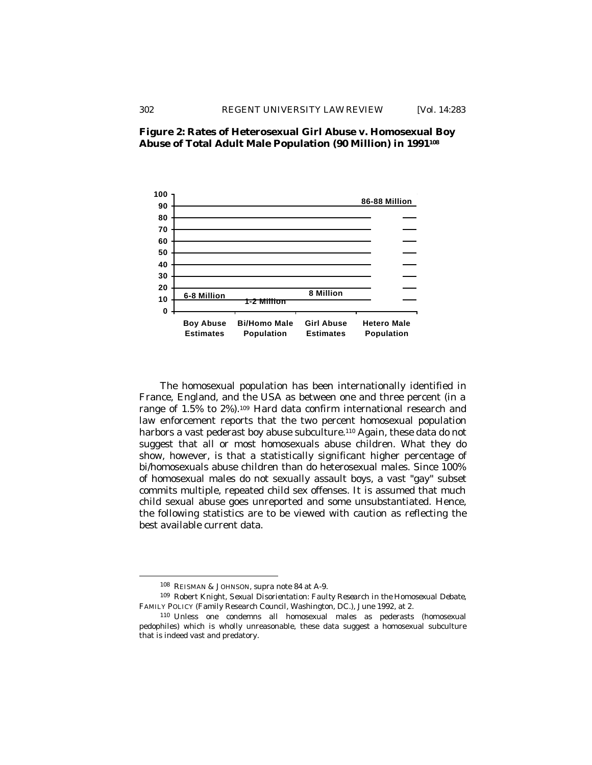**Figure 2: Rates of Heterosexual Girl Abuse v. Homosexual Boy Abuse of Total Adult Male Population (90 Million) in 1991**[108]

| | Boy Abuse Estimates | Bi/Homo Male Population | Girl Abuse Estimates | Hetero Male Population |
|---|---|---|---|---|
| Value | 6-8 Million | 1-2 Million | 8 Million | 86-88 Million |

The homosexual population has been internationally identified in France, England, and the USA as between one and three percent (in a range of 1.5% to 2%).[109] Hard data confirm international research and law enforcement reports that the two percent homosexual population harbors a vast pederast boy abuse subculture.[110] Again, these data do not suggest that all or most homosexuals abuse children. What they do show, however, is that a statistically significant higher percentage of bi/homosexuals abuse children than do heterosexual males. Since 100% of homosexual males do not sexually assault boys, a vast "gay" subset commits multiple, repeated child sex offenses. It is assumed that much child sexual abuse goes unreported and some unsubstantiated. Hence, the following statistics are to be viewed with caution as reflecting the best available current data.

---

[108] REISMAN & JOHNSON, *supra* note 84 at A-9.

[109] Robert Knight, *Sexual Disorientation: Faulty Research in the Homosexual Debate*, FAMILY POLICY (Family Research Council, Washington, DC.), June 1992, at 2.

[110] Unless one condemns all homosexual males as pederasts (homosexual pedophiles) which is wholly unreasonable, these data suggest a homosexual subculture that is indeed vast and predatory.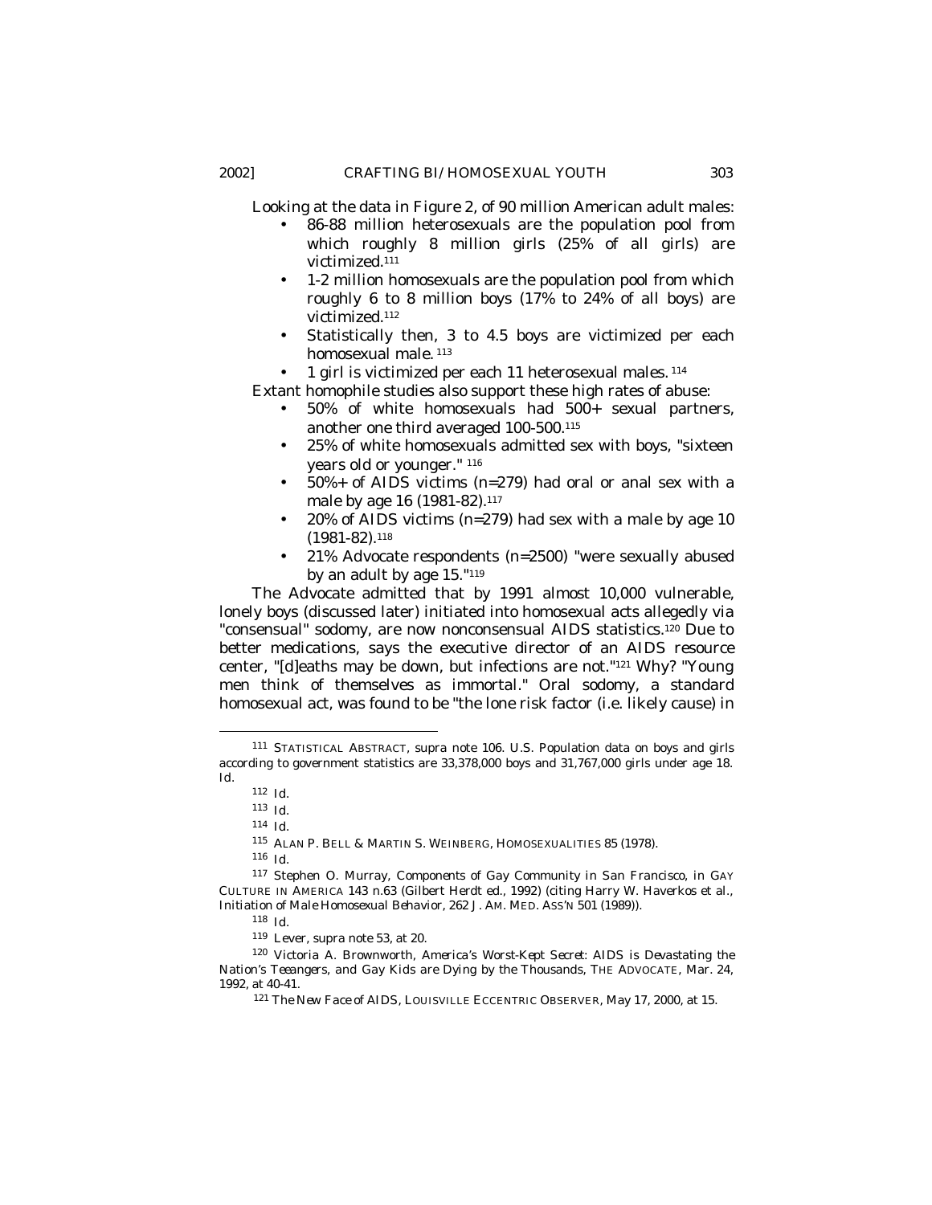Looking at the data in Figure 2, of 90 million American adult males:

- 86-88 million heterosexuals are the population pool from which roughly 8 million girls (25% of all girls) are victimized.[111]
- 1-2 million homosexuals are the population pool from which roughly 6 to 8 million boys (17% to 24% of all boys) are victimized.[112]
- Statistically then, 3 to 4.5 boys are victimized per each homosexual male.[113]
- 1 girl is victimized per each 11 heterosexual males.[114]

Extant homophile studies also support these high rates of abuse:

- 50% of white homosexuals had 500+ sexual partners, another one third averaged 100-500.[115]
- 25% of white homosexuals admitted sex with boys, "sixteen years old or younger."[116]
- 50%+ of AIDS victims (n=279) had oral or anal sex with a male by age 16 (1981-82).[117]
- 20% of AIDS victims (n=279) had sex with a male by age 10 (1981-82).[118]
- 21% *Advocate* respondents (n=2500) "were sexually abused by an adult by age 15."[119]

The *Advocate* admitted that by 1991 almost 10,000 vulnerable, lonely boys (discussed later) initiated into homosexual acts allegedly via "consensual" sodomy, are now nonconsensual AIDS statistics.[120] Due to better medications, says the executive director of an AIDS resource center, "[d]eaths may be down, but infections are not."[121] Why? "Young men think of themselves as immortal." Oral sodomy, a standard homosexual act, was found to be "the lone risk factor (i.e. likely cause) in

---

111 STATISTICAL ABSTRACT, *supra* note 106. U.S. Population data on boys and girls according to government statistics are 33,378,000 boys and 31,767,000 girls under age 18. *Id.*

112 *Id.*

113 *Id.*

114 *Id.*

115 ALAN P. BELL & MARTIN S. WEINBERG, HOMOSEXUALITIES 85 (1978).

116 *Id.*

117 Stephen O. Murray, *Components of Gay Community in San Francisco*, *in* GAY CULTURE IN AMERICA 143 n.63 (Gilbert Herdt ed., 1992) (citing Harry W. Haverkos et al., *Initiation of Male Homosexual Behavior*, 262 J. AM. MED. ASS'N 501 (1989)).

118 *Id.*

119 Lever, *supra* note 53, at 20.

120 Victoria A. Brownworth, *America's Worst-Kept Secret: AIDS is Devastating the Nation's Teeangers, and Gay Kids are Dying by the Thousands*, THE ADVOCATE, Mar. 24, 1992, at 40-41.

121 *The New Face of AIDS*, LOUISVILLE ECCENTRIC OBSERVER, May 17, 2000, at 15.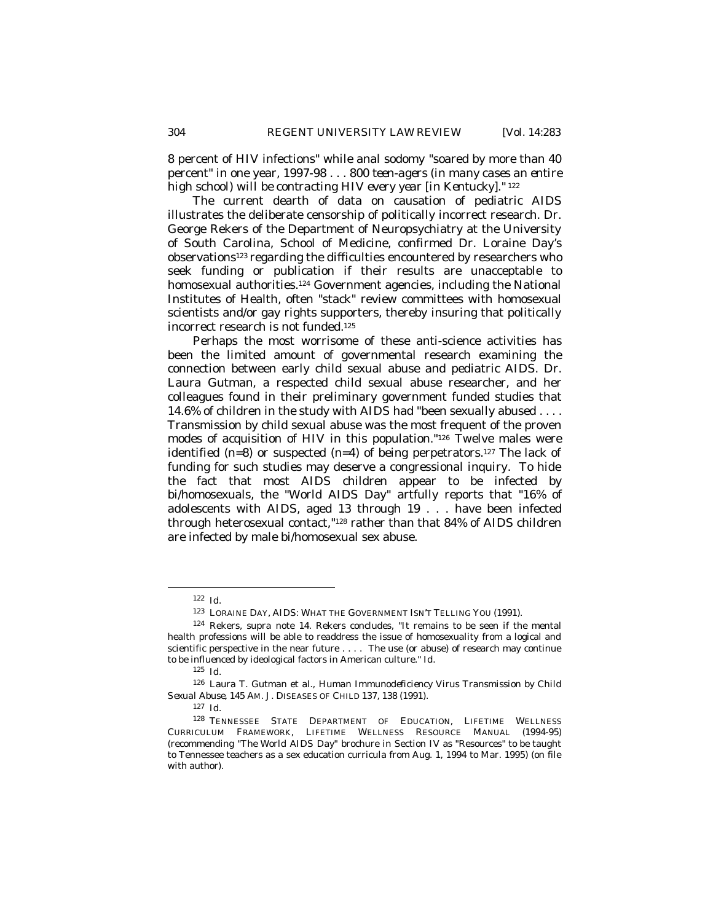8 percent of HIV infections" while anal sodomy "soared by more than 40 percent" in one year, 1997-98 . . . *800 teen-agers (in many cases an entire high school) will be contracting HIV every year [in Kentucky]*."[122]

The current dearth of data on causation of pediatric AIDS illustrates the deliberate censorship of politically incorrect research. Dr. George Rekers of the Department of Neuropsychiatry at the University of South Carolina, School of Medicine, confirmed Dr. Loraine Day's observations[123] regarding the difficulties encountered by researchers who seek funding or publication if their results are unacceptable to homosexual authorities.[124] Government agencies, including the National Institutes of Health, often "stack" review committees with homosexual scientists and/or gay rights supporters, thereby insuring that politically incorrect research is not funded.[125]

Perhaps the most worrisome of these anti-science activities has been the limited amount of governmental research examining the connection between early child sexual abuse and pediatric AIDS. Dr. Laura Gutman, a respected child sexual abuse researcher, and her colleagues found in their preliminary government funded studies that 14.6% of children in the study with AIDS had "been sexually abused . . . . Transmission by child sexual abuse was the most frequent of the proven modes of acquisition of HIV in this population."[126] Twelve males were identified (n=8) or suspected (n=4) of being perpetrators.[127] The lack of funding for such studies may deserve a congressional inquiry. To hide the fact that most AIDS children appear to be infected by bi/homosexuals, the "World AIDS Day" artfully reports that "16% of adolescents with AIDS, aged 13 through 19 . . . have been infected through heterosexual contact,"[128] rather than that 84% of AIDS children are infected by male bi/homosexual sex abuse.

---

[122] *Id.*

[123] LORAINE DAY, AIDS: WHAT THE GOVERNMENT ISN'T TELLING YOU (1991).

[124] Rekers, *supra* note 14. Rekers concludes, "It remains to be seen if the mental health professions will be able to readdress the issue of homosexuality from a logical and scientific perspective in the near future . . . . The use (or abuse) of research may continue to be influenced by ideological factors in American culture." *Id.*

[125] *Id.*

[126] Laura T. Gutman et al., *Human Immunodeficiency Virus Transmission by Child Sexual Abuse*, 145 AM. J. DISEASES OF CHILD 137, 138 (1991).

[127] *Id.*

[128] TENNESSEE STATE DEPARTMENT OF EDUCATION, LIFETIME WELLNESS CURRICULUM FRAMEWORK, LIFETIME WELLNESS RESOURCE MANUAL (1994-95) (recommending "The World AIDS Day" brochure in Section IV as "Resources" to be taught to Tennessee teachers as a sex education curricula from Aug. 1, 1994 to Mar. 1995) (on file with author).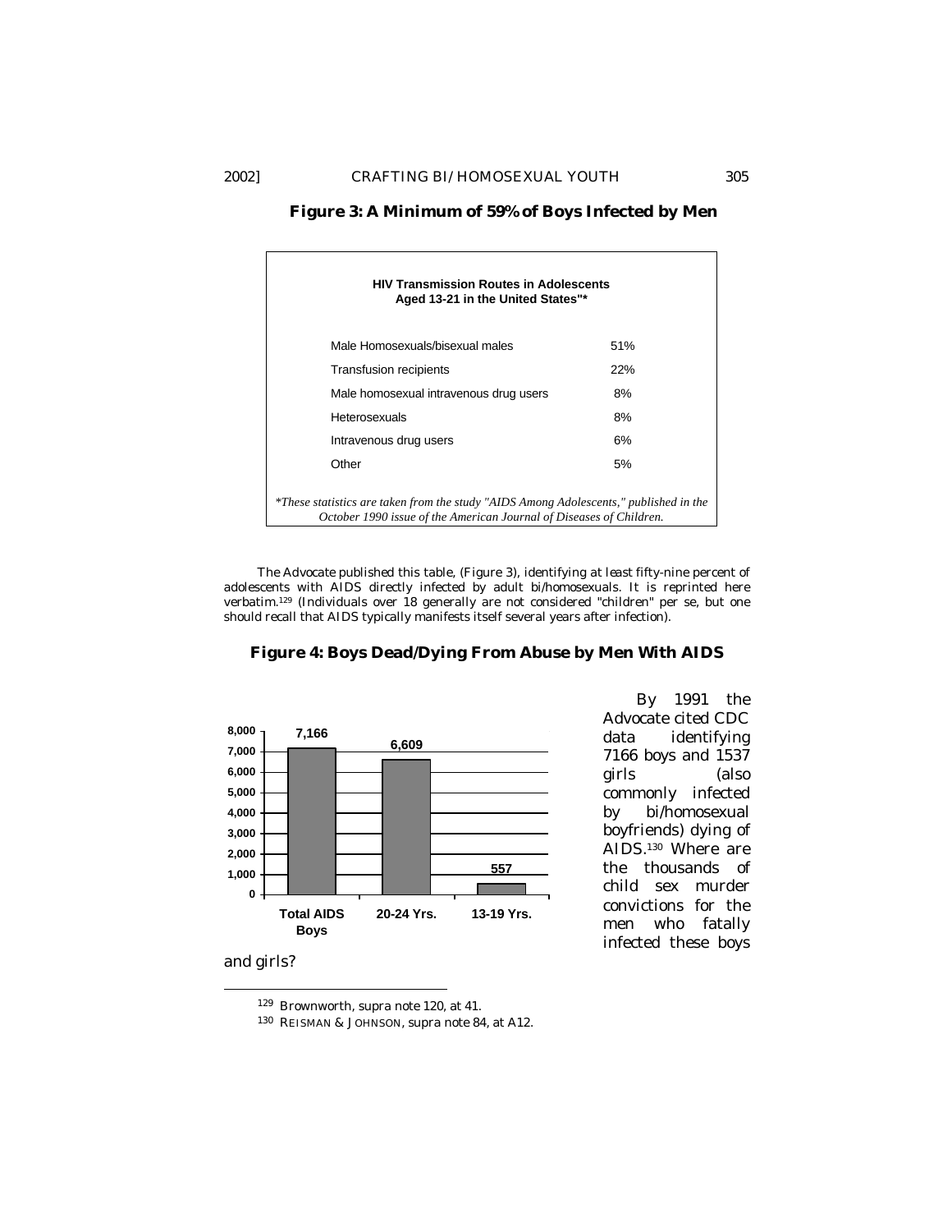**Figure 3: A Minimum of 59% of Boys Infected by Men**

**HIV Transmission Routes in Adolescents Aged 13-21 in the United States"***

| | |
|---|---|
| Male Homosexuals/bisexual males | 51% |
| Transfusion recipients | 22% |
| Male homosexual intravenous drug users | 8% |
| Heterosexuals | 8% |
| Intravenous drug users | 6% |
| Other | 5% |

*\*These statistics are taken from the study "AIDS Among Adolescents," published in the October 1990 issue of the American Journal of Diseases of Children.*

The *Advocate* published this table, (Figure 3), identifying at least fifty-nine percent of adolescents with AIDS directly infected by adult bi/homosexuals. It is reprinted here verbatim.[129] (Individuals over 18 generally are not considered "children" per se, but one should recall that AIDS typically manifests itself several years after infection).

**Figure 4: Boys Dead/Dying From Abuse by Men With AIDS**

| | Total AIDS Boys | 20-24 Yrs. | 13-19 Yrs. |
|---|---|---|---|
| Boys | 7,166 | 6,609 | 557 |

By 1991 the *Advocate* cited CDC data identifying 7166 boys and 1537 girls (also commonly infected by bi/homosexual boyfriends) dying of AIDS.[130] Where are the thousands of child sex murder convictions for the men who fatally infected these boys and girls?

[129] Brownworth, *supra* note 120, at 41.

[130] REISMAN & JOHNSON, *supra* note 84, at A12.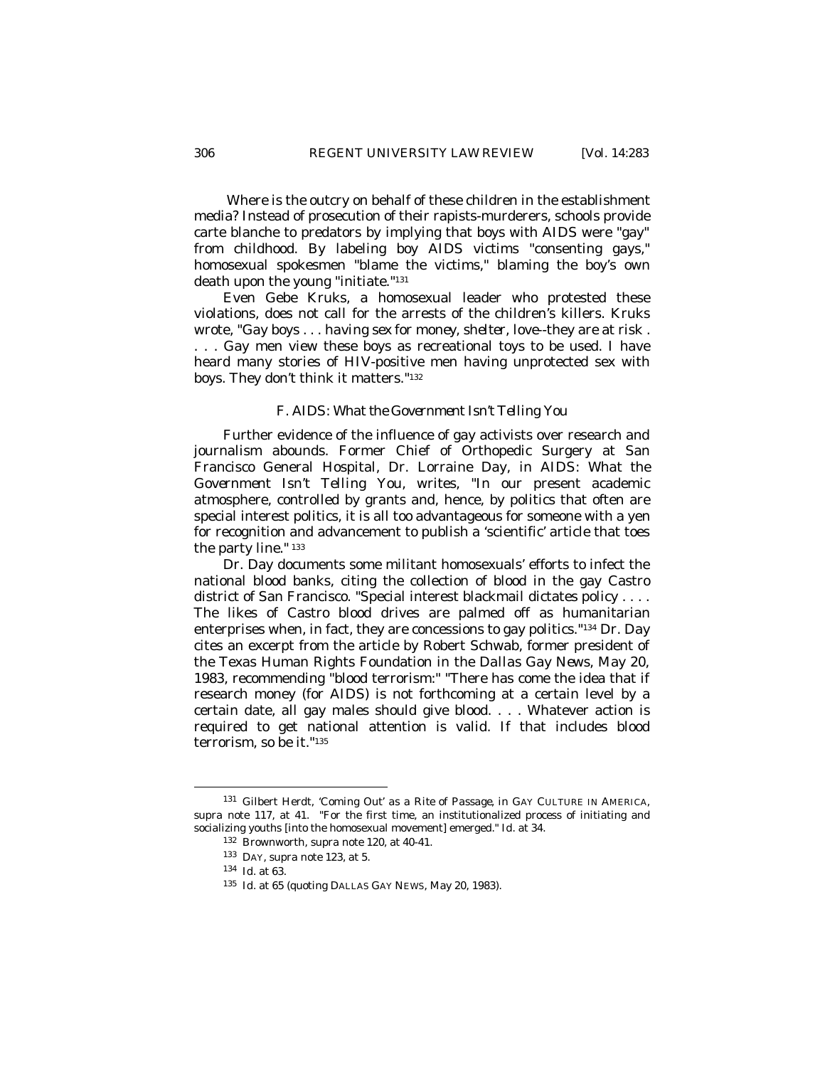Where is the outcry on behalf of these children in the establishment media? Instead of prosecution of their rapists-murderers, schools provide carte blanche to predators by implying that boys with AIDS were "gay" from childhood. By labeling boy AIDS victims "consenting gays," homosexual spokesmen "blame the victims," blaming the boy's own death upon the young "initiate."[131]

Even Gebe Kruks, a homosexual leader who protested these violations, does not call for the arrests of the children's killers. Kruks wrote, "Gay boys . . . having sex for money, shelter, love--they are at risk . . . . Gay men view these boys as recreational toys to be used. I have heard many stories of HIV-positive men having unprotected sex with boys. They don't think it matters."[132]

### F. *AIDS: What the Government Isn't Telling You*

Further evidence of the influence of gay activists over research and journalism abounds. Former Chief of Orthopedic Surgery at San Francisco General Hospital, Dr. Lorraine Day, in *AIDS: What the Government Isn't Telling You*, writes, "In our present academic atmosphere, controlled by grants and, hence, by politics that often are special interest politics, it is all too advantageous for someone with a yen for recognition and advancement to publish a 'scientific' article that toes the party line." [133]

Dr. Day documents some militant homosexuals' efforts to infect the national blood banks, citing the collection of blood in the gay Castro district of San Francisco. "Special interest blackmail dictates policy . . . . The likes of Castro blood drives are palmed off as humanitarian enterprises when, in fact, they are concessions to gay politics."[134] Dr. Day cites an excerpt from the article by Robert Schwab, former president of the Texas Human Rights Foundation in the *Dallas Gay News*, May 20, 1983, recommending "blood terrorism:" "There has come the idea that if research money (for AIDS) is not forthcoming at a certain level by a certain date, all gay males should give blood. . . . Whatever action is required to get national attention is valid. If that includes blood terrorism, so be it."[135]

---

[131] Gilbert Herdt, *'Coming Out' as a Rite of Passage*, in GAY CULTURE IN AMERICA, *supra* note 117, at 41. "For the first time, an institutionalized process of initiating and socializing youths [into the homosexual movement] emerged." *Id.* at 34.

[132] Brownworth, *supra* note 120, at 40-41.

[133] DAY, *supra* note 123, at 5.

[134] *Id.* at 63.

[135] *Id.* at 65 (quoting DALLAS GAY NEWS, May 20, 1983).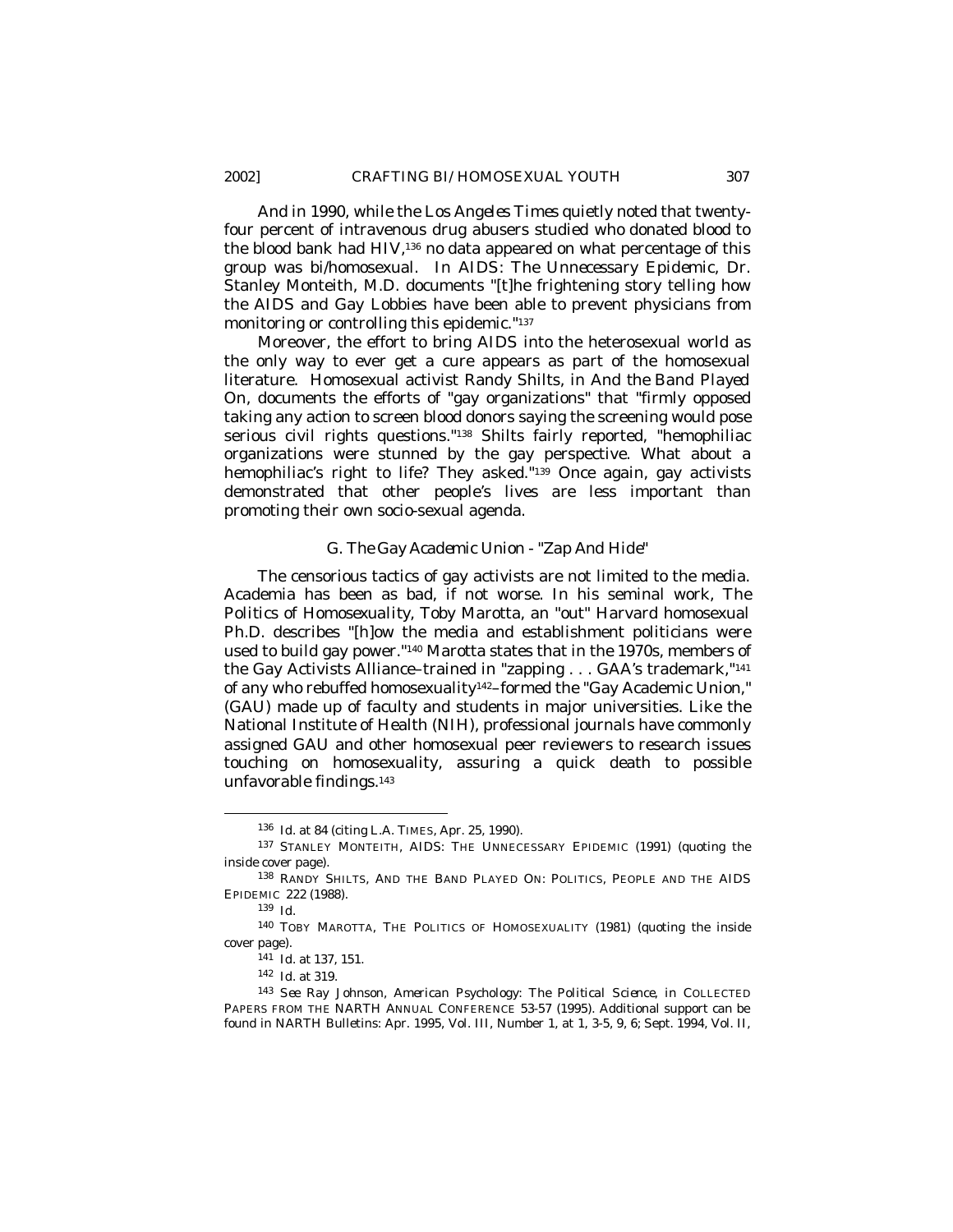And in 1990, while the *Los Angeles Times* quietly noted that twenty-four percent of intravenous drug abusers studied who donated blood to the blood bank had HIV,[136] no data appeared on what percentage of this group was bi/homosexual. In *AIDS: The Unnecessary Epidemic*, Dr. Stanley Monteith, M.D. documents "[t]he frightening story telling how the AIDS and Gay Lobbies have been able to prevent physicians from monitoring or controlling this epidemic."[137]

Moreover, the effort to bring AIDS into the heterosexual world as the only way to ever get a cure appears as part of the homosexual literature. Homosexual activist Randy Shilts, in *And the Band Played On*, documents the efforts of "gay organizations" that "firmly opposed taking any action to screen blood donors saying the screening would pose serious civil rights questions."[138] Shilts fairly reported, "hemophiliac organizations were stunned by the gay perspective. What about a hemophiliac's right to life? They asked."[139] Once again, gay activists demonstrated that other people's lives are less important than promoting their own socio-sexual agenda.

### *G. The Gay Academic Union - "Zap And Hide"*

The censorious tactics of gay activists are not limited to the media. Academia has been as bad, if not worse. In his seminal work, *The Politics of Homosexuality*, Toby Marotta, an "out" Harvard homosexual Ph.D. describes "[h]ow the media and establishment politicians were used to build gay power."[140] Marotta states that in the 1970s, members of the Gay Activists Alliance–trained in "zapping . . . GAA's trademark,"[141] of any who rebuffed homosexuality[142]–formed the "Gay Academic Union," (GAU) made up of faculty and students in major universities. Like the National Institute of Health (NIH), professional journals have commonly assigned GAU and other homosexual peer reviewers to research issues touching on homosexuality, assuring a quick death to possible unfavorable findings.[143]

---

[136] *Id.* at 84 (citing L.A. TIMES, Apr. 25, 1990).

[137] STANLEY MONTEITH, AIDS: THE UNNECESSARY EPIDEMIC (1991) (quoting the inside cover page).

[138] RANDY SHILTS, AND THE BAND PLAYED ON: POLITICS, PEOPLE AND THE AIDS EPIDEMIC 222 (1988).

[139] *Id.*

[140] TOBY MAROTTA, THE POLITICS OF HOMOSEXUALITY (1981) (quoting the inside cover page).

[141] *Id.* at 137, 151.

[142] *Id.* at 319.

[143] *See* Ray Johnson, *American Psychology: The Political Science*, *in* COLLECTED PAPERS FROM THE NARTH ANNUAL CONFERENCE 53-57 (1995). Additional support can be found in NARTH Bulletins: Apr. 1995, Vol. III, Number 1, at 1, 3-5, 9, 6; Sept. 1994, Vol. II,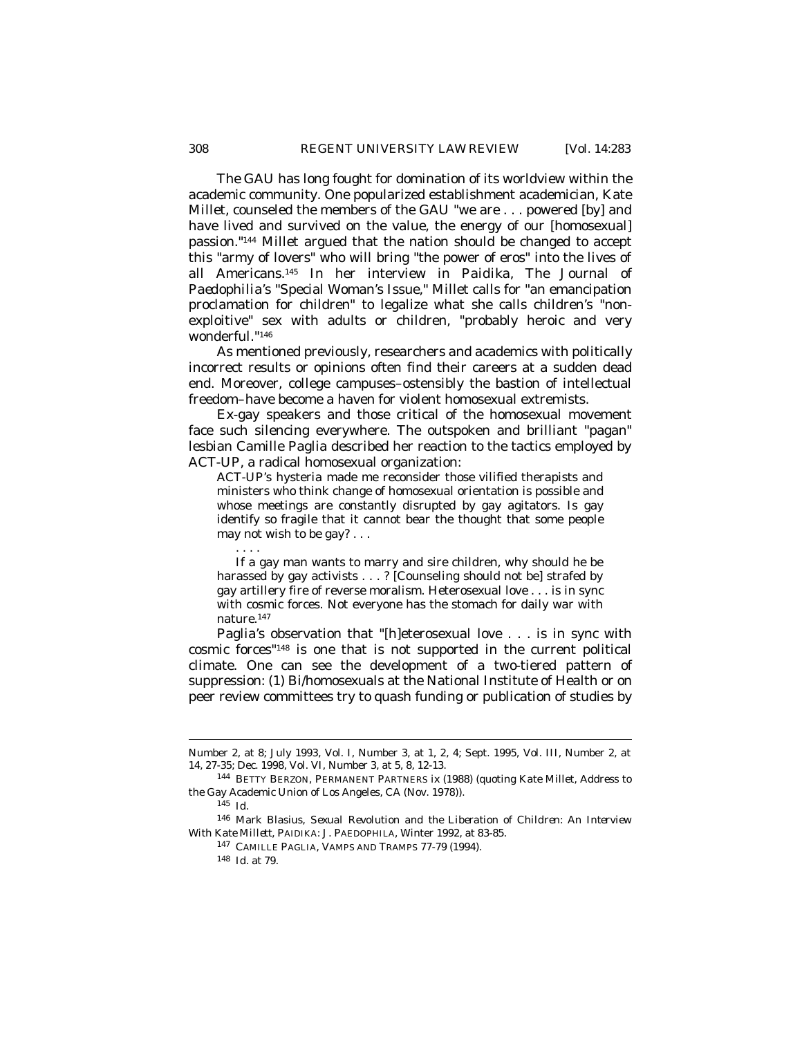The GAU has long fought for domination of its worldview within the academic community. One popularized establishment academician, Kate Millet, counseled the members of the GAU "we are . . . powered [by] and have lived and survived on the value, the energy of our [homosexual] passion."[144] Millet argued that the nation should be changed to accept this "army of lovers" who will bring "the power of eros" into the lives of all Americans.[145] In her interview in *Paidika, The Journal of Paedophilia's* "Special Woman's Issue," Millet calls for "an emancipation proclamation for children" to legalize what she calls children's "non-exploitive" sex with adults or children, "probably heroic and very wonderful."[146]

As mentioned previously, researchers and academics with politically incorrect results or opinions often find their careers at a sudden dead end. Moreover, college campuses–ostensibly the bastion of intellectual freedom–have become a haven for violent homosexual extremists.

Ex-gay speakers and those critical of the homosexual movement face such silencing everywhere. The outspoken and brilliant "pagan" lesbian Camille Paglia described her reaction to the tactics employed by ACT-UP, a radical homosexual organization:

> ACT-UP's hysteria made me reconsider those vilified therapists and ministers who think change of homosexual orientation is possible and whose meetings are constantly disrupted by gay agitators. Is gay identify so fragile that it cannot bear the thought that some people may not wish to be gay? . . .
>
> . . . .
>
> If a gay man wants to marry and sire children, why should he be harassed by gay activists . . . ? [Counseling should not be] strafed by gay artillery fire of reverse moralism. Heterosexual love . . . is in sync with cosmic forces. Not everyone has the stomach for daily war with nature.[147]

Paglia's observation that "[h]eterosexual love . . . is in sync with cosmic forces"[148] is one that is not supported in the current political climate. One can see the development of a two-tiered pattern of suppression: (1) Bi/homosexuals at the National Institute of Health or on peer review committees try to quash funding or publication of studies by

---

Number 2, at 8; July 1993, Vol. I, Number 3, at 1, 2, 4; Sept. 1995, Vol. III, Number 2, at 14, 27-35; Dec. 1998, Vol. VI, Number 3, at 5, 8, 12-13.

[144] BETTY BERZON, PERMANENT PARTNERS ix (1988) (quoting Kate Millet, Address to the Gay Academic Union of Los Angeles, CA (Nov. 1978)).

[145] *Id.*

[146] Mark Blasius, *Sexual Revolution and the Liberation of Children: An Interview With Kate Millett*, PAIDIKA: J. PAEDOPHILA, Winter 1992, at 83-85.

[147] CAMILLE PAGLIA, VAMPS AND TRAMPS 77-79 (1994).

[148] *Id.* at 79.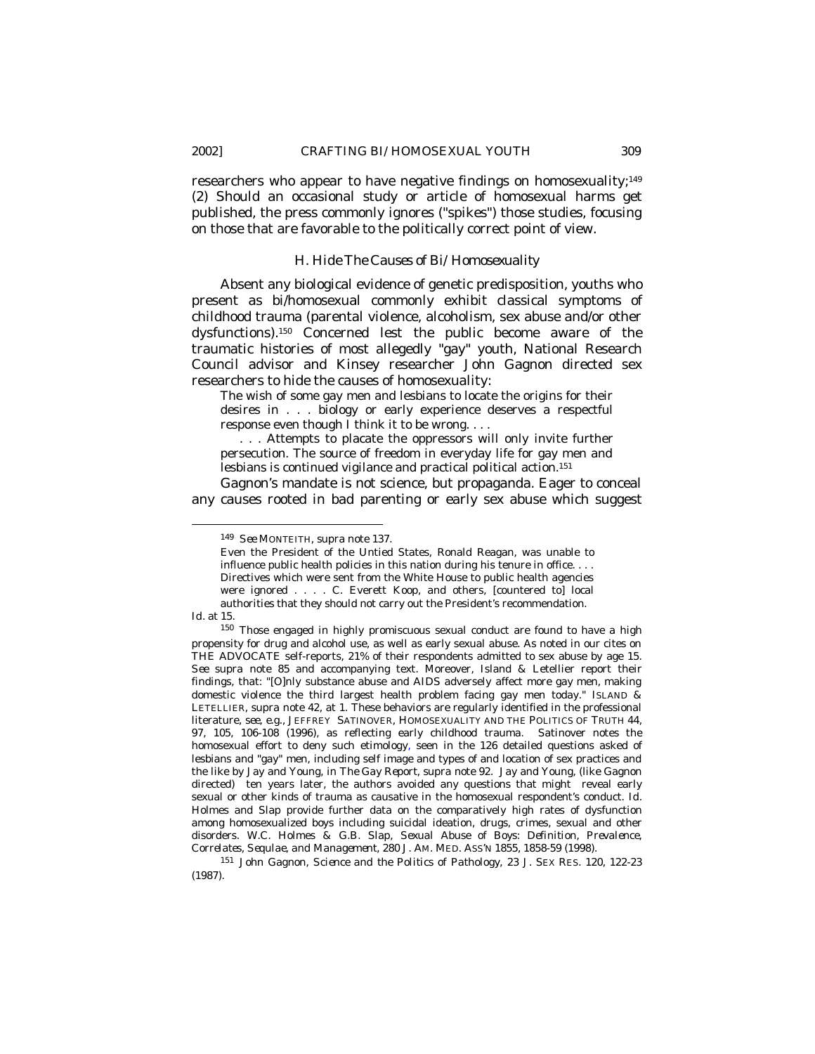researchers who appear to have negative findings on homosexuality;[149] (2) Should an occasional study or article of homosexual harms get published, the press commonly ignores ("spikes") those studies, focusing on those that are favorable to the politically correct point of view.

### H. *Hide The Causes of Bi/Homosexuality*

Absent any biological evidence of genetic predisposition, youths who present as bi/homosexual commonly exhibit classical symptoms of childhood trauma (parental violence, alcoholism, sex abuse and/or other dysfunctions).[150] Concerned lest the public become aware of the traumatic histories of most allegedly "gay" youth, National Research Council advisor and Kinsey researcher John Gagnon directed sex researchers to hide the causes of homosexuality:

> The wish of some gay men and lesbians to locate the origins for their desires in . . . biology or early experience deserves a respectful response even though I think it to be wrong. . . .
>
> . . . Attempts to placate the oppressors will only invite further persecution. The source of freedom in everyday life for gay men and lesbians is continued vigilance and practical political action.[151]

Gagnon's mandate is not science, but propaganda. Eager to conceal any causes rooted in bad parenting or early sex abuse which suggest

---

[149] *See* MONTEITH, *supra* note 137.

> Even the President of the Untied States, Ronald Reagan, was unable to influence public health policies in this nation during his tenure in office. . . . Directives which were sent from the White House to public health agencies were ignored . . . . C. Everett Koop, and others, [countered to] local authorities that they should not carry out the President's recommendation.

*Id.* at 15.

[150] Those engaged in highly promiscuous sexual conduct are found to have a high propensity for drug and alcohol use, as well as early sexual abuse. As noted in our cites on THE ADVOCATE self-reports, 21% of their respondents admitted to sex abuse by age 15. *See supra* note 85 and accompanying text. Moreover, Island & Letellier report their findings, that: "[O]nly substance abuse and AIDS adversely affect more gay men, making domestic violence the third largest health problem facing gay men today." ISLAND & LETELLIER, *supra* note 42, at 1. These behaviors are regularly identified in the professional literature, *see, e.g.*, JEFFREY SATINOVER, HOMOSEXUALITY AND THE POLITICS OF TRUTH 44, 97, 105, 106-108 (1996), as reflecting early childhood trauma. Satinover notes the homosexual effort to deny such etimology, seen in the 126 detailed questions asked of lesbians and "gay" men, including self image and types of and location of sex practices and the like by Jay and Young, in *The Gay Report*, *supra* note 92. Jay and Young, (like Gagnon directed) ten years later, the authors avoided any questions that might reveal early sexual or other kinds of trauma as causative in the homosexual respondent's conduct. *Id.* Holmes and Slap provide further data on the comparatively high rates of dysfunction among homosexualized boys including suicidal ideation, drugs, crimes, sexual and other disorders. W.C. Holmes & G.B. Slap, *Sexual Abuse of Boys: Definition, Prevalence, Correlates, Sequlae, and Management*, 280 J. AM. MED. ASS'N 1855, 1858-59 (1998).

[151] John Gagnon, *Science and the Politics of Pathology*, 23 J. SEX RES. 120, 122-23 (1987).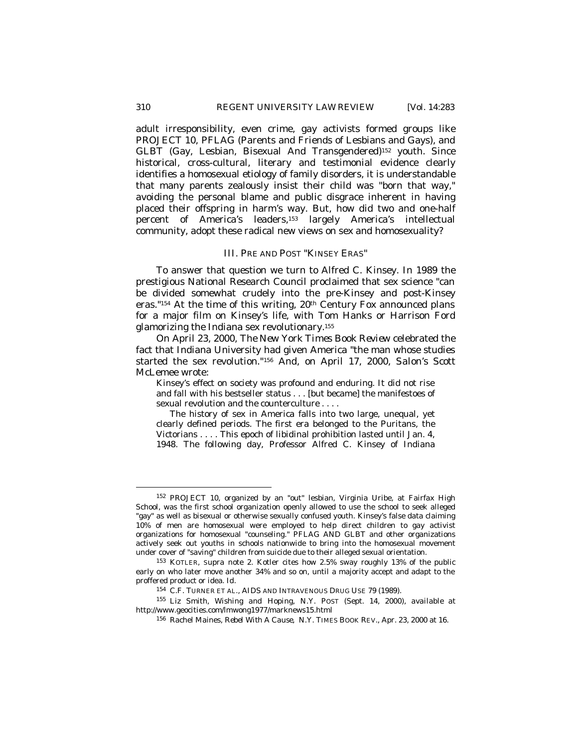adult irresponsibility, even crime, gay activists formed groups like PROJECT 10, PFLAG (Parents and Friends of Lesbians and Gays), and GLBT (Gay, Lesbian, Bisexual And Transgendered)[152] youth. Since historical, cross-cultural, literary and testimonial evidence clearly identifies a homosexual etiology of family disorders, it is understandable that many parents zealously insist their child was "born that way," avoiding the personal blame and public disgrace inherent in having placed their offspring in harm's way. But, how did two and one-half percent of America's leaders,[153] largely America's intellectual community, adopt these radical new views on sex and homosexuality?

## III. PRE AND POST "KINSEY ERAS"

To answer that question we turn to Alfred C. Kinsey. In 1989 the prestigious National Research Council proclaimed that sex science "can be divided somewhat crudely into the pre-Kinsey and post-Kinsey eras."[154] At the time of this writing, 20th Century Fox announced plans for a major film on Kinsey's life, with Tom Hanks or Harrison Ford glamorizing the Indiana sex revolutionary.[155]

On April 23, 2000, *The New York Times Book Review* celebrated the fact that Indiana University had given America "the man whose studies started the sex revolution."[156] And, on April 17, 2000, *Salon*'s Scott McLemee wrote:

> Kinsey's effect on society was profound and enduring. It did not rise and fall with his bestseller status . . . [but became] the manifestoes of sexual revolution and the counterculture . . . .
>
> The history of sex in America falls into two large, unequal, yet clearly defined periods. The first era belonged to the Puritans, the Victorians . . . . This epoch of libidinal prohibition lasted until Jan. 4, 1948. The following day, Professor Alfred C. Kinsey of Indiana

---

[152] PROJECT 10, organized by an "out" lesbian, Virginia Uribe, at Fairfax High School, was the first school organization openly allowed to use the school to seek alleged "gay" as well as bisexual or otherwise sexually confused youth. Kinsey's false data claiming 10% of men are homosexual were employed to help direct children to gay activist organizations for homosexual "counseling." PFLAG AND GLBT and other organizations actively seek out youths in schools nationwide to bring into the homosexual movement under cover of "saving" children from suicide due to their alleged sexual orientation.

[153] KOTLER, *supra* note 2. Kotler cites how 2.5% sway roughly 13% of the public early on who later move another 34% and so on, until a majority accept and adapt to the proffered product or idea. *Id.*

[154] C.F. TURNER ET AL., AIDS AND INTRAVENOUS DRUG USE 79 (1989).

[155] Liz Smith, *Wishing and Hoping*, N.Y. POST (Sept. 14, 2000), *available at* http://www.geocities.com/lmwong1977/marknews15.html

[156] Rachel Maines, *Rebel With A Cause*, N.Y. TIMES BOOK REV., Apr. 23, 2000 at 16.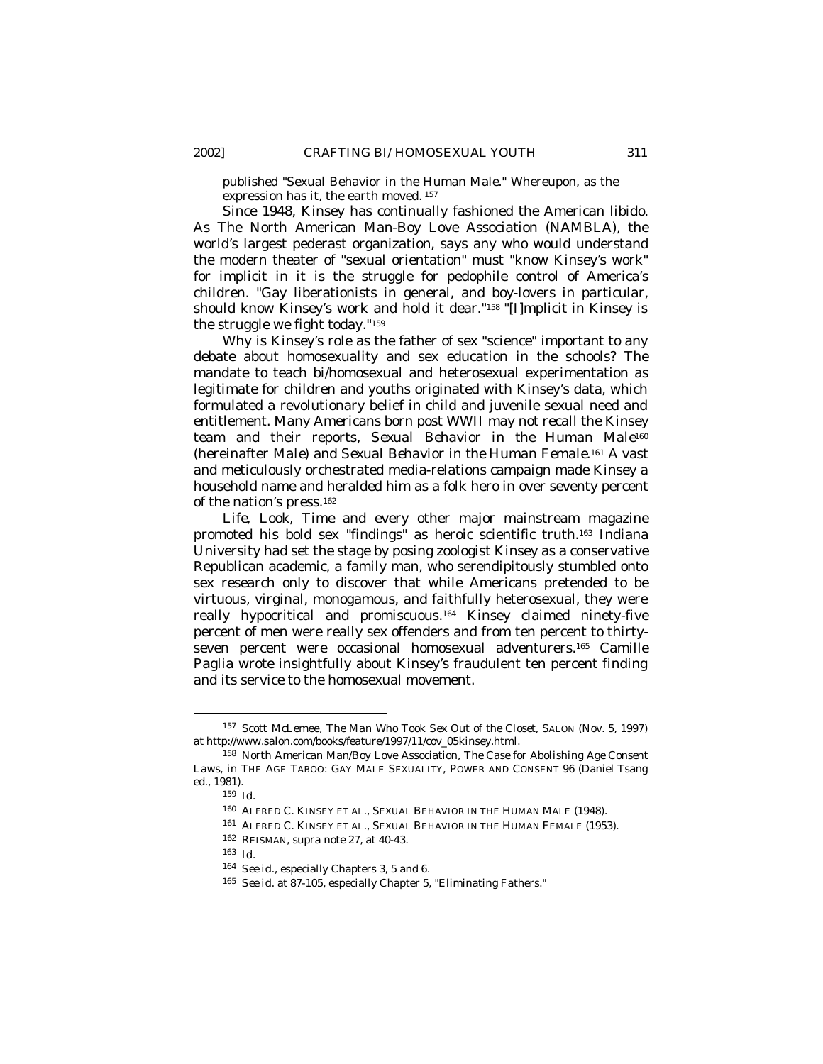published "Sexual Behavior in the Human Male." Whereupon, as the expression has it, the earth moved.[157]

Since 1948, Kinsey has continually fashioned the American libido. As The North American Man-Boy Love Association (NAMBLA), the world's largest pederast organization, says any who would understand the modern theater of "sexual orientation" must "know Kinsey's work" for implicit in it is the struggle for pedophile control of America's children. "Gay liberationists in general, and boy-lovers in particular, should know Kinsey's work and hold it dear."[158] "[I]mplicit in Kinsey is the struggle we fight today."[159]

Why is Kinsey's role as the father of sex "science" important to any debate about homosexuality and sex education in the schools? The mandate to teach bi/homosexual and heterosexual experimentation as legitimate for children and youths originated with Kinsey's data, which formulated a revolutionary belief in child and juvenile sexual need and entitlement. Many Americans born post WWII may not recall the Kinsey team and their reports, *Sexual Behavior in the Human Male*[160] (hereinafter *Male*) and *Sexual Behavior in the Human Female*.[161] A vast and meticulously orchestrated media-relations campaign made Kinsey a household name and heralded him as a folk hero in over seventy percent of the nation's press.[162]

*Life*, *Look*, *Time* and every other major mainstream magazine promoted his bold sex "findings" as heroic scientific truth.[163] Indiana University had set the stage by posing zoologist Kinsey as a conservative Republican academic, a family man, who serendipitously stumbled onto sex research only to discover that while Americans pretended to be virtuous, virginal, monogamous, and faithfully heterosexual, they were really hypocritical and promiscuous.[164] Kinsey claimed ninety-five percent of men were really sex offenders and from ten percent to thirty-seven percent were occasional homosexual adventurers.[165] Camille Paglia wrote insightfully about Kinsey's fraudulent ten percent finding and its service to the homosexual movement.

---

[157] Scott McLemee, *The Man Who Took Sex Out of the Closet*, SALON (Nov. 5, 1997) *at* http://www.salon.com/books/feature/1997/11/cov_05kinsey.html.

[158] North American Man/Boy Love Association, *The Case for Abolishing Age Consent Laws*, *in* THE AGE TABOO: GAY MALE SEXUALITY, POWER AND CONSENT 96 (Daniel Tsang ed., 1981).

[159] *Id.*

[160] ALFRED C. KINSEY ET AL., SEXUAL BEHAVIOR IN THE HUMAN MALE (1948).

[161] ALFRED C. KINSEY ET AL., SEXUAL BEHAVIOR IN THE HUMAN FEMALE (1953).

[162] REISMAN, *supra* note 27, at 40-43.

[163] *Id.*

[164] *See id.*, especially Chapters 3, 5 and 6.

[165] *See id.* at 87-105, especially Chapter 5, "Eliminating Fathers."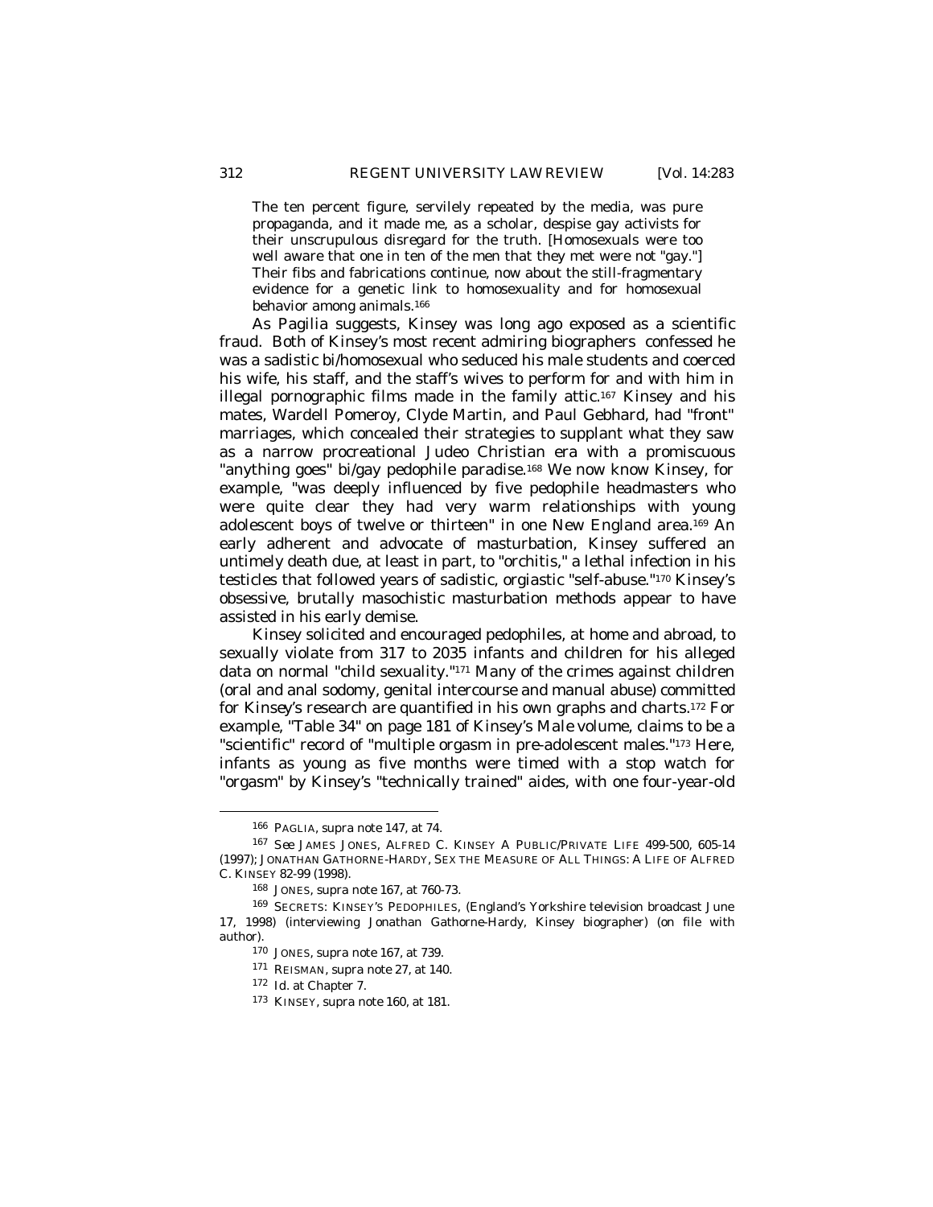> The ten percent figure, servilely repeated by the media, was pure propaganda, and it made me, as a scholar, despise gay activists for their unscrupulous disregard for the truth. [Homosexuals were too well aware that one in ten of the men that they met were not "gay."] Their fibs and fabrications continue, now about the still-fragmentary evidence for a genetic link to homosexuality and for homosexual behavior among animals.[166]

As Pagilia suggests, Kinsey was long ago exposed as a scientific fraud. Both of Kinsey's most recent admiring biographers confessed he was a sadistic bi/homosexual who seduced his male students and coerced his wife, his staff, and the staff's wives to perform for and with him in illegal pornographic films made in the family attic.[167] Kinsey and his mates, Wardell Pomeroy, Clyde Martin, and Paul Gebhard, had "front" marriages, which concealed their strategies to supplant what they saw as a narrow procreational Judeo Christian era with a promiscuous "anything goes" bi/gay pedophile paradise.[168] We now know Kinsey, for example, "was deeply influenced by five pedophile headmasters who were quite clear they had very warm relationships with young adolescent boys of twelve or thirteen" in one New England area.[169] An early adherent and advocate of masturbation, Kinsey suffered an untimely death due, at least in part, to "orchitis," a lethal infection in his testicles that followed years of sadistic, orgiastic "self-abuse."[170] Kinsey's obsessive, brutally masochistic masturbation methods appear to have assisted in his early demise.

Kinsey solicited and encouraged pedophiles, at home and abroad, to sexually violate from 317 to 2035 infants and children for his alleged data on normal "child sexuality."[171] Many of the crimes against children (oral and anal sodomy, genital intercourse and manual abuse) committed for Kinsey's research are quantified in his own graphs and charts.[172] For example, "Table 34" on page 181 of Kinsey's *Male* volume, claims to be a "scientific" record of "multiple orgasm in pre-adolescent males."[173] Here, infants as young as five months were timed with a stop watch for "orgasm" by Kinsey's "technically trained" aides, with one four-year-old

---

[166] PAGLIA, *supra* note 147, at 74.

[167] *See* JAMES JONES, ALFRED C. KINSEY A PUBLIC/PRIVATE LIFE 499-500, 605-14 (1997); JONATHAN GATHORNE-HARDY, SEX THE MEASURE OF ALL THINGS: A LIFE OF ALFRED C. KINSEY 82-99 (1998).

[168] JONES, *supra* note 167, at 760-73.

[169] SECRETS: KINSEY'S PEDOPHILES, (England's Yorkshire television broadcast June 17, 1998) (interviewing Jonathan Gathorne-Hardy, Kinsey biographer) (on file with author).

[170] JONES, *supra* note 167, at 739.

[171] REISMAN, *supra* note 27, at 140.

[172] *Id.* at Chapter 7.

[173] KINSEY, *supra* note 160, at 181.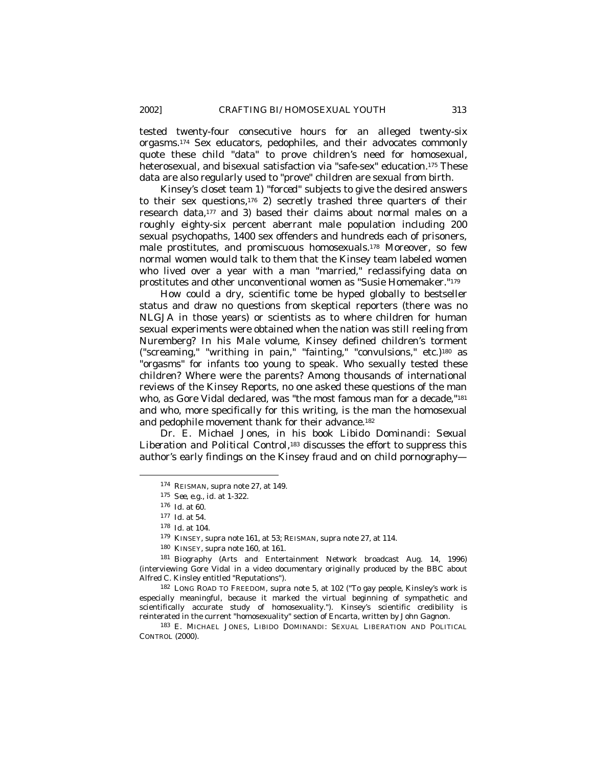tested twenty-four consecutive hours for an alleged twenty-six orgasms.[174] Sex educators, pedophiles, and their advocates commonly quote these child "data" to prove children's need for homosexual, heterosexual, and bisexual satisfaction via "safe-sex" education.[175] These data are also regularly used to "prove" children are sexual from birth.

Kinsey's closet team 1) "forced" subjects to give the desired answers to their sex questions,[176] 2) secretly trashed three quarters of their research data,[177] and 3) based their claims about normal males on a roughly eighty-six percent aberrant male population including 200 sexual psychopaths, 1400 sex offenders and hundreds each of prisoners, male prostitutes, and promiscuous homosexuals.[178] Moreover, so few normal women would talk to them that the Kinsey team labeled women who lived over a year with a man "married," reclassifying data on prostitutes and other unconventional women as "Susie Homemaker."[179]

How could a dry, scientific tome be hyped globally to bestseller status and draw no questions from skeptical reporters (there was no NLGJA in those years) or scientists as to where children for human sexual experiments were obtained when the nation was still reeling from Nuremberg? In his *Male* volume, Kinsey defined children's torment ("screaming," "writhing in pain," "fainting," "convulsions," etc.)[180] as "orgasms" for infants too young to speak. Who sexually tested these children? Where were the parents? Among thousands of international reviews of the Kinsey Reports, no one asked these questions of the man who, as Gore Vidal declared, was "the most famous man for a decade,"[181] and who, more specifically for this writing, is the man the homosexual and pedophile movement thank for their advance.[182]

Dr. E. Michael Jones, in his book *Libido Dominandi: Sexual Liberation and Political Control*,[183] discusses the effort to suppress this author's early findings on the Kinsey fraud and on child pornography—

---

[174] REISMAN, *supra* note 27, at 149.

[175] *See, e.g.*, *id.* at 1-322.

[176] *Id.* at 60.

[177] *Id.* at 54.

[178] *Id.* at 104.

[179] KINSEY, *supra* note 161, at 53; REISMAN, *supra* note 27, at 114.

[180] KINSEY, *supra* note 160, at 161.

[181] Biography (Arts and Entertainment Network broadcast Aug. 14, 1996) (interviewing Gore Vidal in a video documentary originally produced by the BBC about Alfred C. Kinsley entitled "Reputations").

[182] LONG ROAD TO FREEDOM, *supra* note 5, at 102 ("To gay people, Kinsley's work is especially meaningful, because it marked the virtual beginning of sympathetic and scientifically accurate study of homosexuality."). Kinsey's scientific credibility is reinterated in the current "homosexuality" section of Encarta, written by John Gagnon.

[183] E. MICHAEL JONES, LIBIDO DOMINANDI: SEXUAL LIBERATION AND POLITICAL CONTROL (2000).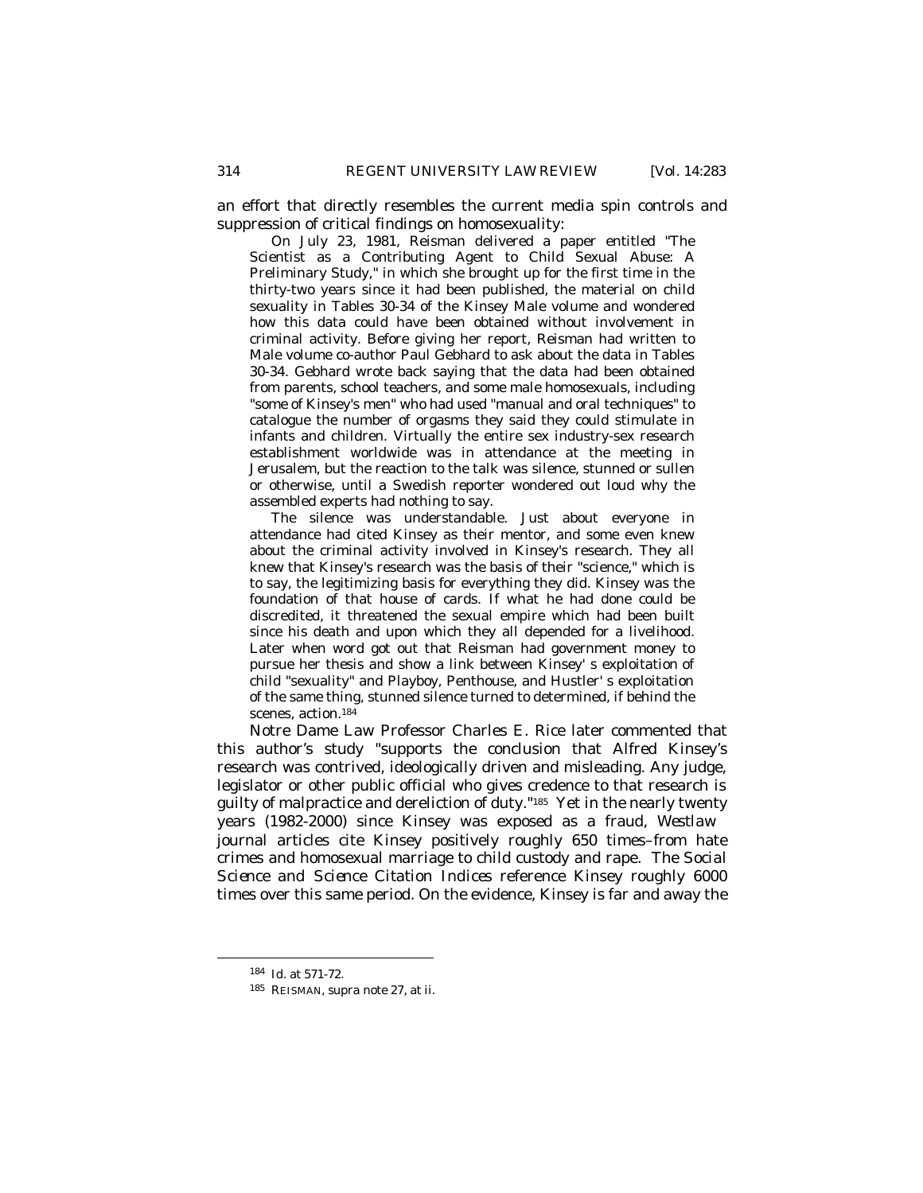an effort that directly resembles the current media spin controls and suppression of critical findings on homosexuality:

> On July 23, 1981, Reisman delivered a paper entitled "The Scientist as a Contributing Agent to Child Sexual Abuse: A Preliminary Study," in which she brought up for the first time in the thirty-two years since it had been published, the material on child sexuality in Tables 30-34 of the Kinsey Male volume and wondered how this data could have been obtained without involvement in criminal activity. Before giving her report, Reisman had written to Male volume co-author Paul Gebhard to ask about the data in Tables 30-34. Gebhard wrote back saying that the data had been obtained from parents, school teachers, and some male homosexuals, including "some of Kinsey's men" who had used "manual and oral techniques" to catalogue the number of orgasms they said they could stimulate in infants and children. Virtually the entire sex industry-sex research establishment worldwide was in attendance at the meeting in Jerusalem, but the reaction to the talk was silence, stunned or sullen or otherwise, until a Swedish reporter wondered out loud why the assembled experts had nothing to say.
>
> The silence was understandable. Just about everyone in attendance had cited Kinsey as their mentor, and some even knew about the criminal activity involved in Kinsey's research. They all knew that Kinsey's research was the basis of their "science," which is to say, the legitimizing basis for everything they did. Kinsey was the foundation of that house of cards. If what he had done could be discredited, it threatened the sexual empire which had been built since his death and upon which they all depended for a livelihood. Later when word got out that Reisman had government money to pursue her thesis and show a link between Kinsey' s exploitation of child "sexuality" and Playboy, Penthouse, and Hustler' s exploitation of the same thing, stunned silence turned to determined, if behind the scenes, action.[184]

Notre Dame Law Professor Charles E. Rice later commented that this author's study "supports the conclusion that Alfred Kinsey's research was contrived, ideologically driven and misleading. Any judge, legislator or other public official who gives credence to that research is guilty of malpractice and dereliction of duty."[185] Yet in the nearly twenty years (1982-2000) since Kinsey was exposed as a fraud, Westlaw journal articles cite Kinsey positively roughly 650 times–from hate crimes and homosexual marriage to child custody and rape. The *Social Science and Science Citation Indices* reference Kinsey roughly 6000 times over this same period. On the evidence, Kinsey is far and away the

---

[184] *Id.* at 571-72.

[185] REISMAN, *supra* note 27, at ii.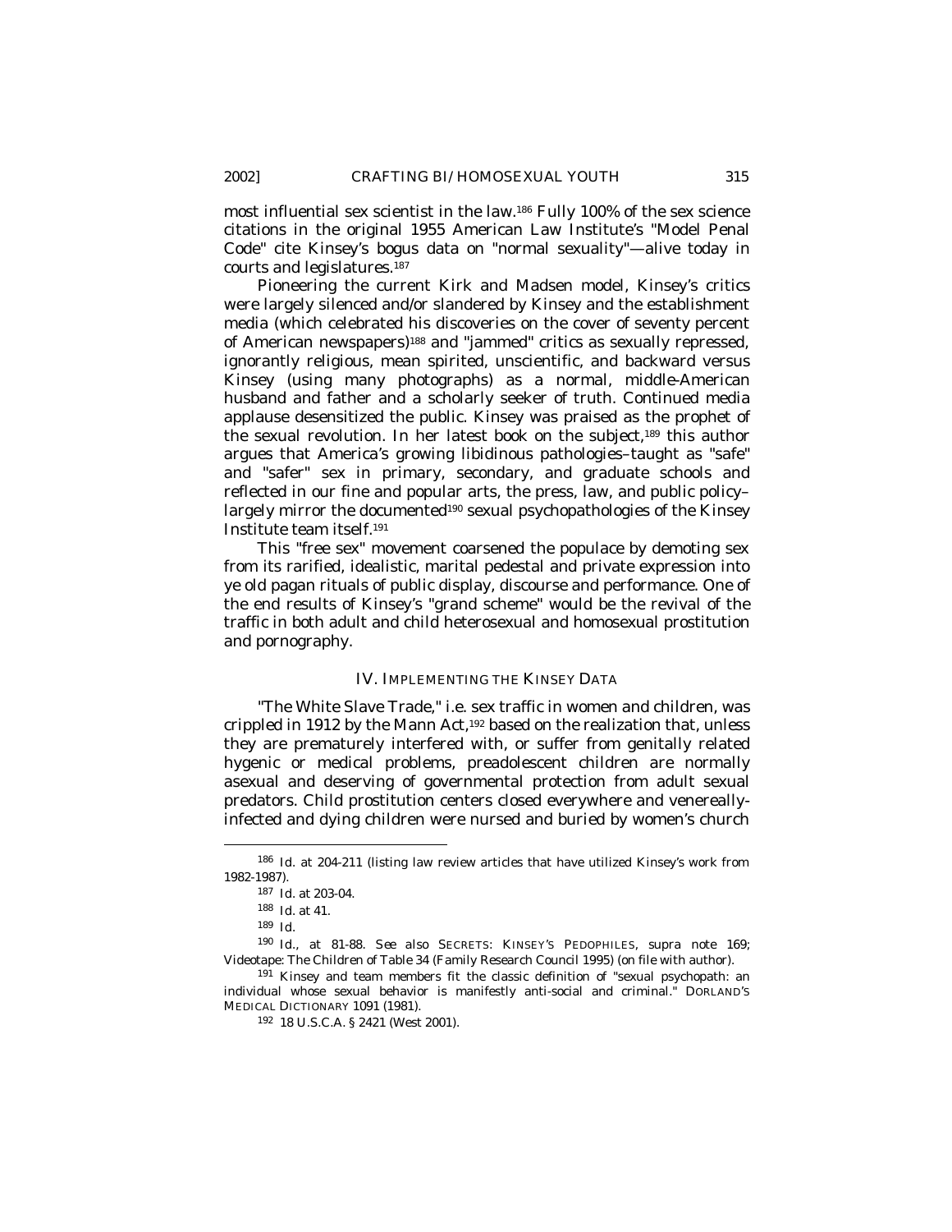most influential sex scientist in the law.[186] Fully 100% of the sex science citations in the original 1955 American Law Institute's "Model Penal Code" cite Kinsey's bogus data on "normal sexuality"—alive today in courts and legislatures.[187]

Pioneering the current Kirk and Madsen model, Kinsey's critics were largely silenced and/or slandered by Kinsey and the establishment media (which celebrated his discoveries on the cover of seventy percent of American newspapers)[188] and "jammed" critics as sexually repressed, ignorantly religious, mean spirited, unscientific, and backward versus Kinsey (using many photographs) as a normal, middle-American husband and father and a scholarly seeker of truth. Continued media applause desensitized the public. Kinsey was praised as the prophet of the sexual revolution. In her latest book on the subject,[189] this author argues that America's growing libidinous pathologies–taught as "safe" and "safer" sex in primary, secondary, and graduate schools and reflected in our fine and popular arts, the press, law, and public policy–largely mirror the documented[190] sexual psychopathologies of the Kinsey Institute team itself.[191]

This "free sex" movement coarsened the populace by demoting sex from its rarified, idealistic, marital pedestal and private expression into ye old pagan rituals of public display, discourse and performance. One of the end results of Kinsey's "grand scheme" would be the revival of the traffic in both adult and child heterosexual and homosexual prostitution and pornography.

## IV. IMPLEMENTING THE KINSEY DATA

"The White Slave Trade," i.e. sex traffic in women and children, was crippled in 1912 by the Mann Act,[192] based on the realization that, unless they are prematurely interfered with, or suffer from genitally related hygenic or medical problems, preadolescent children are normally asexual and deserving of governmental protection from adult sexual predators. Child prostitution centers closed everywhere and venereally-infected and dying children were nursed and buried by women's church

---

[186] *Id.* at 204-211 (listing law review articles that have utilized Kinsey's work from 1982-1987).

[187] *Id.* at 203-04.

[188] *Id.* at 41.

[189] *Id.*

[190] *Id.*, at 81-88. *See also* SECRETS: KINSEY'S PEDOPHILES, *supra* note 169; Videotape: The Children of Table 34 (Family Research Council 1995) (on file with author).

[191] Kinsey and team members fit the classic definition of "sexual psychopath: an individual whose sexual behavior is manifestly anti-social and criminal." DORLAND'S MEDICAL DICTIONARY 1091 (1981).

[192] 18 U.S.C.A. § 2421 (West 2001).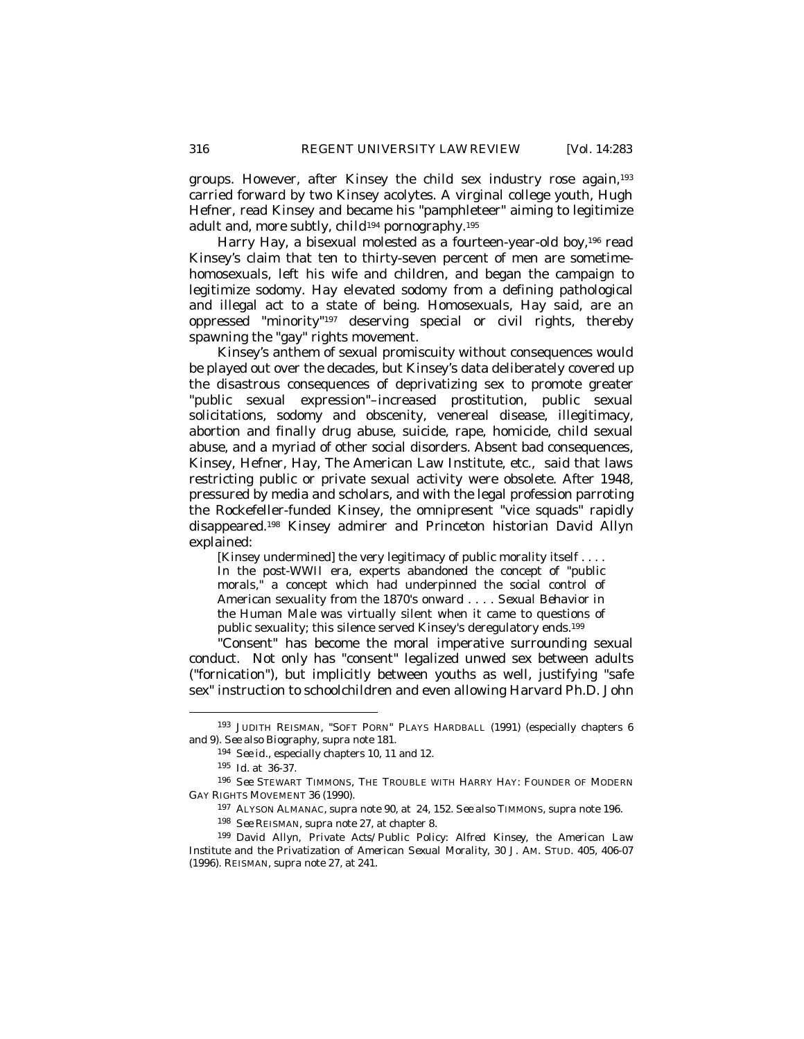groups. However, after Kinsey the child sex industry rose again,[193] carried forward by two Kinsey acolytes. A virginal college youth, Hugh Hefner, read Kinsey and became his "pamphleteer" aiming to legitimize adult and, more subtly, child[194] pornography.[195]

Harry Hay, a bisexual molested as a fourteen-year-old boy,[196] read Kinsey's claim that ten to thirty-seven percent of men are sometime-homosexuals, left his wife and children, and began the campaign to legitimize sodomy. Hay elevated sodomy from a defining pathological and illegal act to a state of being. Homosexuals, Hay said, are an oppressed "minority"[197] deserving special or civil rights, thereby spawning the "gay" rights movement.

Kinsey's anthem of sexual promiscuity without consequences would be played out over the decades, but Kinsey's data deliberately covered up the disastrous consequences of deprivatizing sex to promote greater "public sexual expression"–increased prostitution, public sexual solicitations, sodomy and obscenity, venereal disease, illegitimacy, abortion and finally drug abuse, suicide, rape, homicide, child sexual abuse, and a myriad of other social disorders. Absent bad consequences, Kinsey, Hefner, Hay, The American Law Institute, etc., said that laws restricting public or private sexual activity were obsolete. After 1948, pressured by media and scholars, and with the legal profession parroting the Rockefeller-funded Kinsey, the omnipresent "vice squads" rapidly disappeared.[198] Kinsey admirer and Princeton historian David Allyn explained:

> [Kinsey undermined] the very legitimacy of public morality itself . . . . In the post-WWII era, experts abandoned the concept of "public morals," a concept which had underpinned the social control of American sexuality from the 1870's onward . . . . *Sexual Behavior in the Human Male* was virtually silent when it came to questions of public sexuality; this silence served Kinsey's deregulatory ends.[199]

"Consent" has become the moral imperative surrounding sexual conduct. Not only has "consent" legalized unwed sex between adults ("fornication"), but implicitly between youths as well, justifying "safe sex" instruction to schoolchildren and even allowing Harvard Ph.D. John

---

[193] JUDITH REISMAN, "SOFT PORN" PLAYS HARDBALL (1991) (especially chapters 6 and 9). *See also* Biography, *supra* note 181.

[194] *See id.*, especially chapters 10, 11 and 12.

[195] *Id.* at 36-37.

[196] *See* STEWART TIMMONS, THE TROUBLE WITH HARRY HAY: FOUNDER OF MODERN GAY RIGHTS MOVEMENT 36 (1990).

[197] ALYSON ALMANAC, *supra* note 90, at 24, 152. *See also* TIMMONS, *supra* note 196.

[198] *See* REISMAN, *supra* note 27, at chapter 8.

[199] David Allyn, *Private Acts/Public Policy: Alfred Kinsey, the American Law Institute and the Privatization of American Sexual Morality*, 30 J. AM. STUD. 405, 406-07 (1996). REISMAN, *supra* note 27, at 241.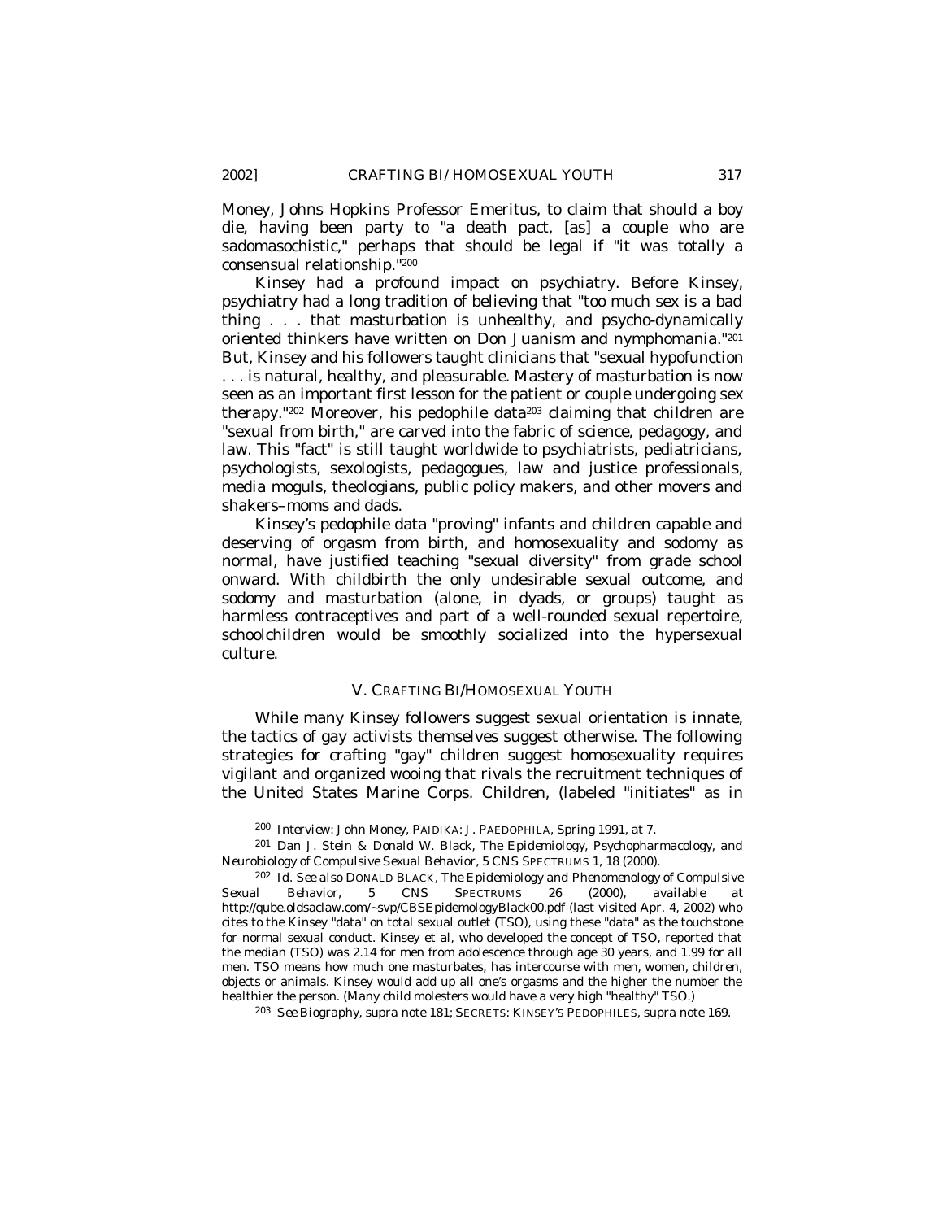Money, Johns Hopkins Professor Emeritus, to claim that should a boy die, having been party to "a death pact, [as] a couple who are sadomasochistic," perhaps that should be legal if "it was totally a consensual relationship."[200]

Kinsey had a profound impact on psychiatry. Before Kinsey, psychiatry had a long tradition of believing that "too much sex is a bad thing . . . that masturbation is unhealthy, and psycho-dynamically oriented thinkers have written on Don Juanism and nymphomania."[201] But, Kinsey and his followers taught clinicians that "sexual hypofunction . . . is natural, healthy, and pleasurable. Mastery of masturbation is now seen as an important first lesson for the patient or couple undergoing sex therapy."[202] Moreover, his pedophile data[203] claiming that children are "sexual from birth," are carved into the fabric of science, pedagogy, and law. This "fact" is still taught worldwide to psychiatrists, pediatricians, psychologists, sexologists, pedagogues, law and justice professionals, media moguls, theologians, public policy makers, and other movers and shakers–moms and dads.

Kinsey's pedophile data "proving" infants and children capable and deserving of orgasm from birth, and homosexuality and sodomy as normal, have justified teaching "sexual diversity" from grade school onward. With childbirth the only undesirable sexual outcome, and sodomy and masturbation (alone, in dyads, or groups) taught as harmless contraceptives and part of a well-rounded sexual repertoire, schoolchildren would be smoothly socialized into the hypersexual culture.

## V. CRAFTING BI/HOMOSEXUAL YOUTH

While many Kinsey followers suggest sexual orientation is innate, the tactics of gay activists themselves suggest otherwise. The following strategies for crafting "gay" children suggest homosexuality requires vigilant and organized wooing that rivals the recruitment techniques of the United States Marine Corps. Children, (labeled "initiates" as in

---

200 *Interview: John Money*, PAIDIKA: J. PAEDOPHILA, Spring 1991, at 7.

201 Dan J. Stein & Donald W. Black, *The Epidemiology, Psychopharmacology, and Neurobiology of Compulsive Sexual Behavior*, 5 CNS SPECTRUMS 1, 18 (2000).

202 *Id. See also* DONALD BLACK, *The Epidemiology and Phenomenology of Compulsive Sexual Behavior*, 5 CNS SPECTRUMS 26 (2000), *available at* http://qube.oldsaclaw.com/~svp/CBSEpidemologyBlack00.pdf (last visited Apr. 4, 2002) who cites to the Kinsey "data" on total sexual outlet (TSO), using these "data" as the touchstone for normal sexual conduct. Kinsey et al, who developed the concept of TSO, reported that the median (TSO) was 2.14 for men from adolescence through age 30 years, and 1.99 for all men. TSO means how much one masturbates, has intercourse with men, women, children, objects or animals. Kinsey would add up all one's orgasms and the higher the number the healthier the person. (Many child molesters would have a very high "healthy" TSO.)

203 *See Biography*, *supra* note 181; SECRETS: KINSEY'S PEDOPHILES, *supra* note 169.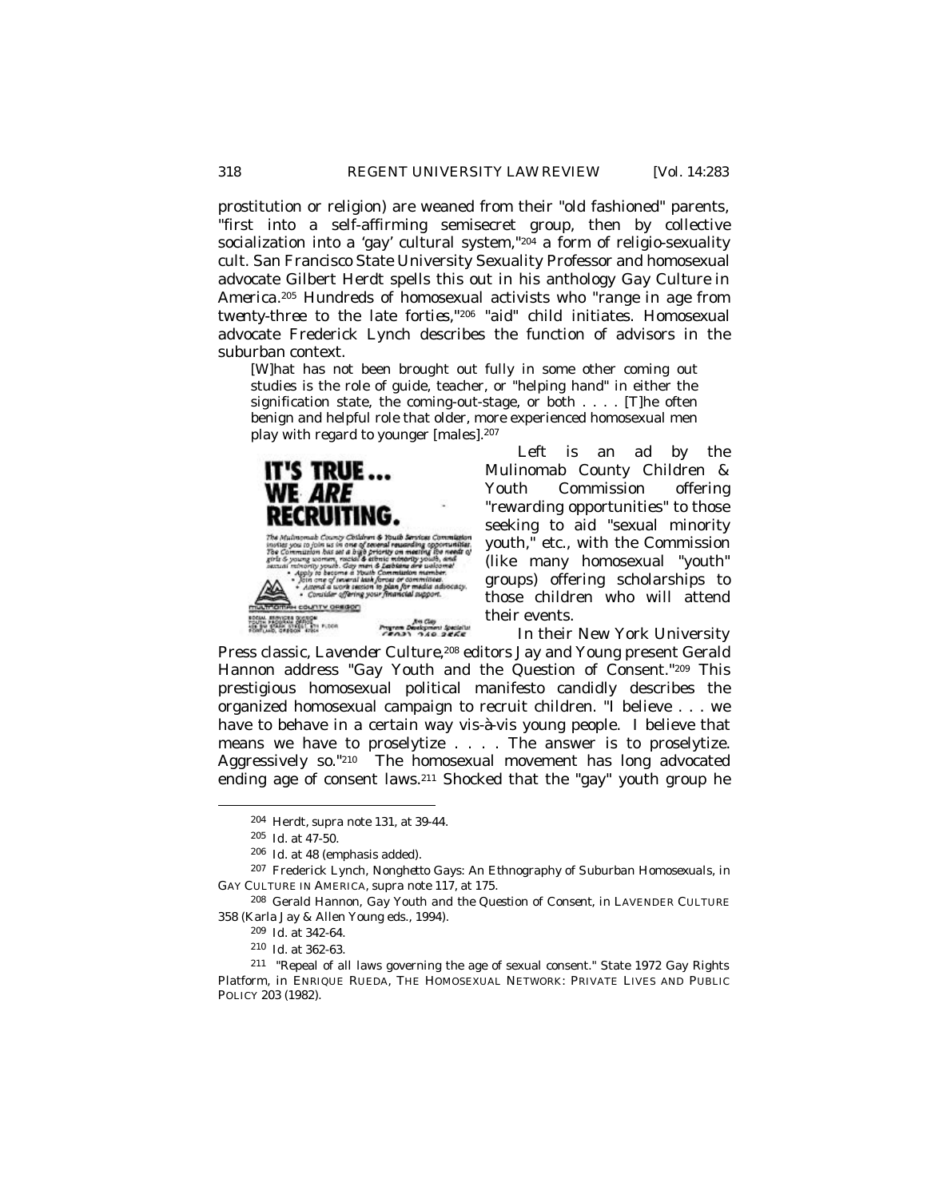prostitution or religion) are weaned from their "old fashioned" parents, "first into a self-affirming semisecret group, then by collective socialization into a 'gay' cultural system,"[204] a form of religio-sexuality cult. San Francisco State University Sexuality Professor and homosexual advocate Gilbert Herdt spells this out in his anthology *Gay Culture in America*.[205] Hundreds of homosexual activists who "range in age from *twenty-three to the late forties*,"[206] "aid" child initiates. Homosexual advocate Frederick Lynch describes the function of advisors in the suburban context.

> [W]hat has not been brought out fully in some other coming out studies is the role of guide, teacher, or "helping hand" in either the signification state, the coming-out-stage, or both . . . . [T]he often benign and helpful role that older, more experienced homosexual men play with regard to younger [males].[207]

IT'S TRUE... WE *ARE* RECRUITING.

The Multnomah County Children & Youth Services Commission invites you to join us in one of several rewarding opportunities. The Commission has set a high priority on meeting the needs of girls & young women, racial & ethnic minority youth, and sexual minority youth. Gay men & Lesbians are welcome!

- Apply to become a Youth Commission member.
- Join one of several task forces or committees.
- Attend a work session to plan for media advocacy.
- Consider offering your financial support.

MULTNOMAH COUNTY OREGON

Left is an ad by the Mulinomab County Children & Youth Commission offering "rewarding opportunities" to those seeking to aid "sexual minority youth," etc., with the Commission (like many homosexual "youth" groups) offering scholarships to those children who will attend their events.

In their New York University Press classic, *Lavender Culture*,[208] editors Jay and Young present Gerald Hannon address "Gay Youth and the Question of Consent."[209] This prestigious homosexual political manifesto candidly describes the organized homosexual campaign to recruit children. "I believe . . . we have to behave in a certain way vis-à-vis young people. I believe that means we have to proselytize . . . . The answer is to proselytize. Aggressively so."[210] The homosexual movement has long advocated ending age of consent laws.[211] Shocked that the "gay" youth group he

---

[204] Herdt, *supra* note 131, at 39-44.

[205] *Id.* at 47-50.

[206] *Id.* at 48 (emphasis added).

[207] Frederick Lynch, *Nonghetto Gays: An Ethnography of Suburban Homosexuals*, *in* GAY CULTURE IN AMERICA, *supra* note 117, at 175.

[208] Gerald Hannon, *Gay Youth and the Question of Consent*, *in* LAVENDER CULTURE 358 (Karla Jay & Allen Young eds., 1994).

[209] *Id.* at 342-64.

[210] *Id.* at 362-63.

[211] "Repeal of all laws governing the age of sexual consent." State 1972 Gay Rights Platform, *in* ENRIQUE RUEDA, THE HOMOSEXUAL NETWORK: PRIVATE LIVES AND PUBLIC POLICY 203 (1982).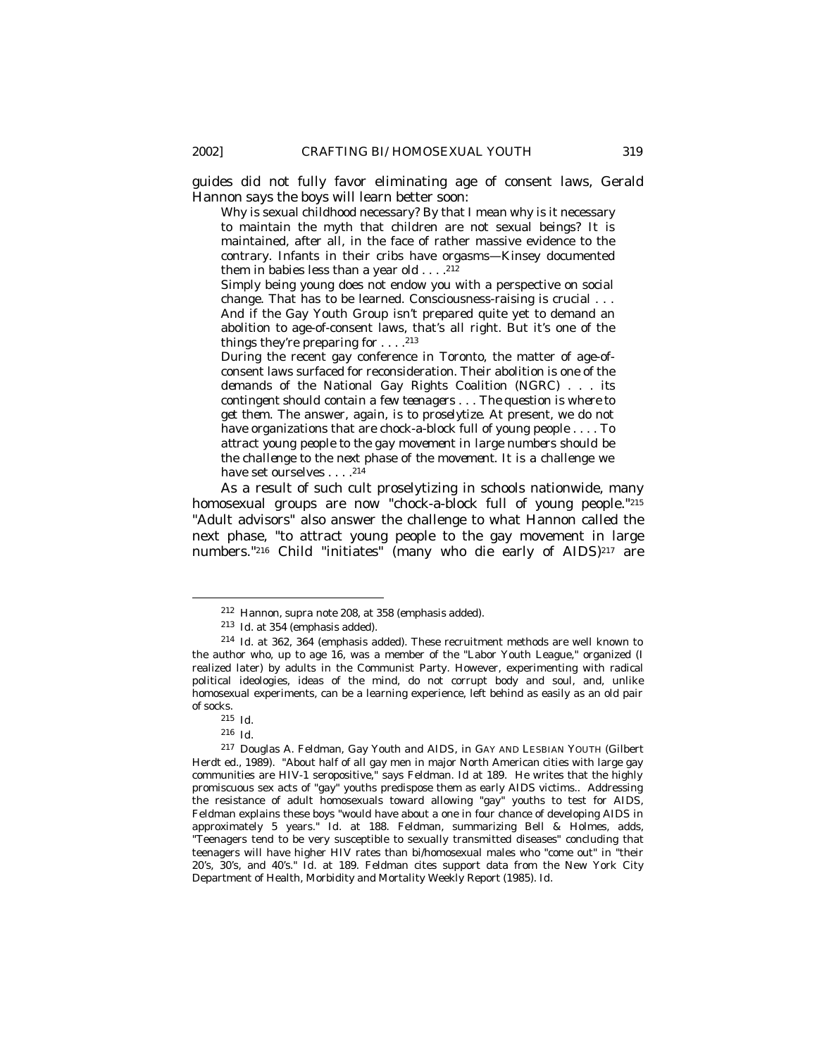guides did not fully favor eliminating age of consent laws, Gerald Hannon says the boys will learn better soon:

> Why is sexual childhood necessary? By that I mean why is it necessary to maintain the myth that children are not sexual beings? It is maintained, after all, in the face of rather massive evidence to the contrary. Infants in their cribs have orgasms—Kinsey documented them in babies less than a year old . . . .[212]
>
> Simply being young does not endow you with a perspective on social change. That has to be learned. Consciousness-raising is crucial . . . And if the Gay Youth Group isn't prepared quite yet to demand an abolition to age-of-consent laws, that's all right. But it's one of the things they're preparing for . . . .[213]
>
> During the recent gay conference in Toronto, the matter of age-of-consent laws surfaced for reconsideration. Their abolition is one of the demands of the National Gay Rights Coalition (NGRC) . . . its *contingent should contain a few teenagers . . . The question is where to get them. The answer, again, is to proselytize.* At present, we do not have organizations that are chock-a-block full of young people . . . . *To attract young people to the gay movement in large numbers should be the challenge to the next phase of the movement.* It is a challenge we have set ourselves . . . .[214]

As a result of such cult proselytizing in schools nationwide, many homosexual groups are now "chock-a-block full of young people."[215] "Adult advisors" also answer the challenge to what Hannon called the next phase, "to attract young people to the gay movement in large numbers."[216] Child "initiates" (many who die early of AIDS)[217] are

---

[212] Hannon, *supra* note 208, at 358 (emphasis added).

[213] *Id.* at 354 (emphasis added).

[214] *Id.* at 362, 364 (emphasis added). These recruitment methods are well known to the author who, up to age 16, was a member of the "Labor Youth League," organized (I realized later) by adults in the Communist Party. However, experimenting with radical political ideologies, ideas of the mind, do not corrupt body and soul, and, unlike homosexual experiments, can be a learning experience, left behind as easily as an old pair of socks.

[215] *Id.*

[216] *Id.*

[217] Douglas A. Feldman, *Gay Youth and AIDS*, in GAY AND LESBIAN YOUTH (Gilbert Herdt ed., 1989). "About half of all gay men in major North American cities with large gay communities are HIV-1 seropositive," says Feldman. *Id* at 189. He writes that the highly promiscuous sex acts of "gay" youths predispose them as early AIDS victims.. Addressing the resistance of adult homosexuals toward allowing "gay" youths to test for AIDS, Feldman explains these boys "would have about a one in four chance of developing AIDS in approximately 5 years." *Id.* at 188. Feldman, summarizing Bell & Holmes, adds, "Teenagers tend to be very susceptible to sexually transmitted diseases" concluding that teenagers will have higher HIV rates than bi/homosexual males who "come out" in "their 20's, 30's, and 40's." *Id.* at 189. Feldman cites support data from the New York City Department of Health, Morbidity and Mortality Weekly Report (1985). *Id.*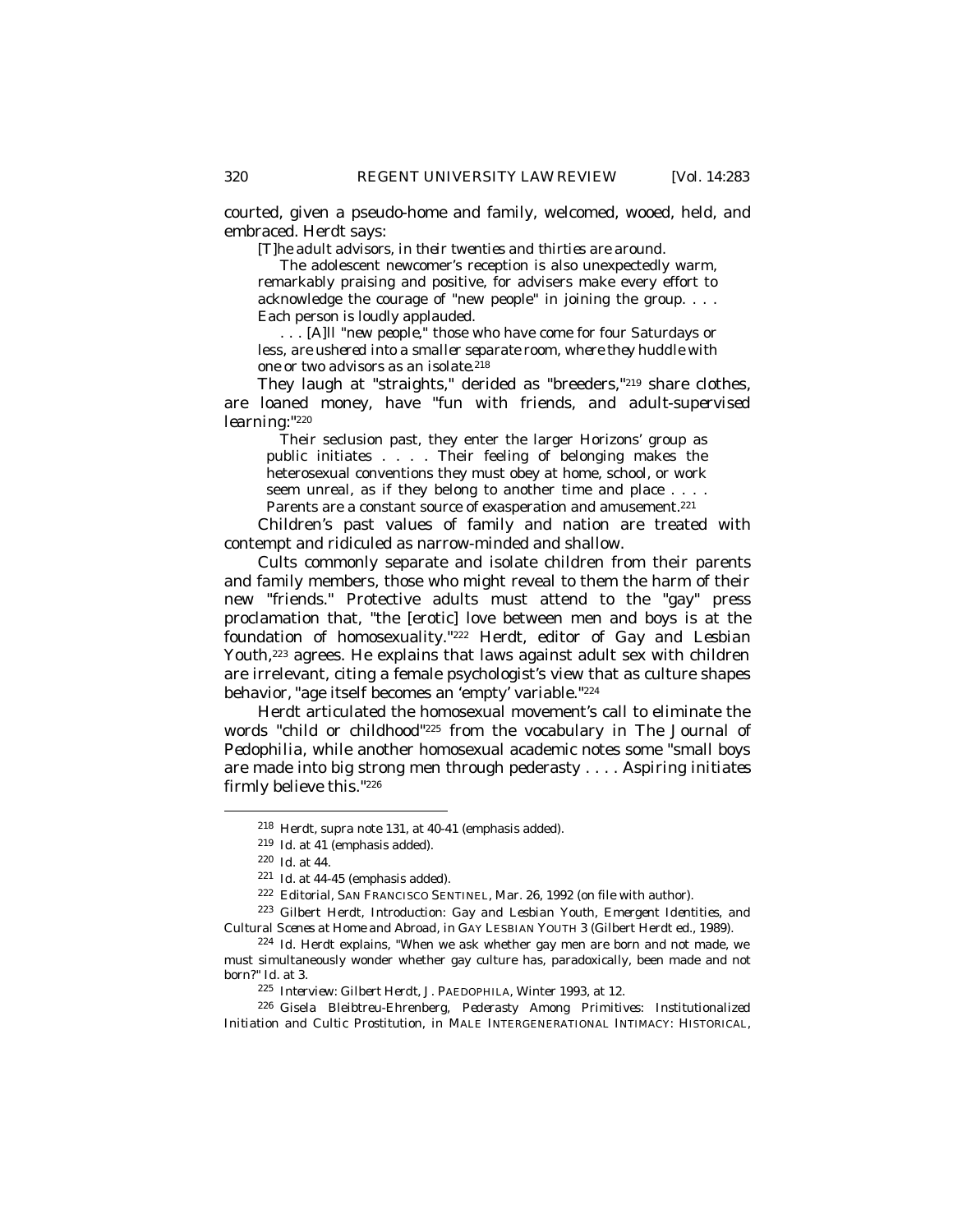courted, given a pseudo-home and family, welcomed, wooed, held, and embraced. Herdt says:

> [T]he adult advisors, in their twenties and thirties are around.
>
> The adolescent newcomer's reception is also unexpectedly warm, remarkably praising and positive, for advisers make every effort to acknowledge the courage of "new people" in joining the group. . . . Each person is loudly applauded.
>
> . . . [A]ll "new people," those who have come for four Saturdays or less, *are ushered into a smaller separate room, where they huddle with one or two advisors as an isolate*.[218]

They laugh at "straights," derided as "*breeders*,"[219] share clothes, are loaned money, have "fun with friends, and adult-supervised learning:"[220]

> Their seclusion past, they enter the larger Horizons' group as public initiates . . . . Their feeling of belonging makes the heterosexual conventions they must obey at home, school, or work seem unreal, as if they belong to another time and place . . . . Parents are a constant source of exasperation and amusement.[221]

Children's past values of family and nation are treated with contempt and ridiculed as narrow-minded and shallow.

Cults commonly separate and isolate children from their parents and family members, those who might reveal to them the harm of their new "friends." Protective adults must attend to the "gay" press proclamation that, "the [erotic] love between men and boys is at the foundation of homosexuality."[222] Herdt, editor of *Gay and Lesbian Youth*,[223] agrees. He explains that laws against adult sex with children are irrelevant, citing a female psychologist's view that as culture shapes behavior, "age itself becomes an 'empty' variable."[224]

Herdt articulated the homosexual movement's call to eliminate the words "child or childhood"[225] from the vocabulary in *The Journal of Pedophilia*, while another homosexual academic notes some "small boys are made into big strong men through pederasty . . . . Aspiring initiates firmly believe this."[226]

---

218 Herdt, *supra* note 131, at 40-41 (emphasis added).

219 *Id.* at 41 (emphasis added).

220 *Id.* at 44.

221 *Id.* at 44-45 (emphasis added).

222 Editorial, SAN FRANCISCO SENTINEL, Mar. 26, 1992 (on file with author).

223 Gilbert Herdt, *Introduction: Gay and Lesbian Youth, Emergent Identities, and Cultural Scenes at Home and Abroad*, in GAY LESBIAN YOUTH 3 (Gilbert Herdt ed., 1989).

224 *Id.* Herdt explains, "When we ask whether gay men are born and not made, we must simultaneously wonder whether gay culture has, paradoxically, been made and not born?" *Id.* at 3.

225 *Interview: Gilbert Herdt*, J. PAEDOPHILA, Winter 1993, at 12.

226 Gisela Bleibtreu-Ehrenberg, *Pederasty Among Primitives: Institutionalized Initiation and Cultic Prostitution*, in MALE INTERGENERATIONAL INTIMACY: HISTORICAL,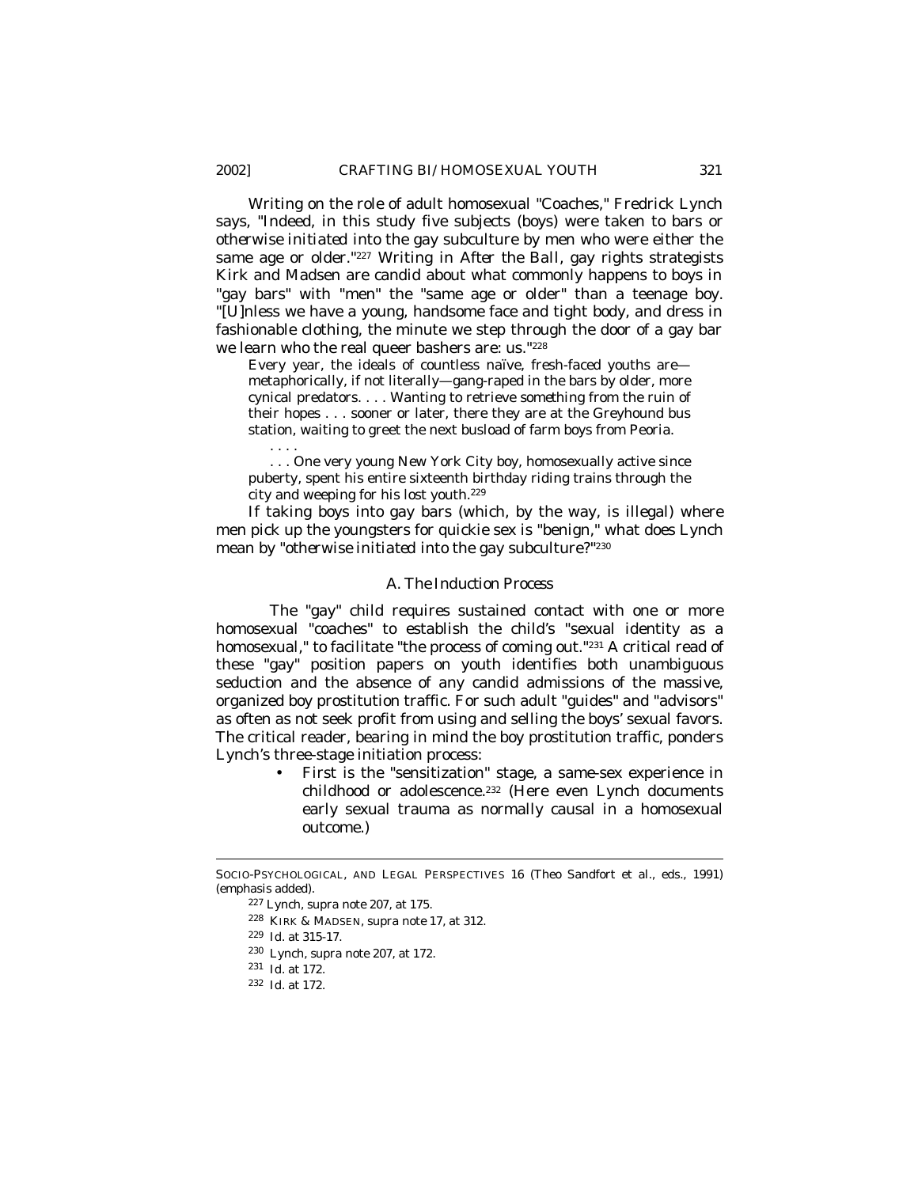Writing on the role of adult homosexual "Coaches," Fredrick Lynch says, "Indeed, in this study five subjects (boys) were taken to bars *or otherwise initiated* into the gay subculture by men who were either the same age or older."[227] Writing in *After the Ball*, gay rights strategists Kirk and Madsen are candid about what commonly happens to boys in "gay bars" with "men" the "same age or older" than a teenage boy. "[U]nless we have a young, handsome face and tight body, and dress in fashionable clothing, the minute we step through the door of a gay bar we learn who the real queer bashers are: us."[228]

> Every year, the ideals of countless naïve, fresh-faced youths are—metaphorically, if not literally—gang-raped in the bars by older, more cynical predators. . . . Wanting to retrieve *something* from the ruin of their hopes . . . sooner or later, there they are at the Greyhound bus station, waiting to greet the next busload of farm boys from Peoria.
>
> . . . .
>
> . . . One very young New York City boy, homosexually active since puberty, spent his entire sixteenth birthday riding trains through the city and weeping for his lost youth.[229]

If taking boys into gay bars (which, by the way, is illegal) where men pick up the youngsters for quickie sex is "benign," what does Lynch mean by "*otherwise initiated* into the gay subculture?"[230]

### A. *The Induction Process*

The "gay" child requires sustained contact with one or more homosexual "coaches" to establish the child's "sexual identity as a homosexual," to facilitate "the process of coming out."[231] A critical read of these "gay" position papers on youth identifies both unambiguous seduction and the absence of any candid admissions of the massive, organized boy prostitution traffic. For such adult "guides" and "advisors" as often as not seek profit from using and selling the boys' sexual favors. The critical reader, bearing in mind the boy prostitution traffic, ponders Lynch's three-stage initiation process:

- First is the "sensitization" stage, a same-sex experience in childhood or adolescence.[232] (Here even Lynch documents early sexual trauma as normally causal in a homosexual outcome.)

---

SOCIO-PSYCHOLOGICAL, AND LEGAL PERSPECTIVES 16 (Theo Sandfort et al., eds., 1991) (emphasis added).

[227] Lynch, *supra* note 207, at 175.

[228] KIRK & MADSEN, *supra* note 17, at 312.

[229] *Id.* at 315-17.

[230] Lynch, *supra* note 207, at 172.

[231] *Id.* at 172.

[232] *Id.* at 172.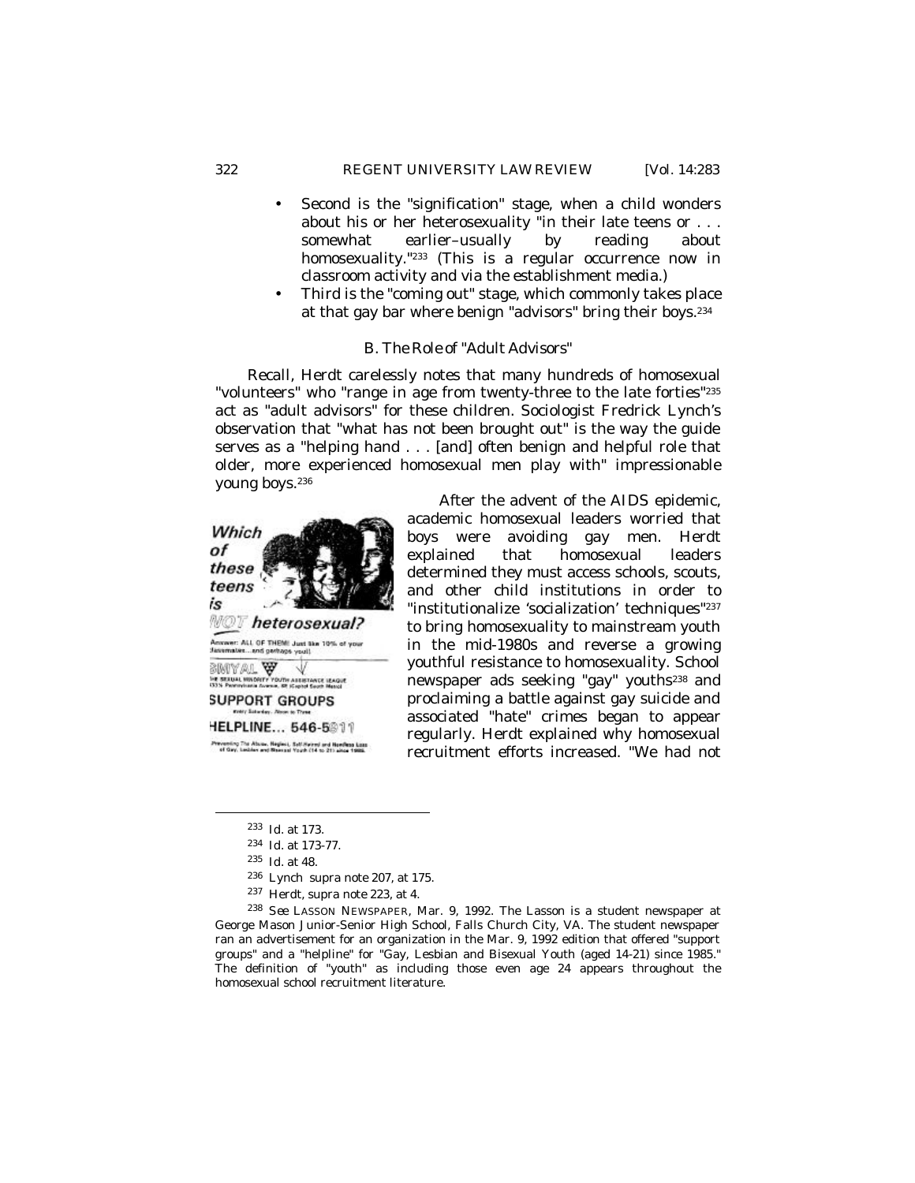- Second is the "signification" stage, when a child wonders about his or her heterosexuality "in their late teens or . . . somewhat earlier–usually by reading about homosexuality."[233] (This is a regular occurrence now in classroom activity and via the establishment media.)
- Third is the "coming out" stage, which commonly takes place at that gay bar where benign "advisors" bring their boys.[234]

### B. The Role of "Adult Advisors"

Recall, Herdt carelessly notes that many hundreds of homosexual "volunteers" who "range in age from twenty-three to the late forties"[235] act as "adult advisors" for these children. Sociologist Fredrick Lynch's observation that "what has not been brought out" is the way the guide serves as a "helping hand . . . [and] often benign and helpful role that older, more experienced homosexual men play with" impressionable young boys.[236]

Which of these teens is NOT heterosexual?

Answer: ALL OF THEM! Just like 10% of your classmates...and perhaps you!!

SMYAL

THE SEXUAL MINORITY YOUTH ASSISTANCE LEAGUE
333½ Pennsylvania Avenue, SE (Capitol South Metro)

SUPPORT GROUPS
every Saturday, Noon to Three

HELPLINE... 546-5911

Preventing The Abuse, Neglect, Self-Hatred and Needless Loss of Gay, Lesbian and Bisexual Youth (14 to 21) since 1985.

After the advent of the AIDS epidemic, academic homosexual leaders worried that boys were avoiding gay men. Herdt explained that homosexual leaders determined they must access schools, scouts, and other child institutions in order to "institutionalize 'socialization' techniques"[237] to bring homosexuality to mainstream youth in the mid-1980s and reverse a growing youthful resistance to homosexuality. School newspaper ads seeking "gay" youths[238] and proclaiming a battle against gay suicide and associated "hate" crimes began to appear regularly. Herdt explained why homosexual recruitment efforts increased. "We had not

---

[233] *Id.* at 173.

[234] *Id.* at 173-77.

[235] *Id.* at 48.

[236] Lynch *supra* note 207, at 175.

[237] Herdt, *supra* note 223, at 4.

[238] *See* LASSON NEWSPAPER, Mar. 9, 1992. The Lasson is a student newspaper at George Mason Junior-Senior High School, Falls Church City, VA. The student newspaper ran an advertisement for an organization in the Mar. 9, 1992 edition that offered "support groups" and a "helpline" for "Gay, Lesbian and Bisexual Youth (aged 14-21) since 1985." The definition of "youth" as including those even age 24 appears throughout the homosexual school recruitment literature.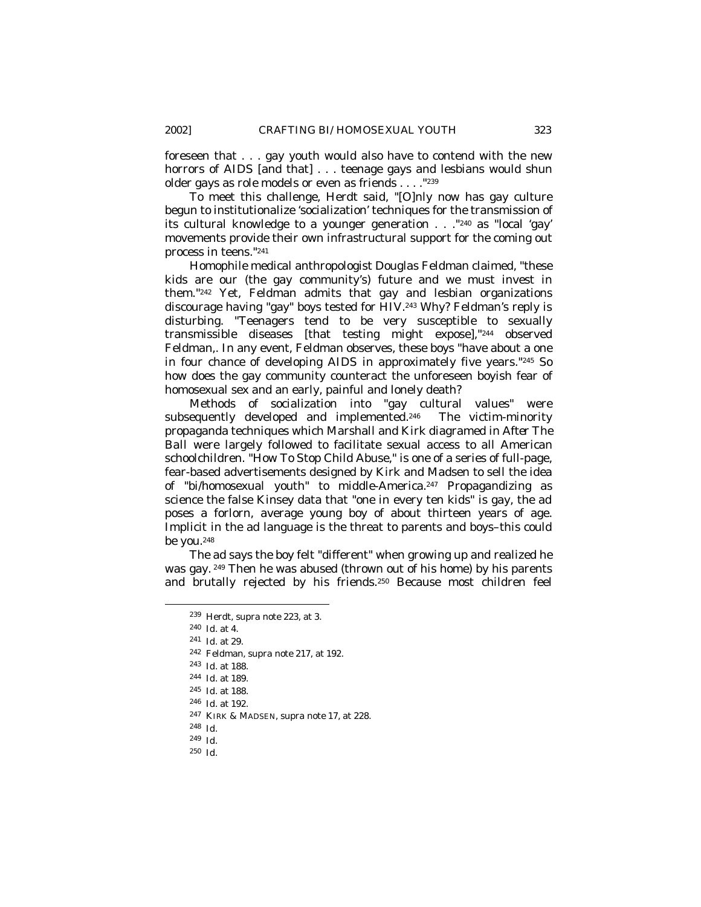foreseen that . . . gay youth would also have to contend with the new horrors of AIDS [and that] . . . teenage gays and lesbians would shun older gays as role models or even as friends . . . ."[239]

To meet this challenge, Herdt said, "[O]nly now has gay culture begun to institutionalize 'socialization' techniques for the transmission of its cultural knowledge to a younger generation . . ."[240] as "local 'gay' movements provide their own infrastructural support for the coming out process in teens."[241]

Homophile medical anthropologist Douglas Feldman claimed, "these kids are our (the gay community's) future and we must invest in them."[242] Yet, Feldman admits that gay and lesbian organizations discourage having "gay" boys tested for HIV.[243] Why? Feldman's reply is disturbing. "Teenagers tend to be very susceptible to sexually transmissible diseases [that testing might expose],"[244] observed Feldman,. In any event, Feldman observes, these boys "have about a one in four chance of developing AIDS in approximately five years."[245] So how does the gay community counteract the unforeseen boyish fear of homosexual sex and an early, painful and lonely death?

Methods of socialization into "gay cultural values" were subsequently developed and implemented.[246] The victim-minority propaganda techniques which Marshall and Kirk diagramed in *After The Ball* were largely followed to facilitate sexual access to all American schoolchildren. "How To Stop Child Abuse," is one of a series of full-page, fear-based advertisements designed by Kirk and Madsen to sell the idea of "bi/homosexual youth" to middle-America.[247] Propagandizing as science the false Kinsey data that "one in every ten kids" is gay, the ad poses a forlorn, average young boy of about thirteen years of age. Implicit in the ad language is the threat to parents and boys–this could be you.[248]

The ad says the boy felt "different" when growing up and realized he was gay. [249] Then he was abused (thrown out of his home) by his parents and brutally rejected by his friends.[250] Because most children feel

---

[239] Herdt, *supra* note 223, at 3.

[240] *Id.* at 4.

[241] *Id.* at 29.

[242] Feldman, *supra* note 217, at 192.

[243] *Id.* at 188.

[244] *Id.* at 189.

[245] *Id.* at 188.

[246] *Id.* at 192.

[247] KIRK & MADSEN, *supra* note 17, at 228.

[248] *Id.*

[249] *Id.*

[250] *Id.*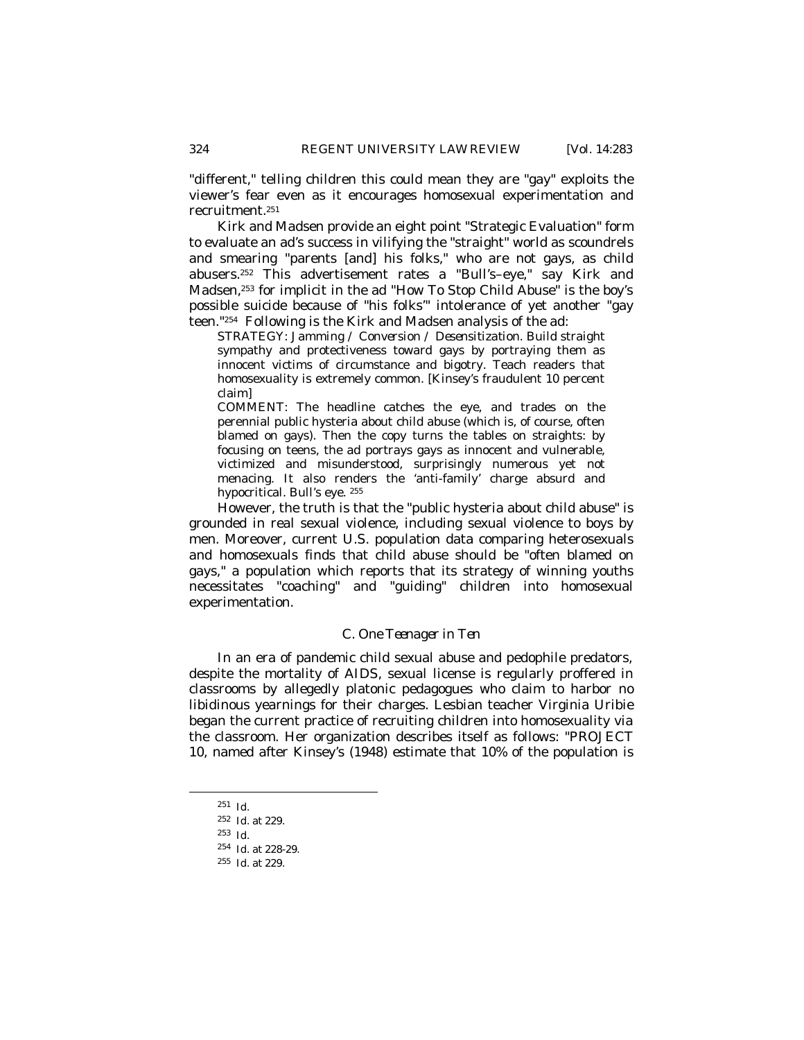"different," telling children this could mean they are "gay" exploits the viewer's fear even as it encourages homosexual experimentation and recruitment.[251]

Kirk and Madsen provide an eight point "Strategic Evaluation" form to evaluate an ad's success in vilifying the "straight" world as scoundrels and smearing "parents [and] his folks," who are not gays, as child abusers.[252] This advertisement rates a "Bull's–eye," say Kirk and Madsen,[253] for implicit in the ad "How To Stop Child Abuse" is the boy's possible suicide because of "his folks'" intolerance of yet another "gay teen."[254] Following is the Kirk and Madsen analysis of the ad:

> STRATEGY: Jamming / Conversion / Desensitization. Build straight sympathy and protectiveness toward gays by portraying them as innocent victims of circumstance and bigotry. Teach readers that homosexuality is extremely common. [Kinsey's fraudulent 10 percent claim]
>
> COMMENT: The headline catches the eye, and trades on the perennial public hysteria about child abuse (which is, of course, often blamed on gays). Then the copy turns the tables on straights: by focusing on teens, the ad portrays gays as innocent and vulnerable, victimized and misunderstood, surprisingly numerous yet not menacing. It also renders the 'anti-family' charge absurd and hypocritical. Bull's eye. [255]

However, the truth is that the "public hysteria about child abuse" is grounded in real sexual violence, including sexual violence to boys by men. Moreover, current U.S. population data comparing heterosexuals and homosexuals finds that child abuse should be "often blamed on gays," a population which reports that its strategy of winning youths necessitates "coaching" and "guiding" children into homosexual experimentation.

### *C. One Teenager in Ten*

In an era of pandemic child sexual abuse and pedophile predators, despite the mortality of AIDS, sexual license is regularly proffered in classrooms by allegedly platonic pedagogues who claim to harbor no libidinous yearnings for their charges. Lesbian teacher Virginia Uribie began the current practice of recruiting children into homosexuality via the classroom. Her organization describes itself as follows: "PROJECT 10, named after Kinsey's (1948) estimate that 10% of the population is

---

251 *Id.*

252 *Id.* at 229.

253 *Id.*

254 *Id.* at 228-29.

255 *Id.* at 229.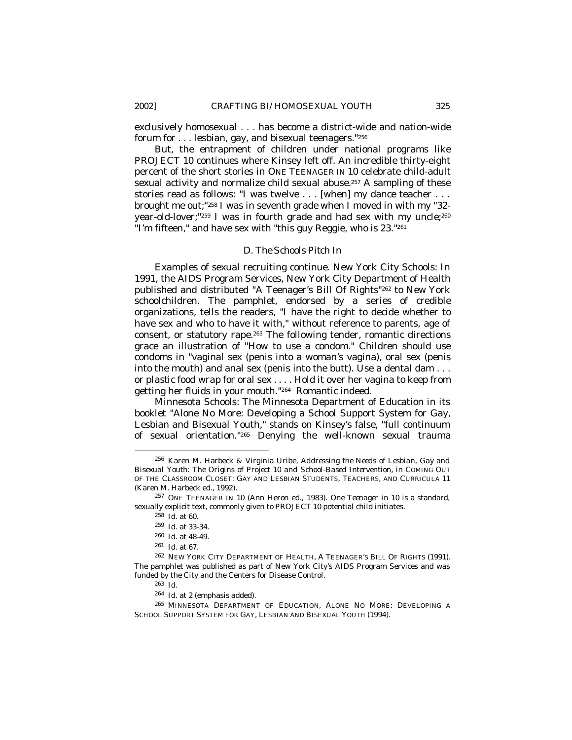exclusively homosexual . . . has become a district-wide and nation-wide forum for . . . lesbian, gay, and bisexual teenagers."[256]

But, the entrapment of children under national programs like PROJECT 10 continues where Kinsey left off. An incredible thirty-eight percent of the short stories in ONE TEENAGER IN 10 celebrate child-adult sexual activity and normalize child sexual abuse.[257] A sampling of these stories read as follows: "I was twelve . . . [when] my dance teacher . . . brought me out;"[258] I was in seventh grade when I moved in with my "32-year-old-lover;"[259] I was in fourth grade and had sex with my uncle;[260] "I'm fifteen," and have sex with "this guy Reggie, who is 23."[261]

### *D. The Schools Pitch In*

Examples of sexual recruiting continue. New York City Schools: In 1991, the AIDS Program Services, New York City Department of Health published and distributed "A Teenager's Bill Of Rights"[262] to New York schoolchildren. The pamphlet, endorsed by a series of credible organizations, tells the readers, "I have the right to decide whether to have sex and who to have it with," without reference to parents, age of consent, or statutory rape.[263] The following tender, romantic directions grace an illustration of "How to use a condom." Children should use condoms in "vaginal sex (penis into a woman's vagina), oral sex (penis into the mouth) and anal sex (penis into the butt). Use a dental dam . . . or plastic food wrap for oral sex . . . . Hold it over her vagina to keep from getting her fluids in your mouth."[264] Romantic indeed.

Minnesota Schools: The Minnesota Department of Education in its booklet "Alone No More: Developing a School Support System for Gay, Lesbian and Bisexual Youth," stands on Kinsey's false, "full continuum of sexual orientation."[265] Denying the well-known sexual trauma

---

[256] Karen M. Harbeck & Virginia Uribe, *Addressing the Needs of Lesbian, Gay and Bisexual Youth: The Origins of Project 10 and School-Based Intervention*, *in* COMING OUT OF THE CLASSROOM CLOSET: GAY AND LESBIAN STUDENTS, TEACHERS, AND CURRICULA 11 (Karen M. Harbeck ed., 1992).

[257] ONE TEENAGER IN 10 (Ann Heron ed., 1983). *One Teenager in 10* is a standard, sexually explicit text, commonly given to PROJECT 10 potential child initiates.

[258] *Id.* at 60.

[259] *Id.* at 33-34.

[260] *Id.* at 48-49.

[261] *Id.* at 67.

[262] NEW YORK CITY DEPARTMENT OF HEALTH, A TEENAGER'S BILL OF RIGHTS (1991). The pamphlet was published as part of New York City's AIDS Program Services and was funded by the City and the Centers for Disease Control.

[263] *Id.*

[264] *Id.* at 2 (emphasis added).

[265] MINNESOTA DEPARTMENT OF EDUCATION, ALONE NO MORE: DEVELOPING A SCHOOL SUPPORT SYSTEM FOR GAY, LESBIAN AND BISEXUAL YOUTH (1994).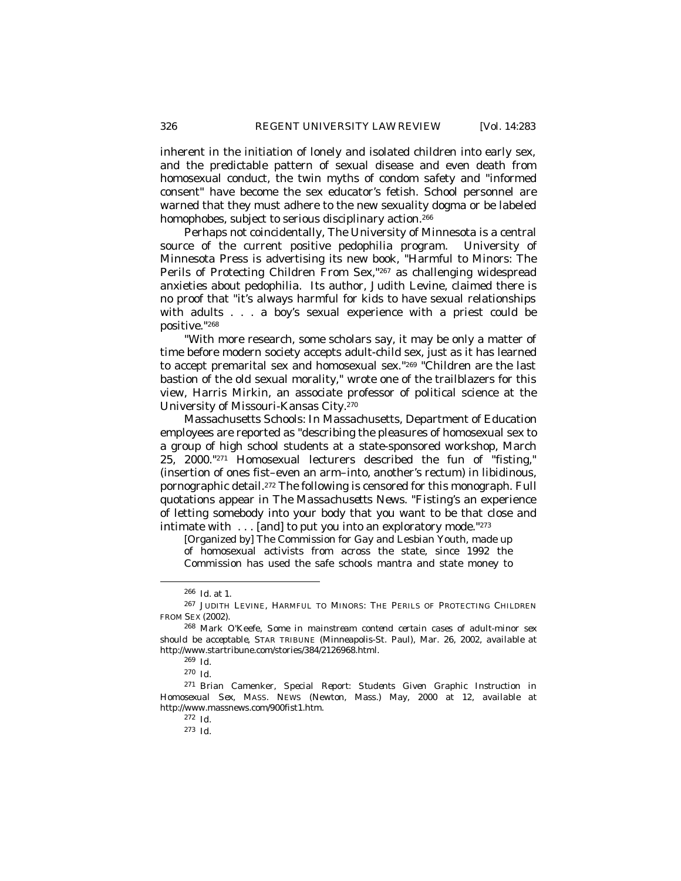inherent in the initiation of lonely and isolated children into early sex, and the predictable pattern of sexual disease and even death from homosexual conduct, the twin myths of condom safety and "informed consent" have become the sex educator's fetish. School personnel are warned that they must adhere to the new sexuality dogma or be labeled homophobes, subject to serious disciplinary action.[266]

Perhaps not coincidentally, The University of Minnesota is a central source of the current positive pedophilia program. University of Minnesota Press is advertising its new book, "Harmful to Minors: The Perils of Protecting Children From Sex,"[267] as challenging widespread anxieties about pedophilia. Its author, Judith Levine, claimed there is no proof that "it's always harmful for kids to have sexual relationships with adults . . . a boy's sexual experience with a priest could be positive."[268]

"With more research, some scholars say, it may be only a matter of time before modern society accepts adult-child sex, just as it has learned to accept premarital sex and homosexual sex."[269] "Children are the last bastion of the old sexual morality," wrote one of the trailblazers for this view, Harris Mirkin, an associate professor of political science at the University of Missouri-Kansas City.[270]

Massachusetts Schools: In Massachusetts, Department of Education employees are reported as "describing the pleasures of homosexual sex to a group of high school students at a state-sponsored workshop, March 25, 2000."[271] Homosexual lecturers described the fun of "fisting," (insertion of ones fist–even an arm–into, another's rectum) in libidinous, pornographic detail.[272] The following is censored for this monograph. Full quotations appear in The Massachusetts News. "Fisting's an experience of letting somebody into your body that you want to be that close and intimate with . . . [and] to put you into an exploratory mode."[273]

> [Organized by] The Commission for Gay and Lesbian Youth, made up of homosexual activists from across the state, since 1992 the Commission has used the safe schools mantra and state money to

---

[266] *Id.* at 1.

[267] JUDITH LEVINE, HARMFUL TO MINORS: THE PERILS OF PROTECTING CHILDREN FROM SEX (2002).

[268] Mark O'Keefe, *Some in mainstream contend certain cases of adult-minor sex should be acceptable*, STAR TRIBUNE (Minneapolis-St. Paul), Mar. 26, 2002, *available at* http://www.startribune.com/stories/384/2126968.html.

[269] *Id.*

[270] *Id.*

[271] Brian Camenker, *Special Report: Students Given Graphic Instruction in Homosexual Sex*, MASS. NEWS (Newton, Mass.) May, 2000 at 12, *available at* http://www.massnews.com/900fist1.htm.

[272] *Id.*

[273] *Id.*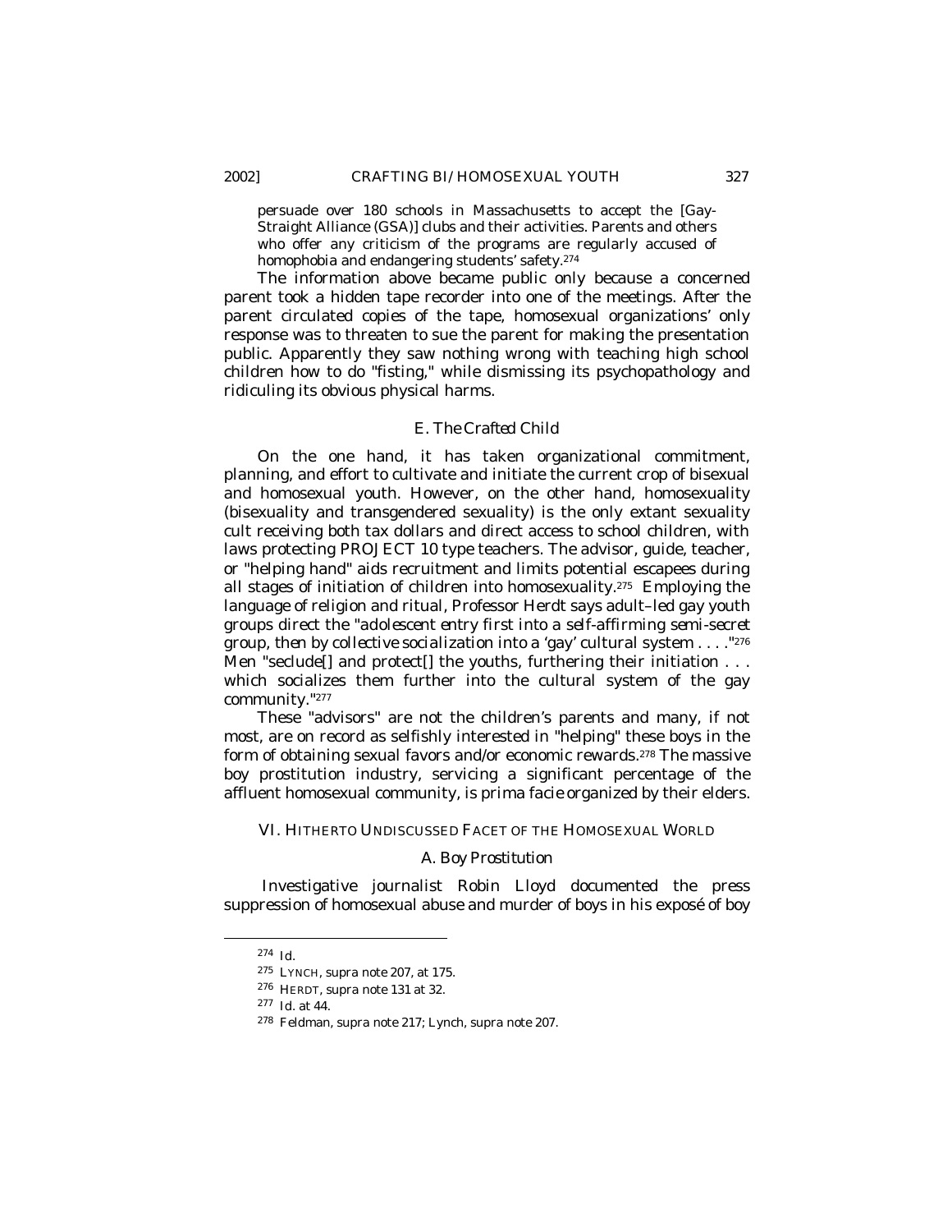> persuade over 180 schools in Massachusetts to accept the [Gay-Straight Alliance (GSA)] clubs and their activities. Parents and others who offer any criticism of the programs are regularly accused of homophobia and endangering students' safety.[274]

The information above became public only because a concerned parent took a hidden tape recorder into one of the meetings. After the parent circulated copies of the tape, homosexual organizations' only response was to threaten to sue the parent for making the presentation public. Apparently they saw nothing wrong with teaching high school children how to do "fisting," while dismissing its psychopathology and ridiculing its obvious physical harms.

### *E. The Crafted Child*

On the one hand, it has taken organizational commitment, planning, and effort to cultivate and initiate the current crop of bisexual and homosexual youth. However, on the other hand, homosexuality (bisexuality and transgendered sexuality) is the only extant sexuality cult receiving both tax dollars and direct access to school children, with laws protecting PROJECT 10 type teachers. The advisor, guide, teacher, or "helping hand" aids recruitment and limits potential escapees during all stages of initiation of children into homosexuality.[275] Employing the language of religion and ritual, Professor Herdt says adult–led gay youth groups direct the "*adolescent entry first into a self-affirming semi-secret group, then by collective socialization into a 'gay' cultural system . . . .*"[276] Men "seclude[] and protect[] the youths, furthering their initiation . . . which socializes them further into the cultural system of the gay community."[277]

These "advisors" are not the children's parents and many, if not most, are on record as selfishly interested in "helping" these boys in the form of obtaining sexual favors and/or economic rewards.[278] The massive boy prostitution industry, servicing a significant percentage of the affluent homosexual community, is *prima facie* organized by their elders.

## VI. HITHERTO UNDISCUSSED FACET OF THE HOMOSEXUAL WORLD

### *A. Boy Prostitution*

Investigative journalist Robin Lloyd documented the press suppression of homosexual abuse and murder of boys in his exposé of boy

---

[274] *Id.*

[275] LYNCH, *supra* note 207, at 175.

[276] HERDT, *supra* note 131 at 32.

[277] *Id.* at 44.

[278] Feldman, *supra* note 217; Lynch, *supra* note 207.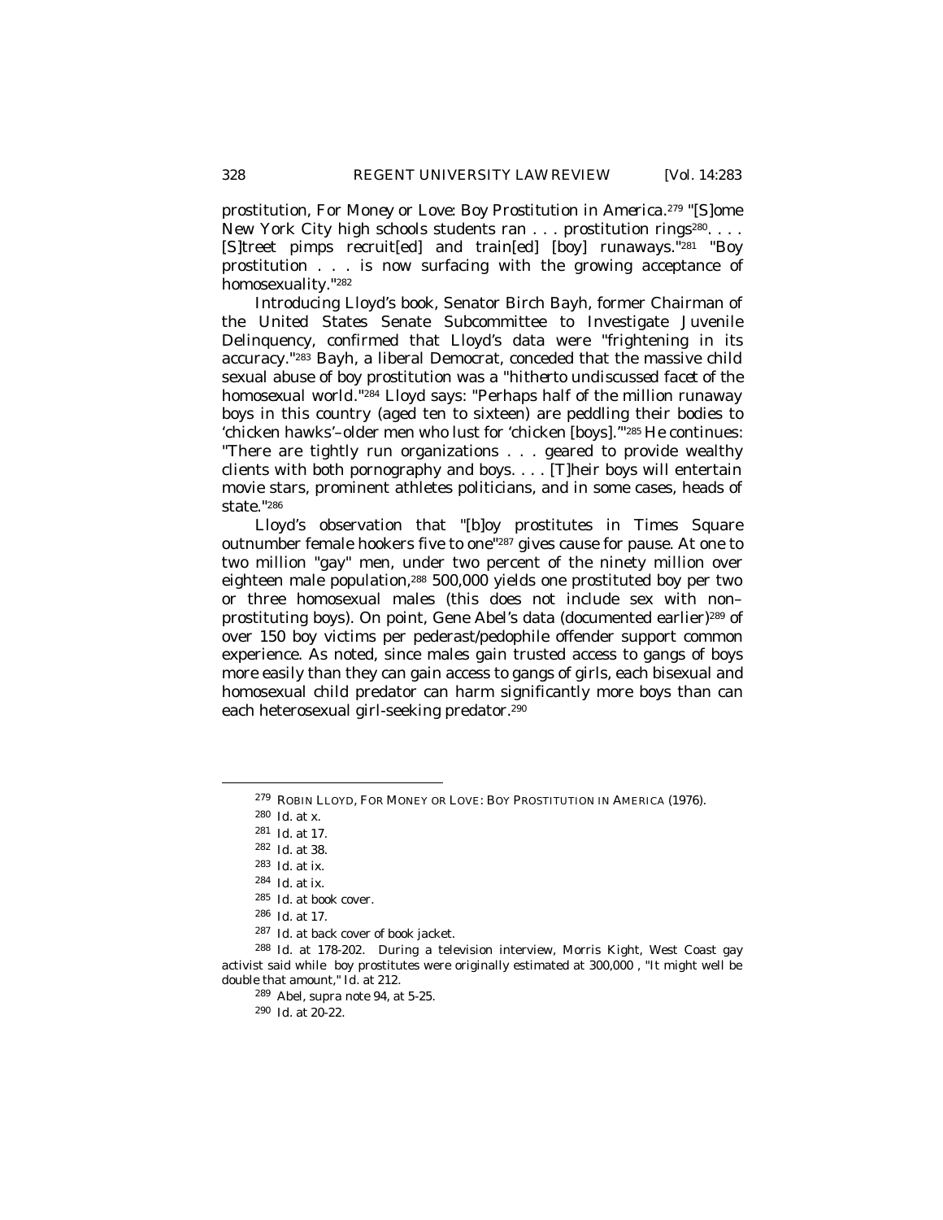prostitution, *For Money or Love: Boy Prostitution in America*.[279] "[S]ome New York City high schools students ran . . . prostitution rings[280]. . . . [S]treet pimps recruit[ed] and train[ed] [boy] runaways."[281] "Boy prostitution . . . is now surfacing with the growing acceptance of homosexuality."[282]

Introducing Lloyd's book, Senator Birch Bayh, former Chairman of the United States Senate Subcommittee to Investigate Juvenile Delinquency, confirmed that Lloyd's data were "frightening in its accuracy."[283] Bayh, a liberal Democrat, conceded that the massive child sexual abuse of boy prostitution was a "*hitherto undiscussed facet of the homosexual world*."[284] Lloyd says: "Perhaps half of the million runaway boys in this country (aged ten to sixteen) are peddling their bodies to 'chicken hawks'–older men who lust for 'chicken [boys].'"[285] He continues: "There are tightly run organizations . . . geared to provide wealthy clients with both pornography and boys. . . . [T]heir boys will entertain movie stars, prominent athletes politicians, and in some cases, heads of state."[286]

Lloyd's observation that "[b]oy prostitutes in Times Square outnumber female hookers five to one"[287] gives cause for pause. At one to two million "gay" men, under two percent of the ninety million over eighteen male population,[288] 500,000 yields one prostituted boy per two or three homosexual males (this does not include sex with non–prostituting boys). On point, Gene Abel's data (documented earlier)[289] of over 150 boy victims per pederast/pedophile offender support common experience. As noted, since males gain trusted access to gangs of boys more easily than they can gain access to gangs of girls, each bisexual and homosexual child predator can harm significantly more boys than can each heterosexual girl-seeking predator.[290]

---

[279] ROBIN LLOYD, FOR MONEY OR LOVE: BOY PROSTITUTION IN AMERICA (1976).

[280] *Id.* at x.

[281] *Id.* at 17.

[282] *Id.* at 38.

[283] *Id.* at ix.

[284] *Id.* at ix.

[285] *Id.* at book cover.

[286] *Id.* at 17.

[287] *Id.* at back cover of book jacket.

[288] *Id.* at 178-202. During a television interview, Morris Kight, West Coast gay activist said while boy prostitutes were originally estimated at 300,000 , "It might well be double that amount," *Id.* at 212.

[289] Abel, *supra* note 94, at 5-25.

[290] *Id.* at 20-22.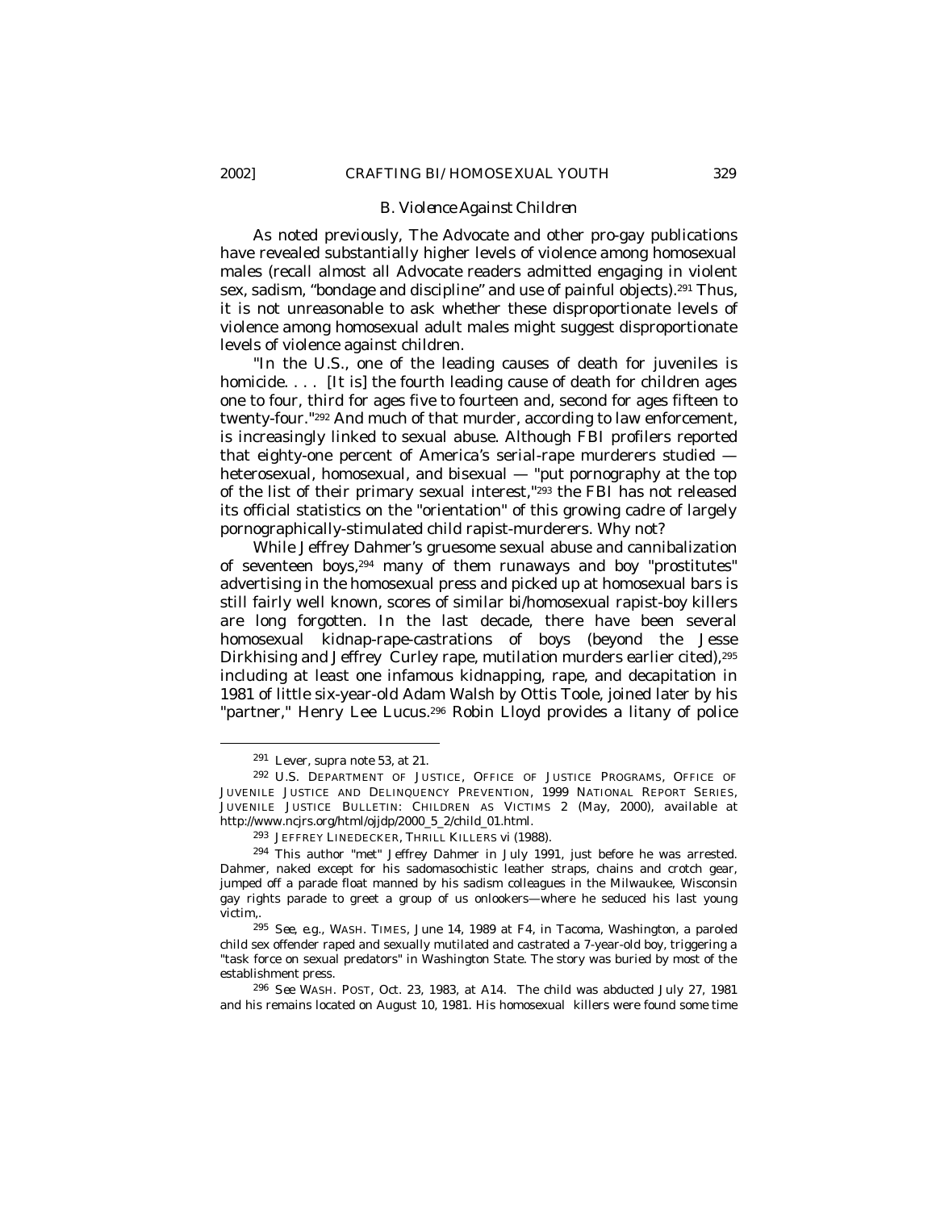### *B. Violence Against Children*

As noted previously, The Advocate and other pro-gay publications have revealed substantially higher levels of violence among homosexual males (recall almost all Advocate readers admitted engaging in violent sex, sadism, "bondage and discipline" and use of painful objects).[291] Thus, it is not unreasonable to ask whether these disproportionate levels of violence among homosexual adult males might suggest disproportionate levels of violence against children.

"In the U.S., one of the leading causes of death for juveniles is homicide. . . . [It is] the fourth leading cause of death for children ages one to four, third for ages five to fourteen and, second for ages fifteen to twenty-four."[292] And much of that murder, according to law enforcement, is increasingly linked to sexual abuse. Although FBI profilers reported that eighty-one percent of America's serial-rape murderers studied — heterosexual, homosexual, and bisexual — "put pornography at the top of the list of their primary sexual interest,"[293] the FBI has not released its official statistics on the "orientation" of this growing cadre of largely pornographically-stimulated child rapist-murderers. Why not?

While Jeffrey Dahmer's gruesome sexual abuse and cannibalization of seventeen boys,[294] many of them runaways and boy "prostitutes" advertising in the homosexual press and picked up at homosexual bars is still fairly well known, scores of similar bi/homosexual rapist-boy killers are long forgotten. In the last decade, there have been several homosexual kidnap-rape-castrations of boys (beyond the Jesse Dirkhising and Jeffrey Curley rape, mutilation murders earlier cited),[295] including at least one infamous kidnapping, rape, and decapitation in 1981 of little six-year-old Adam Walsh by Ottis Toole, joined later by his "partner," Henry Lee Lucus.[296] Robin Lloyd provides a litany of police

---

[291] Lever, *supra* note 53, at 21.

[292] U.S. DEPARTMENT OF JUSTICE, OFFICE OF JUSTICE PROGRAMS, OFFICE OF JUVENILE JUSTICE AND DELINQUENCY PREVENTION, 1999 NATIONAL REPORT SERIES, JUVENILE JUSTICE BULLETIN: CHILDREN AS VICTIMS 2 (May, 2000), *available at* http://www.ncjrs.org/html/ojjdp/2000_5_2/child_01.html.

[293] JEFFREY LINEDECKER, THRILL KILLERS vi (1988).

[294] This author "met" Jeffrey Dahmer in July 1991, just before he was arrested. Dahmer, naked except for his sadomasochistic leather straps, chains and crotch gear, jumped off a parade float manned by his sadism colleagues in the Milwaukee, Wisconsin gay rights parade to greet a group of us onlookers—where he seduced his last young victim,.

[295] *See, e.g.*, WASH. TIMES, June 14, 1989 at F4, in Tacoma, Washington, a paroled child sex offender raped and sexually mutilated and castrated a 7-year-old boy, triggering a "task force on sexual predators" in Washington State. The story was buried by most of the establishment press.

[296] *See* WASH. POST, Oct. 23, 1983, at A14. The child was abducted July 27, 1981 and his remains located on August 10, 1981. His homosexual killers were found some time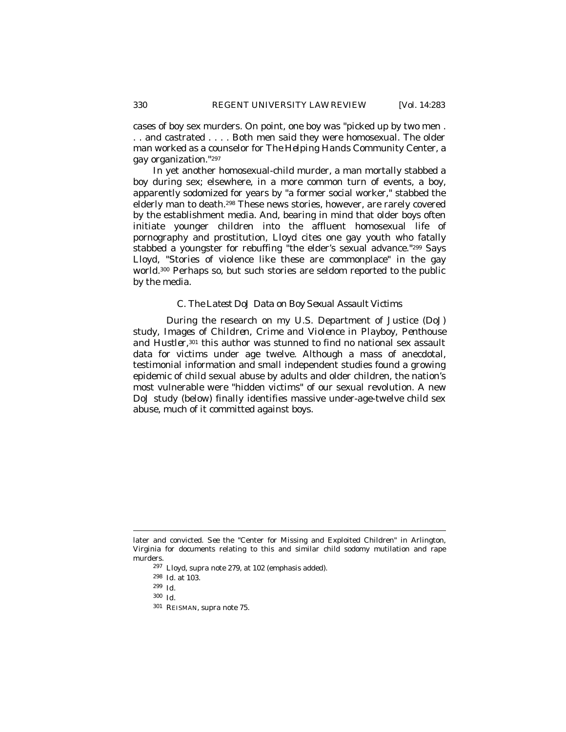cases of boy sex murders. On point, one boy was "picked up by two men . . . and castrated . . . . Both men said they were homosexual. The older man worked as a counselor for *The Helping Hands Community Center*, a gay organization."[297]

In yet another homosexual-child murder, a man mortally stabbed a boy during sex; elsewhere, in a more common turn of events, a boy, apparently sodomized for years by "a former social worker," stabbed the elderly man to death.[298] These news stories, however, are rarely covered by the establishment media. And, bearing in mind that older boys often initiate younger children into the affluent homosexual life of pornography and prostitution, Lloyd cites one gay youth who fatally stabbed a youngster for rebuffing "the elder's sexual advance."[299] Says Lloyd, "Stories of violence like these are commonplace" in the gay world.[300] Perhaps so, but such stories are seldom reported to the public by the media.

### C. *The Latest DoJ Data on Boy Sexual Assault Victims*

During the research on my U.S. Department of Justice (DoJ) study, *Images of Children, Crime and Violence in Playboy, Penthouse and Hustler*,[301] this author was stunned to find no national sex assault data for victims under age twelve. Although a mass of anecdotal, testimonial information and small independent studies found a growing epidemic of child sexual abuse by adults and older children, the nation's most vulnerable were "hidden victims" of our sexual revolution. A new DoJ study (below) finally identifies massive under-age-twelve child sex abuse, much of it committed against boys.

---

later and convicted. *See* the "Center for Missing and Exploited Children" in Arlington, Virginia for documents relating to this and similar child sodomy mutilation and rape murders.

[297] Lloyd, *supra* note 279, at 102 (emphasis added).

[298] *Id.* at 103.

[299] *Id.*

[300] *Id.*

[301] REISMAN, *supra* note 75.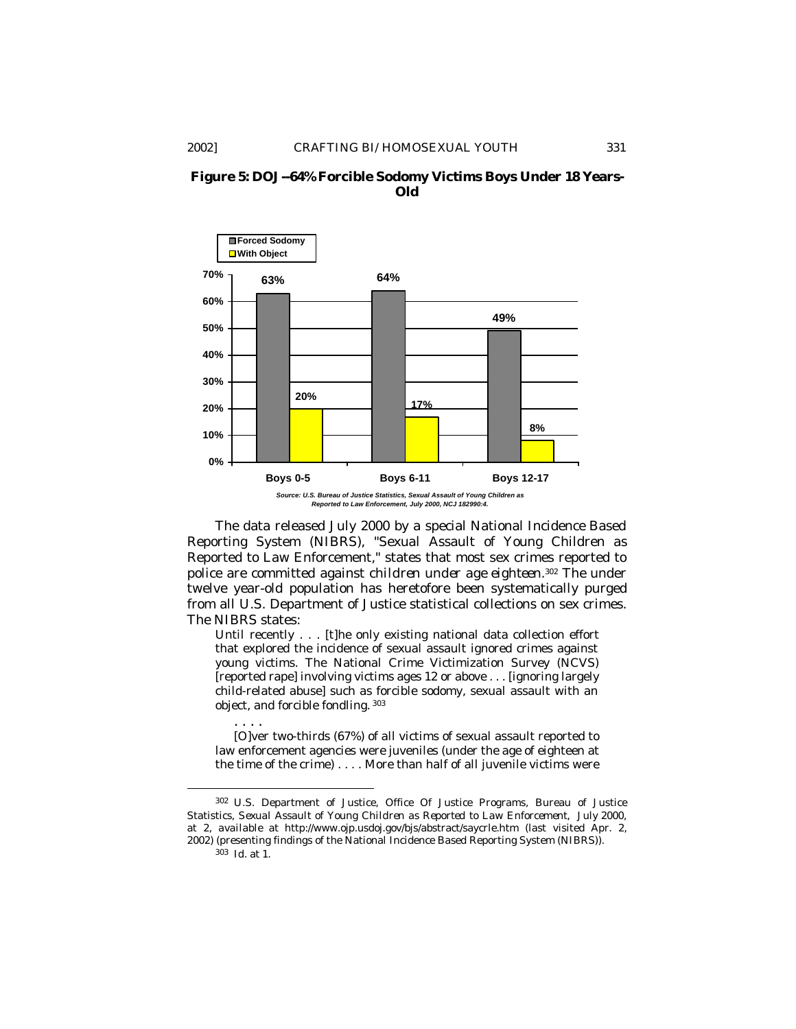**Figure 5: DOJ--64% Forcible Sodomy Victims Boys Under 18 Years-Old**

| | Forced Sodomy | With Object |
|---|---|---|
| Boys 0-5 | 63% | 20% |
| Boys 6-11 | 64% | 17% |
| Boys 12-17 | 49% | 8% |

*Source: U.S. Bureau of Justice Statistics, Sexual Assault of Young Children as Reported to Law Enforcement, July 2000, NCJ 182990:4.*

The data released July 2000 by a special National Incidence Based Reporting System (NIBRS), "Sexual Assault of Young Children as Reported to Law Enforcement," states that most sex crimes reported to police are committed against *children under age eighteen*.[302] The under twelve year-old population has heretofore been systematically purged from all U.S. Department of Justice statistical collections on sex crimes. The NIBRS states:

> Until recently . . . [t]he only existing national data collection effort that explored the incidence of sexual assault ignored crimes against young victims. The National Crime Victimization Survey (NCVS) [reported rape] involving victims ages 12 or above . . . [ignoring largely child-related abuse] such as forcible sodomy, sexual assault with an object, and forcible fondling.[303]
>
> . . . .
>
> [O]ver two-thirds (67%) of all victims of sexual assault reported to law enforcement agencies were juveniles (under the age of eighteen at the time of the crime) . . . . More than half of all juvenile victims were

---

[302] U.S. Department of Justice, Office Of Justice Programs, Bureau of Justice Statistics, *Sexual Assault of Young Children as Reported to Law Enforcement*, July 2000, at 2, *available at* http://www.ojp.usdoj.gov/bjs/abstract/saycrle.htm (last visited Apr. 2, 2002) (presenting findings of the National Incidence Based Reporting System (NIBRS)).

[303] *Id.* at 1.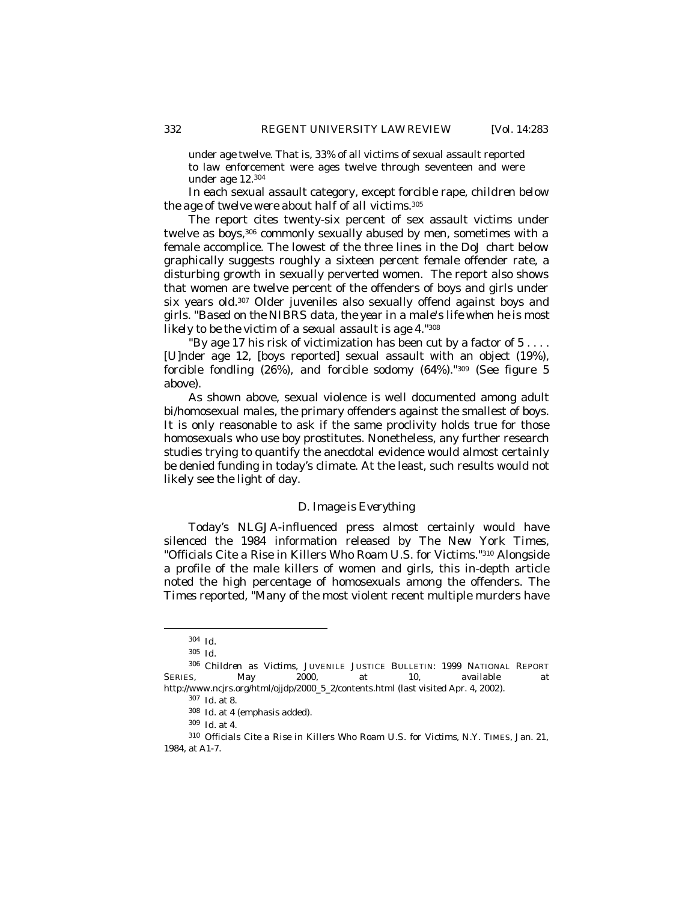under age twelve. That is, 33% of all victims of sexual assault reported to law enforcement were ages twelve through seventeen and were under age 12.[304]

In each sexual assault category, except forcible rape, *children below the age of twelve were about half of all victims*.[305]

The report cites twenty-six percent of sex assault victims under twelve as boys,[306] commonly sexually abused by men, sometimes with a female accomplice. The lowest of the three lines in the DoJ chart below graphically suggests roughly a sixteen percent female offender rate, a disturbing growth in sexually perverted women. The report also shows that women are twelve percent of the offenders of boys and girls under six years old.[307] Older juveniles also sexually offend against boys and girls. "*Based on the NIBRS data, the year in a male's life when he is most likely to be the victim of a sexual assault is age 4.*"[308]

"By age 17 his risk of victimization has been cut by a factor of 5 . . . . [U]nder age 12, [boys reported] sexual assault with an object (19%), forcible fondling (26%), and forcible sodomy (64%)."[309] (See figure 5 above).

As shown above, sexual violence is well documented among adult bi/homosexual males, the primary offenders against the smallest of boys. It is only reasonable to ask if the same proclivity holds true for those homosexuals who use boy prostitutes. Nonetheless, any further research studies trying to quantify the anecdotal evidence would almost certainly be denied funding in today's climate. At the least, such results would not likely see the light of day.

### *D. Image is Everything*

Today's NLGJA-influenced press almost certainly would have silenced the 1984 information released by *The New York Times*, "Officials Cite a Rise in Killers Who Roam U.S. for Victims."[310] Alongside a profile of the male killers of women and girls, this in-depth article noted the high percentage of homosexuals among the offenders. The *Times* reported, "Many of the most violent recent multiple murders have

---

[304] *Id.*

[305] *Id.*

[306] *Children as Victims*, JUVENILE JUSTICE BULLETIN: 1999 NATIONAL REPORT SERIES, May 2000, at 10, *available at* http://www.ncjrs.org/html/ojjdp/2000_5_2/contents.html (last visited Apr. 4, 2002).

[307] *Id.* at 8.

[308] *Id.* at 4 (emphasis added).

[309] *Id.* at 4.

[310] *Officials Cite a Rise in Killers Who Roam U.S. for Victims*, N.Y. TIMES, Jan. 21, 1984, at A1-7.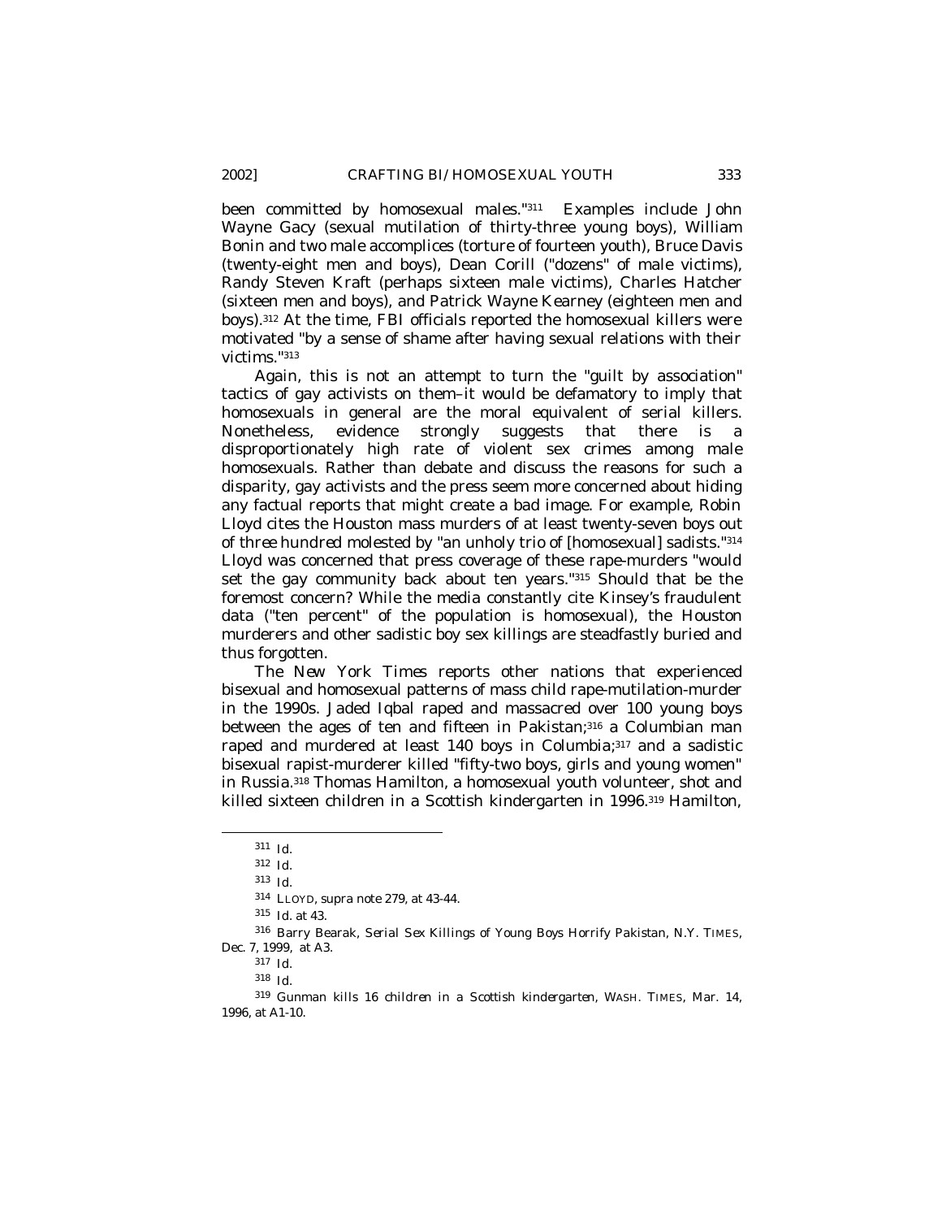been committed by homosexual males."[311] Examples include John Wayne Gacy (sexual mutilation of thirty-three young boys), William Bonin and two male accomplices (torture of fourteen youth), Bruce Davis (twenty-eight men and boys), Dean Corill ("dozens" of male victims), Randy Steven Kraft (perhaps sixteen male victims), Charles Hatcher (sixteen men and boys), and Patrick Wayne Kearney (eighteen men and boys).[312] At the time, FBI officials reported the homosexual killers were motivated "by a sense of shame after having sexual relations with their victims."[313]

Again, this is not an attempt to turn the "guilt by association" tactics of gay activists on them–it would be defamatory to imply that homosexuals in general are the moral equivalent of serial killers. Nonetheless, evidence strongly suggests that there is a disproportionately high rate of violent sex crimes among male homosexuals. Rather than debate and discuss the reasons for such a disparity, gay activists and the press seem more concerned about hiding any factual reports that might create a bad image. For example, Robin Lloyd cites the Houston mass murders of at least twenty-seven boys out of three hundred molested by "an unholy trio of [homosexual] sadists."[314] Lloyd was concerned that press coverage of these rape-murders "would set the gay community back about ten years."[315] Should that be the foremost concern? While the media constantly cite Kinsey's fraudulent data ("ten percent" of the population is homosexual), the Houston murderers and other sadistic boy sex killings are steadfastly buried and thus forgotten.

The *New York Times* reports other nations that experienced bisexual and homosexual patterns of mass child rape-mutilation-murder in the 1990s. Jaded Iqbal raped and massacred over 100 young boys between the ages of ten and fifteen in Pakistan;[316] a Columbian man raped and murdered at least 140 boys in Columbia;[317] and a sadistic bisexual rapist-murderer killed "fifty-two boys, girls and young women" in Russia.[318] Thomas Hamilton, a homosexual youth volunteer, shot and killed sixteen children in a Scottish kindergarten in 1996.[319] Hamilton,

---

311 *Id.*

312 *Id.*

313 *Id.*

314 LLOYD, *supra* note 279, at 43-44.

315 *Id.* at 43.

316 Barry Bearak, *Serial Sex Killings of Young Boys Horrify Pakistan*, N.Y. TIMES, Dec. 7, 1999, at A3.

317 *Id.*

318 *Id.*

319 *Gunman kills 16 children in a Scottish kindergarten*, WASH. TIMES, Mar. 14, 1996, at A1-10.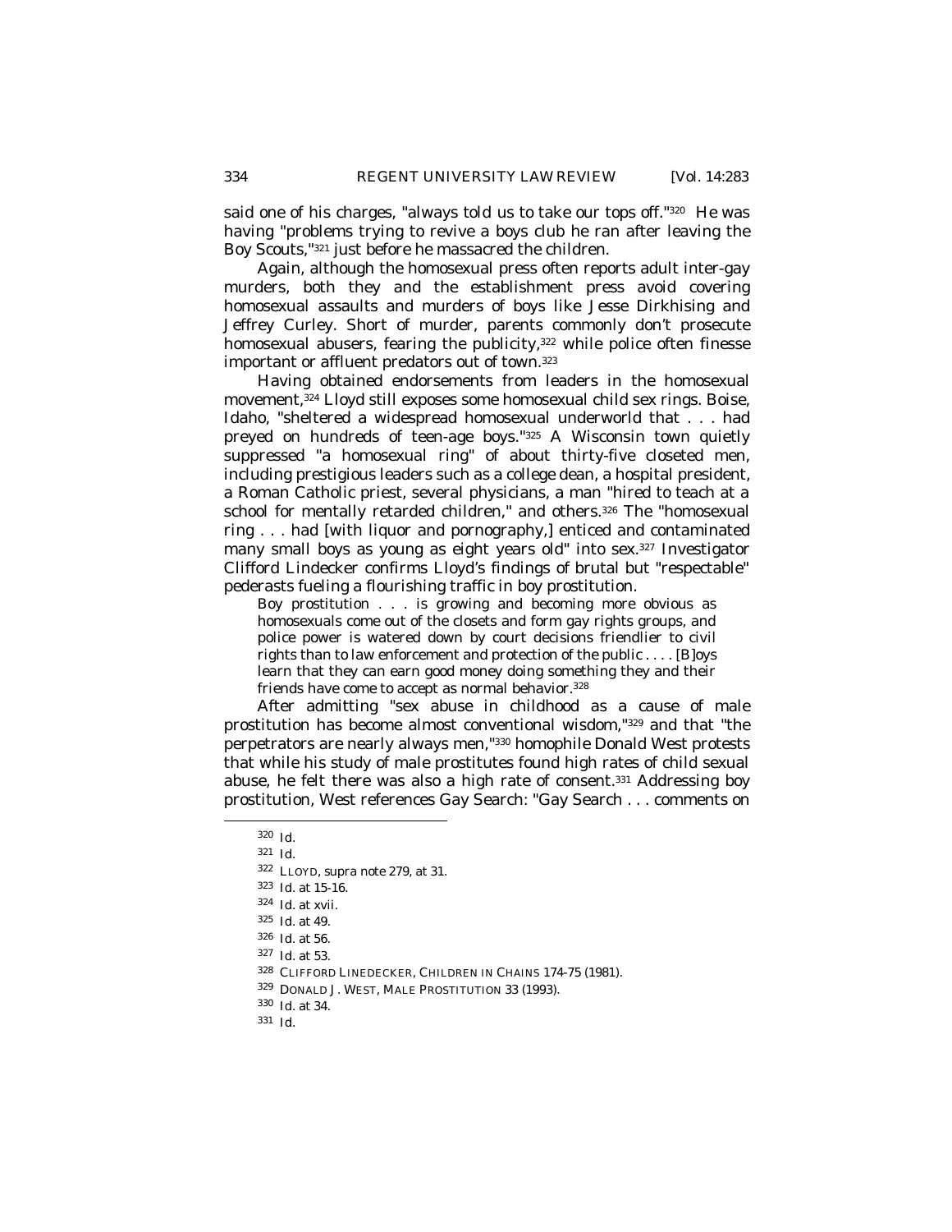said one of his charges, "always told us to take our tops off."[320] He was having "problems trying to revive a boys club he ran after leaving the Boy Scouts,"[321] just before he massacred the children.

Again, although the homosexual press often reports adult inter-gay murders, both they and the establishment press avoid covering homosexual assaults and murders of boys like Jesse Dirkhising and Jeffrey Curley. Short of murder, parents commonly don't prosecute homosexual abusers, fearing the publicity,[322] while police often finesse important or affluent predators out of town.[323]

Having obtained endorsements from leaders in the homosexual movement,[324] Lloyd still exposes some homosexual child sex rings. Boise, Idaho, "sheltered a widespread homosexual underworld that . . . had preyed on hundreds of teen-age boys."[325] A Wisconsin town quietly suppressed "a homosexual ring" of about thirty-five closeted men, including prestigious leaders such as a college dean, a hospital president, a Roman Catholic priest, several physicians, a man "hired to teach at a school for mentally retarded children," and others.[326] The "homosexual ring . . . had [with liquor and pornography,] enticed and contaminated many small boys as young as eight years old" into sex.[327] Investigator Clifford Lindecker confirms Lloyd's findings of brutal but "respectable" pederasts fueling a flourishing traffic in boy prostitution.

> Boy prostitution . . . is growing and becoming more obvious as homosexuals come out of the closets and form gay rights groups, and police power is watered down by court decisions friendlier to civil rights than to law enforcement and protection of the public . . . . [B]oys learn that they can earn good money doing something they and their friends have come to accept as normal behavior.[328]

After admitting "sex abuse in childhood as a cause of male prostitution has become almost conventional wisdom,"[329] and that "the perpetrators are nearly always men,"[330] homophile Donald West protests that while his study of male prostitutes found high rates of child sexual abuse, he felt there was also a high rate of consent.[331] Addressing boy prostitution, West references Gay Search: "Gay Search . . . comments on

---

[320] *Id.*

[321] *Id.*

[322] LLOYD, *supra* note 279, at 31.

[323] *Id.* at 15-16.

[324] *Id.* at xvii.

[325] *Id.* at 49.

[326] *Id.* at 56.

[327] *Id.* at 53.

[328] CLIFFORD LINEDECKER, CHILDREN IN CHAINS 174-75 (1981).

[329] DONALD J. WEST, MALE PROSTITUTION 33 (1993).

[330] *Id.* at 34.

[331] *Id.*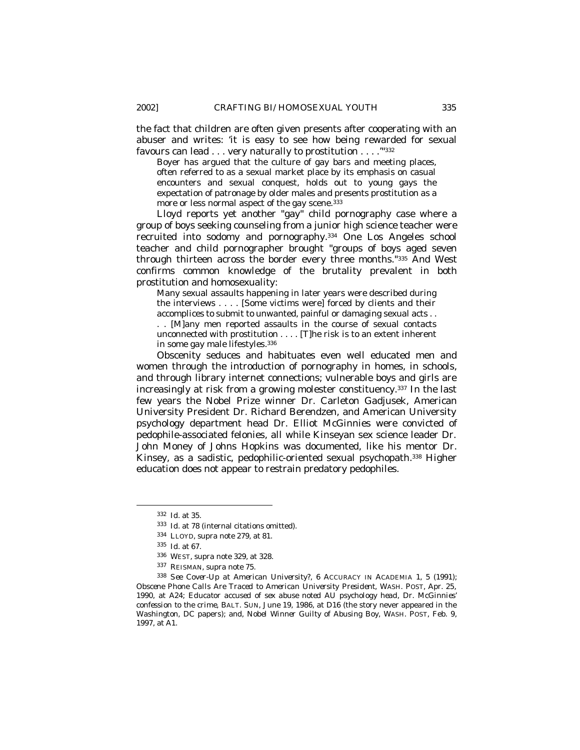the fact that children are often given presents after cooperating with an abuser and writes: 'it is easy to see how being rewarded for sexual favours can lead . . . very naturally to prostitution . . . .'"[332]

> Boyer has argued that the culture of gay bars and meeting places, often referred to as a sexual market place by its emphasis on casual encounters and sexual conquest, holds out to young gays the expectation of patronage by older males and presents prostitution as a more or less normal aspect of the gay scene.[333]

Lloyd reports yet another "gay" child pornography case where a group of boys seeking counseling from a junior high science teacher were recruited into sodomy and pornography.[334] One Los Angeles school teacher and child pornographer brought "groups of boys aged seven through thirteen across the border every three months."[335] And West confirms common knowledge of the brutality prevalent in both prostitution and homosexuality:

> Many sexual assaults happening in later years were described during the interviews . . . . [Some victims were] forced by clients and their accomplices to submit to unwanted, painful or damaging sexual acts . . . [M]any men reported assaults in the course of sexual contacts unconnected with prostitution . . . . [T]he risk is to an extent inherent in some gay male lifestyles.[336]

Obscenity seduces and habituates even well educated men and women through the introduction of pornography in homes, in schools, and through library internet connections; vulnerable boys and girls are increasingly at risk from a growing molester constituency.[337] In the last few years the Nobel Prize winner Dr. Carleton Gadjusek, American University President Dr. Richard Berendzen, and American University psychology department head Dr. Elliot McGinnies were convicted of pedophile-associated felonies, all while Kinseyan sex science leader Dr. John Money of Johns Hopkins was documented, like his mentor Dr. Kinsey, as a sadistic, pedophilic-oriented sexual psychopath.[338] Higher education does not appear to restrain predatory pedophiles.

---

[332] *Id.* at 35.

[333] *Id.* at 78 (internal citations omitted).

[334] LLOYD, *supra* note 279, at 81.

[335] *Id.* at 67.

[336] WEST, *supra* note 329, at 328.

[337] REISMAN, *supra* note 75.

[338] *See Cover-Up at American University?*, 6 ACCURACY IN ACADEMIA 1, 5 (1991); *Obscene Phone Calls Are Traced to American University President*, WASH. POST, Apr. 25, 1990, at A24; *Educator accused of sex abuse noted AU psychology head, Dr. McGinnies' confession to the crime*, BALT. SUN, June 19, 1986, at D16 (the story never appeared in the Washington, DC papers); and, *Nobel Winner Guilty of Abusing Boy*, WASH. POST, Feb. 9, 1997, at A1.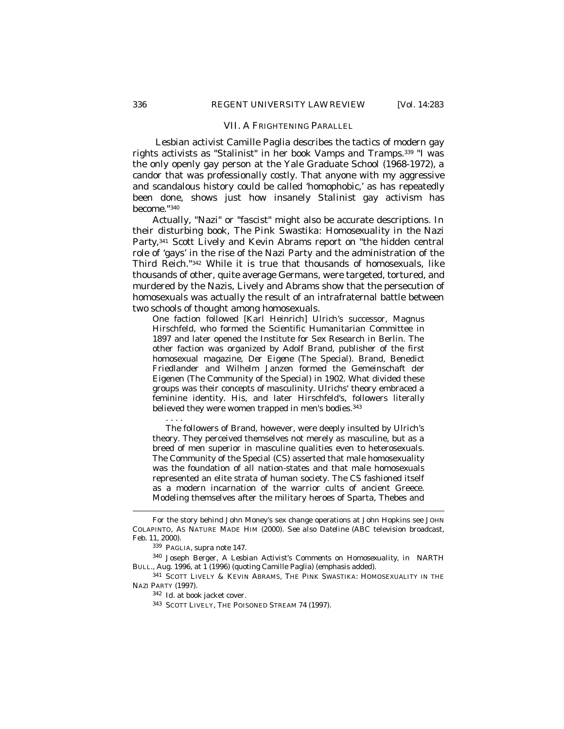## VII. A FRIGHTENING PARALLEL

Lesbian activist Camille Paglia describes the tactics of modern gay rights activists as "Stalinist" in her book Vamps and Tramps.[339] "I was the only openly gay person at the Yale Graduate School (1968-1972), a candor that was professionally costly. That anyone with my aggressive and scandalous history could be called 'homophobic,' as has repeatedly been done, shows just how insanely Stalinist gay activism has become."[340]

Actually, "Nazi" or "fascist" might also be accurate descriptions. In their disturbing book, The Pink Swastika: Homosexuality in the Nazi Party,[341] Scott Lively and Kevin Abrams report on "the hidden central role of 'gays' in the rise of the Nazi Party and the administration of the Third Reich."[342] While it is true that thousands of homosexuals, like thousands of other, quite average Germans, were targeted, tortured, and murdered by the Nazis, Lively and Abrams show that the persecution of homosexuals was actually the result of an intrafraternal battle between two schools of thought among homosexuals.

> One faction followed [Karl Heinrich] Ulrich's successor, Magnus Hirschfeld, who formed the Scientific Humanitarian Committee in 1897 and later opened the Institute for Sex Research in Berlin. The other faction was organized by Adolf Brand, publisher of the first homosexual magazine, Der Eigene (The Special). Brand, Benedict Friedlander and Wilhelm Janzen formed the Gemeinschaft der Eigenen (The Community of the Special) in 1902. What divided these groups was their concepts of masculinity. Ulrichs' theory embraced a feminine identity. His, and later Hirschfeld's, followers literally believed they were women trapped in men's bodies.[343]
>
> . . . .
>
> The followers of Brand, however, were deeply insulted by Ulrich's theory. They perceived themselves not merely as masculine, but as a breed of men superior in masculine qualities even to heterosexuals. The Community of the Special (CS) asserted that male homosexuality was the foundation of all nation-states and that male homosexuals represented an elite strata of human society. The CS fashioned itself as a modern incarnation of the warrior cults of ancient Greece. Modeling themselves after the military heroes of Sparta, Thebes and

---

For the story behind John Money's sex change operations at John Hopkins see JOHN COLAPINTO, AS NATURE MADE HIM (2000). *See also* Dateline (ABC television broadcast, Feb. 11, 2000).

[339] PAGLIA, *supra* note 147.

[340] Joseph Berger, *A Lesbian Activist's Comments on Homosexuality*, *in* NARTH BULL., Aug. 1996, at 1 (1996) (quoting Camille Paglia) (emphasis added).

[341] SCOTT LIVELY & KEVIN ABRAMS, THE PINK SWASTIKA: HOMOSEXUALITY IN THE NAZI PARTY (1997).

[342] *Id.* at book jacket cover.

[343] SCOTT LIVELY, THE POISONED STREAM 74 (1997).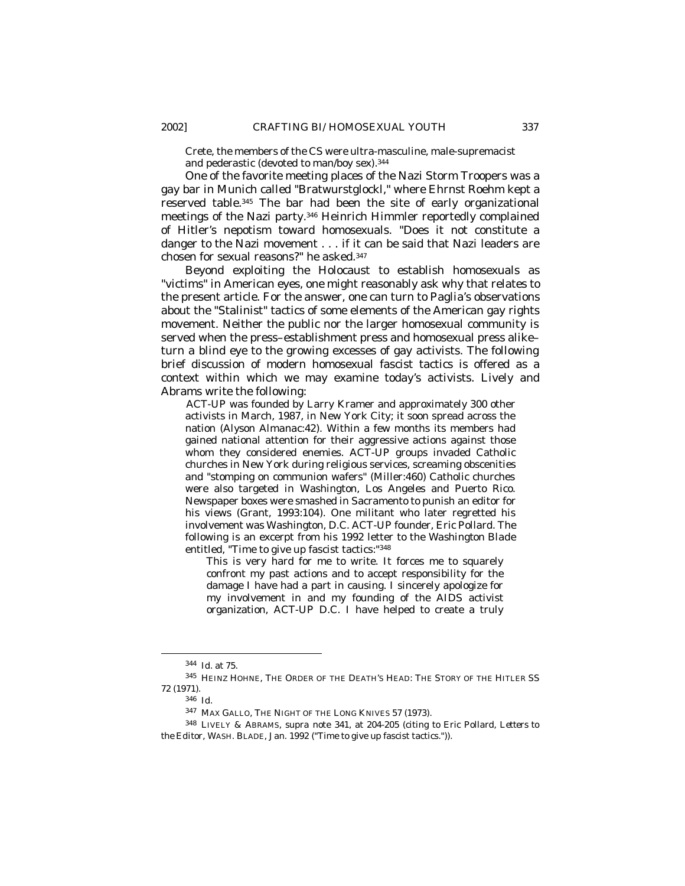Crete, the members of the CS were ultra-masculine, male-supremacist and pederastic (devoted to man/boy sex).[344]

One of the favorite meeting places of the Nazi Storm Troopers was a gay bar in Munich called "Bratwurstglockl," where Ehrnst Roehm kept a reserved table.[345] The bar had been the site of early organizational meetings of the Nazi party.[346] Heinrich Himmler reportedly complained of Hitler's nepotism toward homosexuals. "Does it not constitute a danger to the Nazi movement . . . if it can be said that Nazi leaders are chosen for sexual reasons?" he asked.[347]

Beyond exploiting the Holocaust to establish homosexuals as "victims" in American eyes, one might reasonably ask why that relates to the present article. For the answer, one can turn to Paglia's observations about the "Stalinist" tactics of some elements of the American gay rights movement. Neither the public nor the larger homosexual community is served when the press–establishment press and homosexual press alike–turn a blind eye to the growing excesses of gay activists. The following brief discussion of modern homosexual fascist tactics is offered as a context within which we may examine today's activists. Lively and Abrams write the following:

> ACT-UP was founded by Larry Kramer and approximately 300 other activists in March, 1987, in New York City; it soon spread across the nation (Alyson Almanac:42). Within a few months its members had gained national attention for their aggressive actions against those whom they considered enemies. ACT-UP groups invaded Catholic churches in New York during religious services, screaming obscenities and "stomping on communion wafers" (Miller:460) Catholic churches were also targeted in Washington, Los Angeles and Puerto Rico. Newspaper boxes were smashed in Sacramento to punish an editor for his views (Grant, 1993:104). One militant who later regretted his involvement was Washington, D.C. ACT-UP founder, Eric Pollard. The following is an excerpt from his 1992 letter to the Washington Blade entitled, "Time to give up fascist tactics:"[348]
>
> > This is very hard for me to write. It forces me to squarely confront my past actions and to accept responsibility for the damage I have had a part in causing. I sincerely apologize for my involvement in and my founding of the AIDS activist organization, ACT-UP D.C. I have helped to create a truly

---

[344] *Id.* at 75.

[345] HEINZ HOHNE, THE ORDER OF THE DEATH'S HEAD: THE STORY OF THE HITLER SS 72 (1971).

[346] *Id.*

[347] MAX GALLO, THE NIGHT OF THE LONG KNIVES 57 (1973).

[348] LIVELY & ABRAMS, *supra* note 341, at 204-205 (citing to Eric Pollard, *Letters to the Editor*, WASH. BLADE, Jan. 1992 ("Time to give up fascist tactics.")).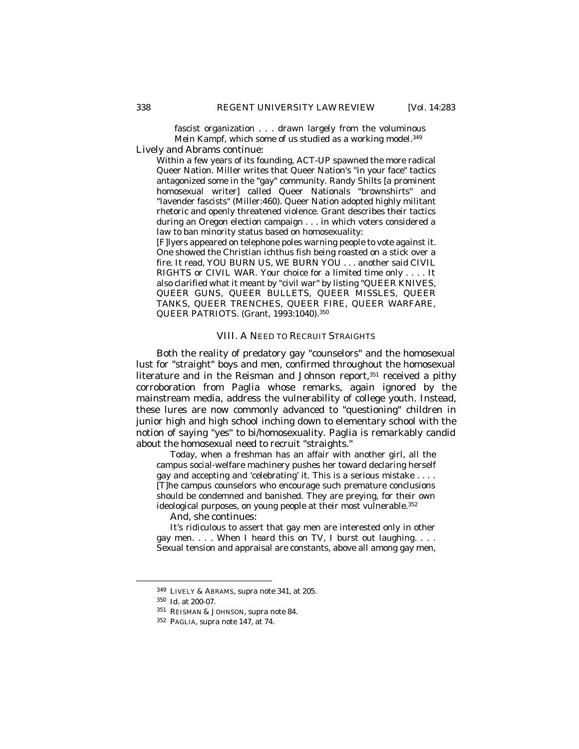> fascist organization . . . drawn largely from the voluminous *Mein Kampf*, which some of us studied as a working model.[349]

Lively and Abrams continue:

> Within a few years of its founding, ACT-UP spawned the more radical Queer Nation. Miller writes that Queer Nation's "in your face" tactics antagonized some in the "gay" community. Randy Shilts [a prominent homosexual writer] called Queer Nationals "brownshirts" and "lavender fascists" (Miller:460). Queer Nation adopted highly militant rhetoric and openly threatened violence. Grant describes their tactics during an Oregon election campaign . . . in which voters considered a law to ban minority status based on homosexuality:
>
> [F]lyers appeared on telephone poles warning people to vote against it. One showed the Christian ichthus fish being roasted on a stick over a fire. It read, YOU BURN US, WE BURN YOU . . . another said CIVIL RIGHTS or CIVIL WAR. Your choice for a limited time only . . . . It also clarified what it meant by "civil war" by listing "QUEER KNIVES, QUEER GUNS, QUEER BULLETS, QUEER MISSLES, QUEER TANKS, QUEER TRENCHES, QUEER FIRE, QUEER WARFARE, QUEER PATRIOTS. (Grant, 1993:1040).[350]

## VIII. A NEED TO RECRUIT STRAIGHTS

Both the reality of predatory gay "counselors" and the homosexual lust for "straight" boys and men, confirmed throughout the homosexual literature and in the Reisman and Johnson report,[351] received a pithy corroboration from Paglia whose remarks, again ignored by the mainstream media, address the vulnerability of college youth. Instead, these lures are now commonly advanced to "questioning" children in junior high and high school inching down to elementary school with the notion of saying "yes" to bi/homosexuality. Paglia is remarkably candid about the homosexual need to recruit "straights."

> Today, when a freshman has an affair with another girl, all the campus social-welfare machinery pushes her toward declaring herself gay and accepting and 'celebrating' it. This is a serious mistake . . . . [T]he campus counselors who encourage such premature conclusions should be condemned and banished. They are preying, for their own ideological purposes, on young people at their most vulnerable.[352]

And, she continues:

> It's ridiculous to assert that gay men are interested only in other gay men. . . . When I heard this on TV, I burst out laughing. . . . Sexual tension and appraisal are constants, above all among gay men,

---

349 LIVELY & ABRAMS, supra note 341, at 205.

350 Id. at 200-07.

351 REISMAN & JOHNSON, supra note 84.

352 PAGLIA, supra note 147, at 74.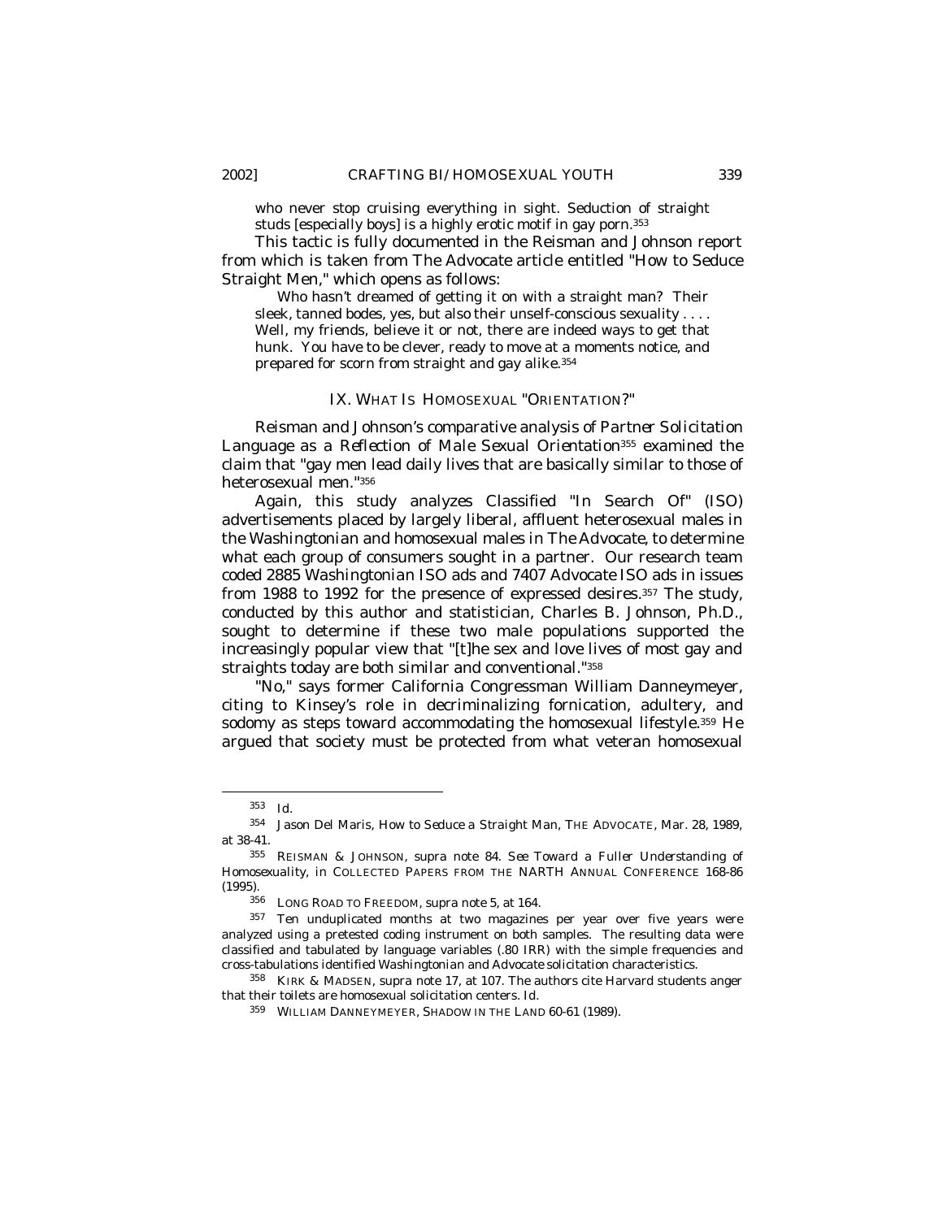> who never stop cruising everything in sight. Seduction of straight studs [especially boys] is a highly erotic motif in gay porn.[353]

This tactic is fully documented in the Reisman and Johnson report from which is taken from The Advocate article entitled "How to Seduce Straight Men," which opens as follows:

> Who hasn't dreamed of getting it on with a straight man? Their sleek, tanned bodes, yes, but also their unself-conscious sexuality . . . . Well, my friends, believe it or not, there are indeed ways to get that hunk. You have to be clever, ready to move at a moments notice, and prepared for scorn from straight and gay alike.[354]

## IX. WHAT IS HOMOSEXUAL "ORIENTATION?"

Reisman and Johnson's comparative analysis of *Partner Solicitation Language as a Reflection of Male Sexual Orientation*[355] examined the claim that "gay men lead daily lives that are basically similar to those of heterosexual men."[356]

Again, this study analyzes Classified "In Search Of" (ISO) advertisements placed by largely liberal, affluent heterosexual males in the *Washingtonian* and homosexual males in *The Advocate*, to determine what each group of consumers sought in a partner. Our research team coded 2885 *Washingtonian* ISO ads and 7407 *Advocate* ISO ads in issues from 1988 to 1992 for the presence of expressed desires.[357] The study, conducted by this author and statistician, Charles B. Johnson, Ph.D., sought to determine if these two male populations supported the increasingly popular view that "[t]he sex and love lives of most gay and straights today are both similar and conventional."[358]

"No," says former California Congressman William Danneymeyer, citing to Kinsey's role in decriminalizing fornication, adultery, and sodomy as steps toward accommodating the homosexual lifestyle.[359] He argued that society must be protected from what veteran homosexual

---

[353] *Id.*

[354] Jason Del Maris, *How to Seduce a Straight Man*, THE ADVOCATE, Mar. 28, 1989, at 38-41.

[355] REISMAN & JOHNSON, *supra* note 84. *See Toward a Fuller Understanding of Homosexuality*, *in* COLLECTED PAPERS FROM THE NARTH ANNUAL CONFERENCE 168-86 (1995).

[356] LONG ROAD TO FREEDOM, *supra* note 5, at 164.

[357] Ten unduplicated months at two magazines per year over five years were analyzed using a pretested coding instrument on both samples. The resulting data were classified and tabulated by language variables (.80 IRR) with the simple frequencies and cross-tabulations identified *Washingtonian* and *Advocate* solicitation characteristics.

[358] KIRK & MADSEN, *supra* note 17, at 107. The authors cite Harvard students anger that their toilets are homosexual solicitation centers. *Id.*

[359] WILLIAM DANNEYMEYER, SHADOW IN THE LAND 60-61 (1989).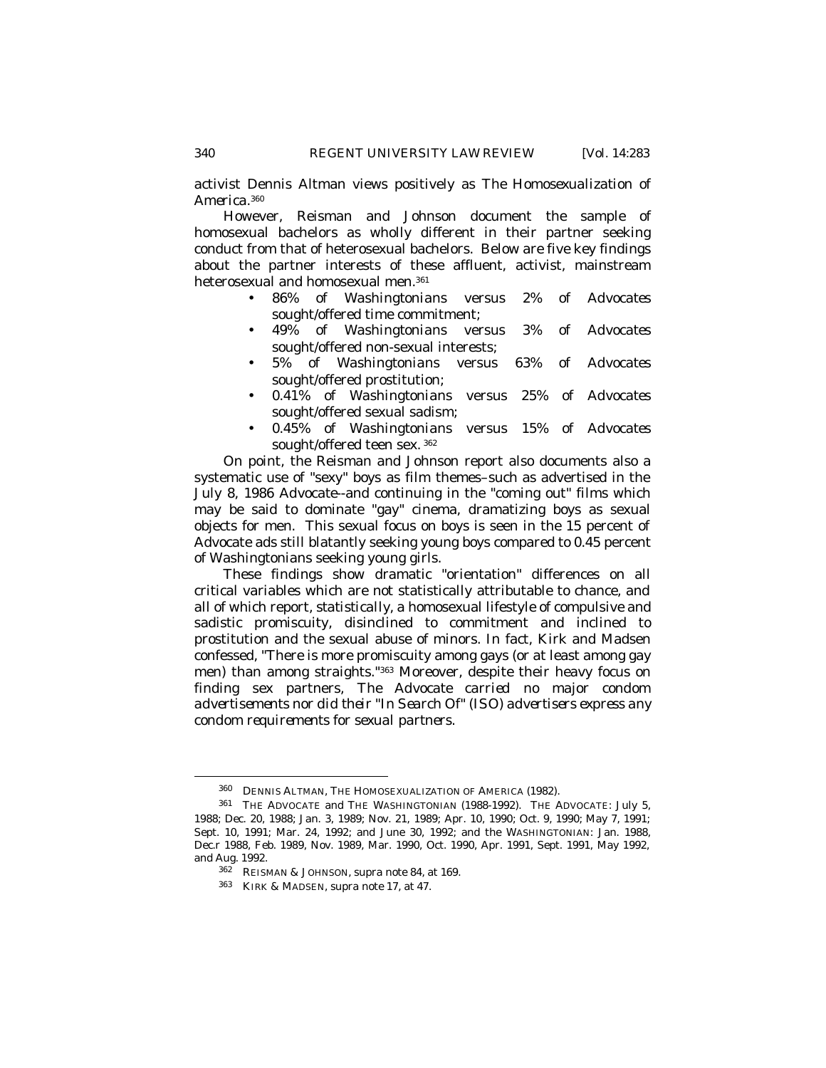activist Dennis Altman views positively as *The Homosexualization of America*.[360]

However, Reisman and Johnson document the sample of homosexual bachelors as wholly different in their partner seeking conduct from that of heterosexual bachelors. Below are five key findings about the partner interests of these affluent, activist, mainstream heterosexual and homosexual men.[361]

- 86% of *Washingtonians* versus 2% of *Advocates* sought/offered time commitment;
- 49% of *Washingtonians* versus 3% of *Advocates* sought/offered non-sexual interests;
- 5% of *Washingtonians* versus 63% of *Advocates* sought/offered prostitution;
- 0.41% of *Washingtonians* versus 25% of *Advocates* sought/offered sexual sadism;
- 0.45% of *Washingtonians* versus 15% of *Advocates* sought/offered teen sex. [362]

On point, the Reisman and Johnson report also documents also a systematic use of "sexy" boys as film themes–such as advertised in the July 8, 1986 *Advocate*--and continuing in the "coming out" films which may be said to dominate "gay" cinema, dramatizing boys as sexual objects for men. This sexual focus on boys is seen in the 15 percent of *Advocate* ads still blatantly seeking young boys compared to 0.45 percent of *Washingtonians* seeking young girls.

These findings show dramatic "orientation" differences on all critical variables which are not statistically attributable to chance, and all of which report, statistically, a homosexual lifestyle of compulsive and sadistic promiscuity, disinclined to commitment and inclined to prostitution and the sexual abuse of minors. In fact, Kirk and Madsen confessed, "There is more promiscuity among gays (or at least among gay men) than among straights."[363] *Moreover, despite their heavy focus on finding sex partners, The Advocate carried no major condom advertisements nor did their "In Search Of" (ISO) advertisers express any condom requirements for sexual partners.*

---

[360] DENNIS ALTMAN, THE HOMOSEXUALIZATION OF AMERICA (1982).

[361] THE ADVOCATE and THE WASHINGTONIAN (1988-1992). THE ADVOCATE: July 5, 1988; Dec. 20, 1988; Jan. 3, 1989; Nov. 21, 1989; Apr. 10, 1990; Oct. 9, 1990; May 7, 1991; Sept. 10, 1991; Mar. 24, 1992; and June 30, 1992; and the WASHINGTONIAN: Jan. 1988, Dec.r 1988, Feb. 1989, Nov. 1989, Mar. 1990, Oct. 1990, Apr. 1991, Sept. 1991, May 1992, and Aug. 1992.

[362] REISMAN & JOHNSON, *supra* note 84, at 169.

[363] KIRK & MADSEN, *supra* note 17, at 47.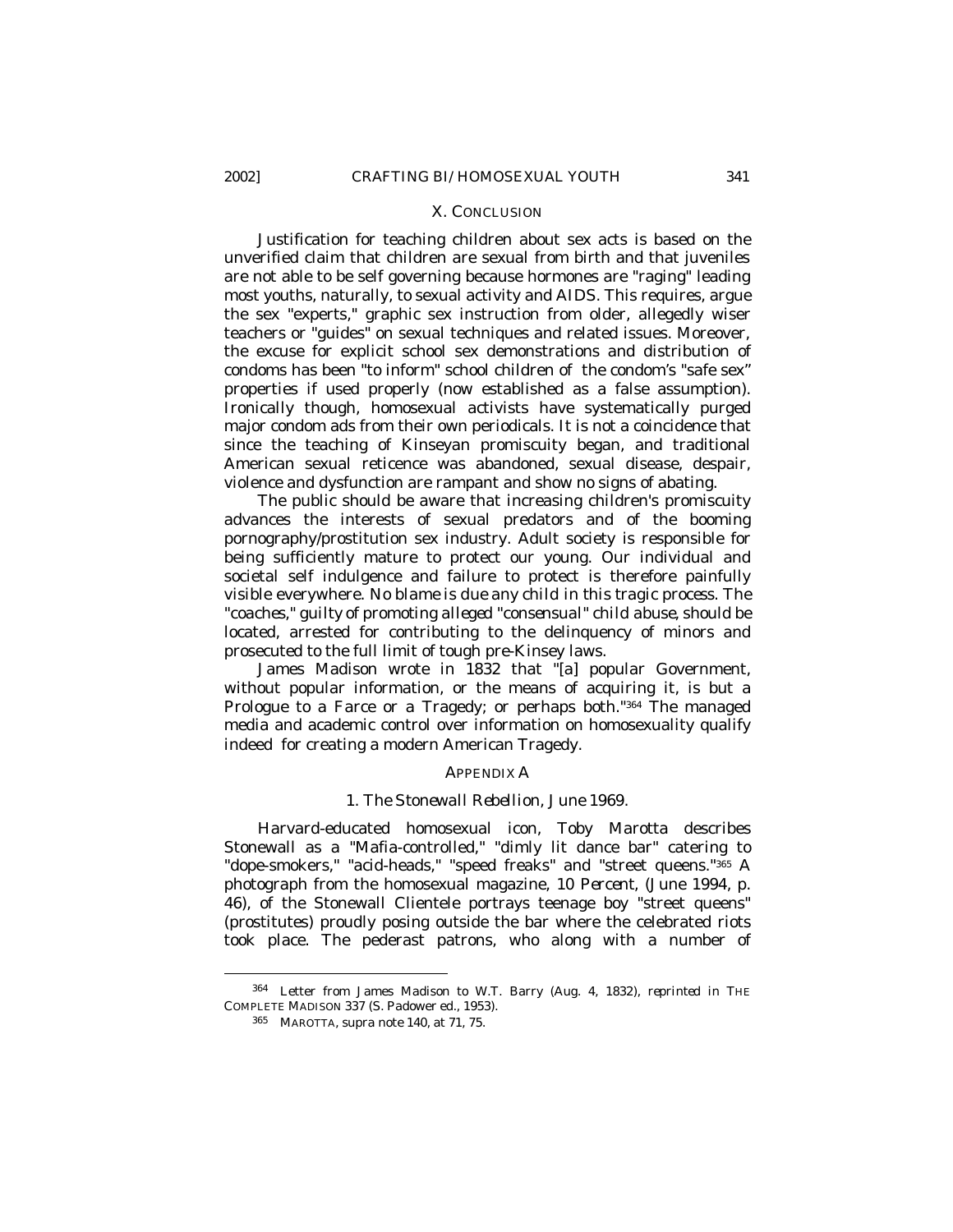## X. CONCLUSION

Justification for teaching children about sex acts is based on the unverified claim that children are sexual from birth and that juveniles are not able to be self governing because hormones are "raging" leading most youths, naturally, to sexual activity and AIDS. This requires, argue the sex "experts," graphic sex instruction from older, allegedly wiser teachers or "guides" on sexual techniques and related issues. Moreover, the excuse for explicit school sex demonstrations and distribution of condoms has been "to inform" school children of the condom's "safe sex" properties if used properly (now established as a false assumption). Ironically though, homosexual activists have systematically purged major condom ads from their own periodicals. It is not a coincidence that since the teaching of Kinseyan promiscuity began, and traditional American sexual reticence was abandoned, sexual disease, despair, violence and dysfunction are rampant and show no signs of abating.

The public should be aware that increasing children's promiscuity advances the interests of sexual predators and of the booming pornography/prostitution sex industry. Adult society is responsible for being sufficiently mature to protect our young. Our individual and societal self indulgence and failure to protect is therefore painfully visible everywhere. *No blame is due any child in this tragic process. The "coaches," guilty of promoting alleged "consensual" child abuse, should be* located, arrested for contributing to the delinquency of minors and prosecuted to the full limit of tough pre-Kinsey laws.

James Madison wrote in 1832 that "[a] popular Government, without popular information, or the means of acquiring it, is but a Prologue to a Farce or a Tragedy; or perhaps both."[364] The managed media and academic control over information on homosexuality qualify indeed for creating a modern American Tragedy.

## APPENDIX A

### 1. *The Stonewall Rebellion, June 1969.*

Harvard-educated homosexual icon, Toby Marotta describes Stonewall as a "Mafia-controlled," "dimly lit dance bar" catering to "dope-smokers," "acid-heads," "speed freaks" and "street queens."[365] A photograph from the homosexual magazine, *10 Percent*, (June 1994, p. 46), of the Stonewall Clientele portrays teenage boy "street queens" (prostitutes) proudly posing outside the bar where the celebrated riots took place. The pederast patrons, who along with a number of

---

[364] Letter from James Madison to W.T. Barry (Aug. 4, 1832), *reprinted in* THE COMPLETE MADISON 337 (S. Padower ed., 1953).

[365] MAROTTA, *supra* note 140, at 71, 75.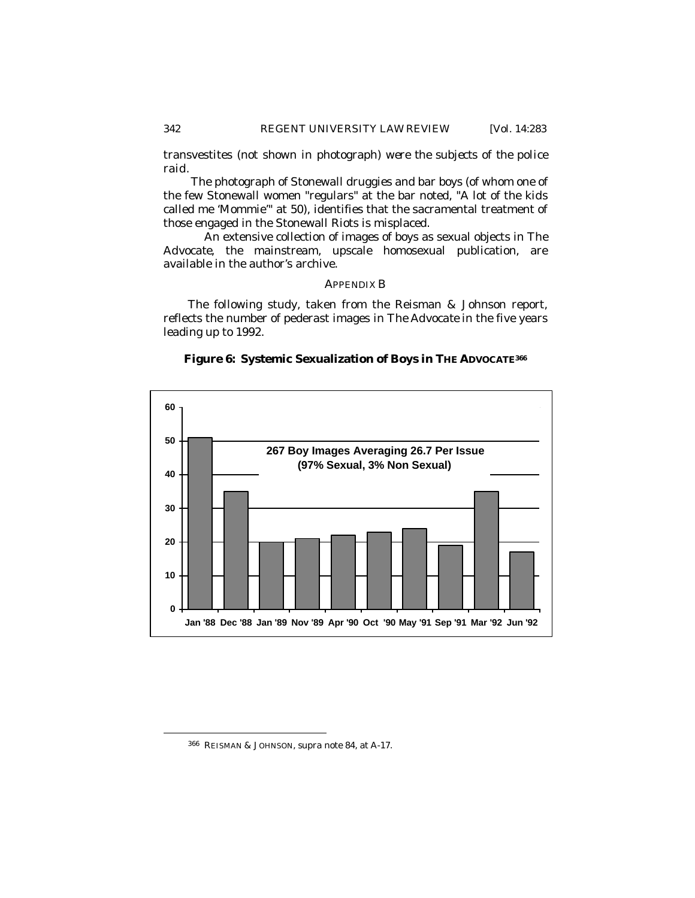transvestites (not shown in photograph) were the subjects of the police raid.

The photograph of Stonewall druggies and bar boys (of whom one of the few Stonewall women "regulars" at the bar noted, "A lot of the kids called me 'Mommie'" at 50), identifies that the sacramental treatment of those engaged in the Stonewall Riots is misplaced.

An extensive collection of images of boys as sexual objects in The Advocate, the mainstream, upscale homosexual publication, are available in the author's archive.

## APPENDIX B

The following study, taken from the Reisman & Johnson report, reflects the number of pederast images in The Advocate in the five years leading up to 1992.

**Figure 6: Systemic Sexualization of Boys in THE ADVOCATE**[366]

60
50
40
30
20
10
0

267 Boy Images Averaging 26.7 Per Issue
(97% Sexual, 3% Non Sexual)

Jan '88 Dec '88 Jan '89 Nov '89 Apr '90 Oct '90 May '91 Sep '91 Mar '92 Jun '92

---

366 REISMAN & JOHNSON, supra note 84, at A-17.